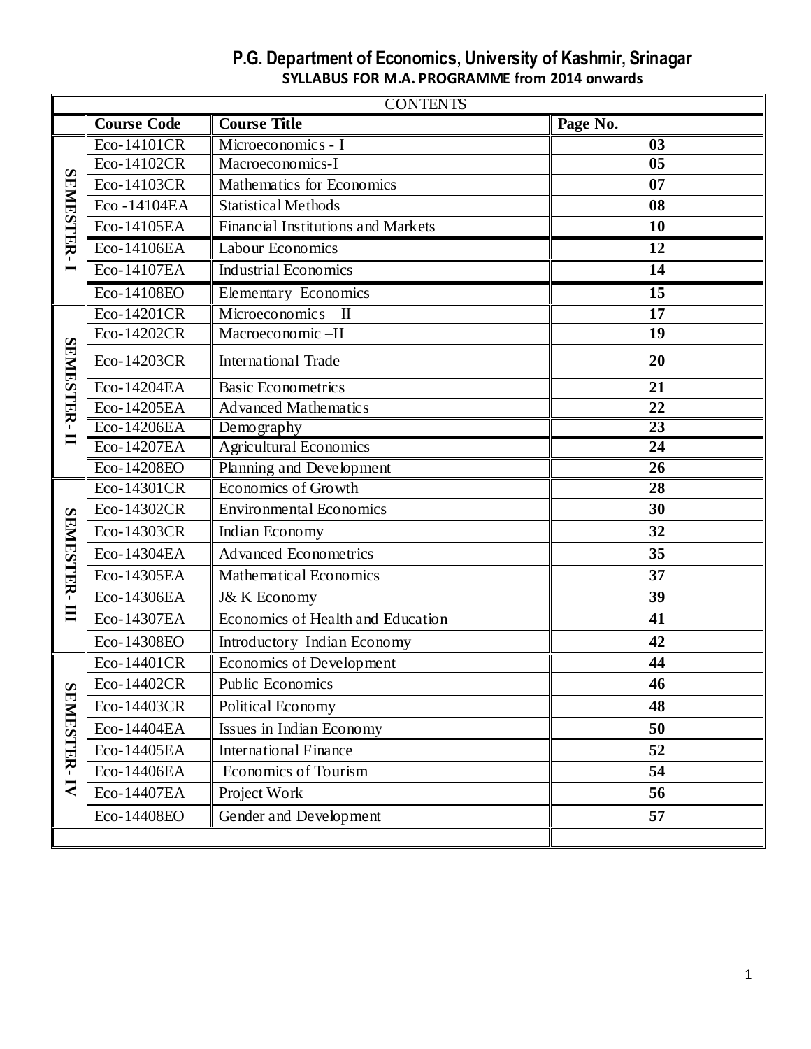# P.G. Department of Economics, University of Kashmir, Srinagar

## SYLLABUS FOR M.A. PROGRAMME from 2014 onwards

| CONTENTS | | | |
|---|---|---|---|
| | **Course Code** | **Course Title** | **Page No.** |
| SEMESTER- I | Eco-14101CR | Microeconomics - I | **03** |
| | Eco-14102CR | Macroeconomics-I | **05** |
| | Eco-14103CR | Mathematics for Economics | **07** |
| | Eco -14104EA | Statistical Methods | **08** |
| | Eco-14105EA | Financial Institutions and Markets | **10** |
| | Eco-14106EA | Labour Economics | **12** |
| | Eco-14107EA | Industrial Economics | **14** |
| | Eco-14108EO | Elementary Economics | **15** |
| SEMESTER- II | Eco-14201CR | Microeconomics – II | **17** |
| | Eco-14202CR | Macroeconomic –II | **19** |
| | Eco-14203CR | International Trade | **20** |
| | Eco-14204EA | Basic Econometrics | **21** |
| | Eco-14205EA | Advanced Mathematics | **22** |
| | Eco-14206EA | Demography | **23** |
| | Eco-14207EA | Agricultural Economics | **24** |
| | Eco-14208EO | Planning and Development | **26** |
| SEMESTER- III | Eco-14301CR | Economics of Growth | **28** |
| | Eco-14302CR | Environmental Economics | **30** |
| | Eco-14303CR | Indian Economy | **32** |
| | Eco-14304EA | Advanced Econometrics | **35** |
| | Eco-14305EA | Mathematical Economics | **37** |
| | Eco-14306EA | J& K Economy | **39** |
| | Eco-14307EA | Economics of Health and Education | **41** |
| | Eco-14308EO | Introductory Indian Economy | **42** |
| SEMESTER- IV | Eco-14401CR | Economics of Development | **44** |
| | Eco-14402CR | Public Economics | **46** |
| | Eco-14403CR | Political Economy | **48** |
| | Eco-14404EA | Issues in Indian Economy | **50** |
| | Eco-14405EA | International Finance | **52** |
| | Eco-14406EA | Economics of Tourism | **54** |
| | Eco-14407EA | Project Work | **56** |
| | Eco-14408EO | Gender and Development | **57** |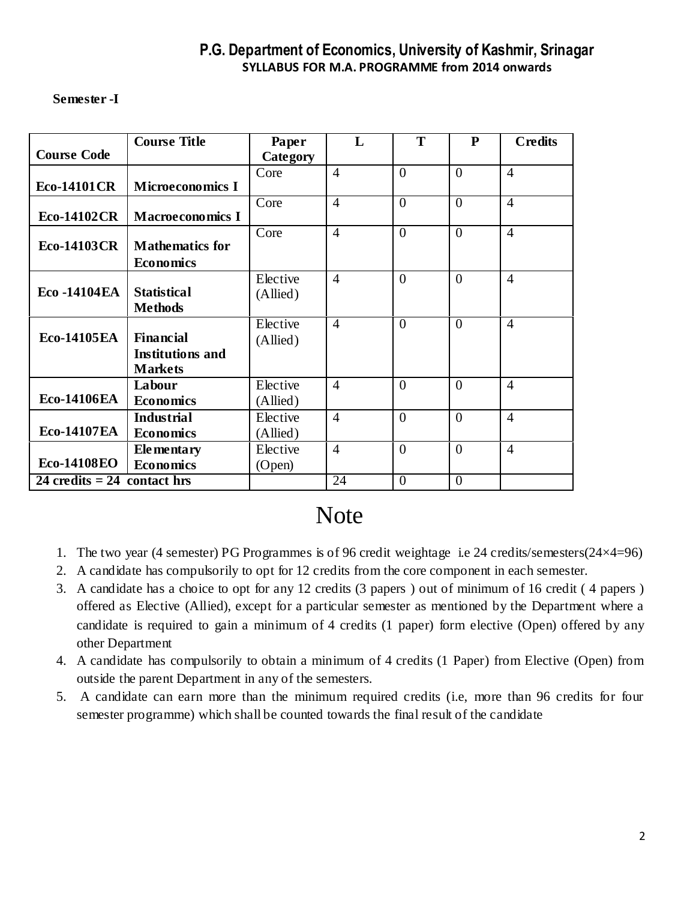# P.G. Department of Economics, University of Kashmir, Srinagar

## SYLLABUS FOR M.A. PROGRAMME from 2014 onwards

**Semester -I**

| Course Code | Course Title | Paper Category | L | T | P | Credits |
|---|---|---|---|---|---|---|
| **Eco-14101CR** | **Microeconomics I** | Core | 4 | 0 | 0 | 4 |
| **Eco-14102CR** | **Macroeconomics I** | Core | 4 | 0 | 0 | 4 |
| **Eco-14103CR** | **Mathematics for Economics** | Core | 4 | 0 | 0 | 4 |
| **Eco -14104EA** | **Statistical Methods** | Elective (Allied) | 4 | 0 | 0 | 4 |
| **Eco-14105EA** | **Financial Institutions and Markets** | Elective (Allied) | 4 | 0 | 0 | 4 |
| **Eco-14106EA** | **Labour Economics** | Elective (Allied) | 4 | 0 | 0 | 4 |
| **Eco-14107EA** | **Industrial Economics** | Elective (Allied) | 4 | 0 | 0 | 4 |
| **Eco-14108EO** | **Elementary Economics** | Elective (Open) | 4 | 0 | 0 | 4 |
| **24 credits = 24 contact hrs** | | | 24 | 0 | 0 | |

# Note

1. The two year (4 semester) PG Programmes is of 96 credit weightage i.e 24 credits/semesters(24×4=96)
2. A candidate has compulsorily to opt for 12 credits from the core component in each semester.
3. A candidate has a choice to opt for any 12 credits (3 papers ) out of minimum of 16 credit ( 4 papers ) offered as Elective (Allied), except for a particular semester as mentioned by the Department where a candidate is required to gain a minimum of 4 credits (1 paper) form elective (Open) offered by any other Department
4. A candidate has compulsorily to obtain a minimum of 4 credits (1 Paper) from Elective (Open) from outside the parent Department in any of the semesters.
5. A candidate can earn more than the minimum required credits (i.e, more than 96 credits for four semester programme) which shall be counted towards the final result of the candidate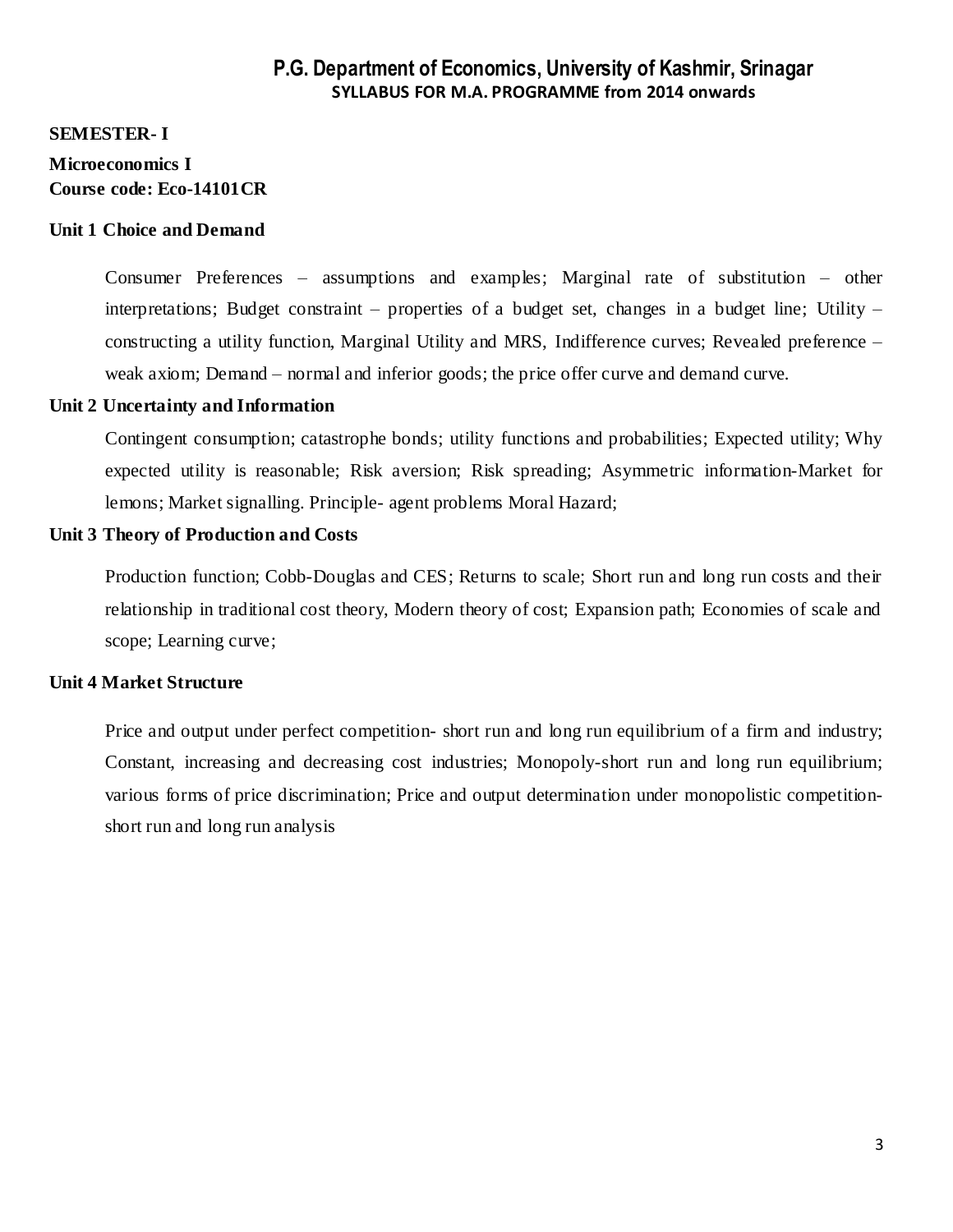# P.G. Department of Economics, University of Kashmir, Srinagar

**SYLLABUS FOR M.A. PROGRAMME from 2014 onwards**

**SEMESTER- I**

**Microeconomics I**
**Course code: Eco-14101CR**

### Unit 1 Choice and Demand

Consumer Preferences – assumptions and examples; Marginal rate of substitution – other interpretations; Budget constraint – properties of a budget set, changes in a budget line; Utility – constructing a utility function, Marginal Utility and MRS, Indifference curves; Revealed preference – weak axiom; Demand – normal and inferior goods; the price offer curve and demand curve.

### Unit 2 Uncertainty and Information

Contingent consumption; catastrophe bonds; utility functions and probabilities; Expected utility; Why expected utility is reasonable; Risk aversion; Risk spreading; Asymmetric information-Market for lemons; Market signalling. Principle- agent problems Moral Hazard;

### Unit 3 Theory of Production and Costs

Production function; Cobb-Douglas and CES; Returns to scale; Short run and long run costs and their relationship in traditional cost theory, Modern theory of cost; Expansion path; Economies of scale and scope; Learning curve;

### Unit 4 Market Structure

Price and output under perfect competition- short run and long run equilibrium of a firm and industry; Constant, increasing and decreasing cost industries; Monopoly-short run and long run equilibrium; various forms of price discrimination; Price and output determination under monopolistic competition- short run and long run analysis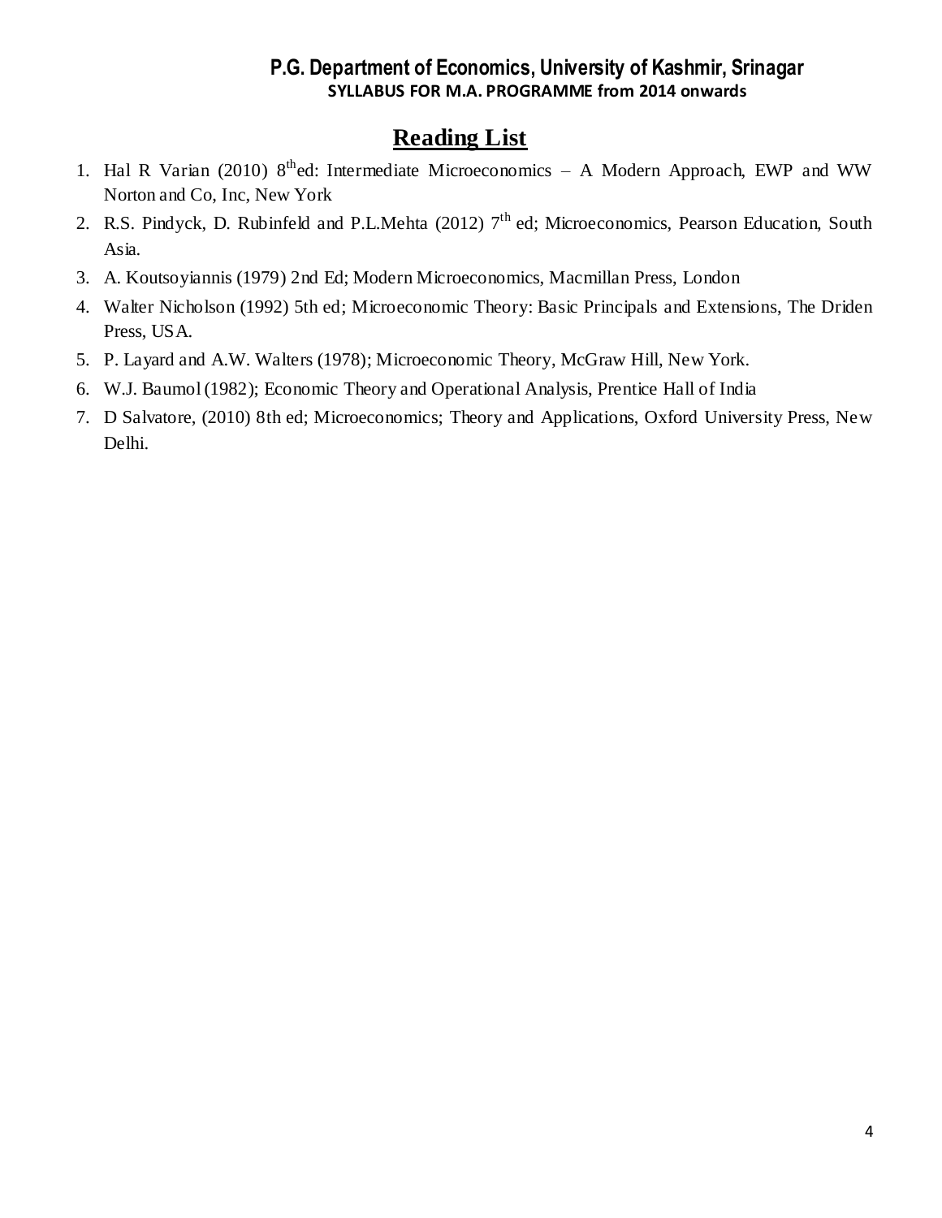## Reading List

1. Hal R Varian (2010) 8th ed: Intermediate Microeconomics – A Modern Approach, EWP and WW Norton and Co, Inc, New York
2. R.S. Pindyck, D. Rubinfeld and P.L.Mehta (2012) 7th ed; Microeconomics, Pearson Education, South Asia.
3. A. Koutsoyiannis (1979) 2nd Ed; Modern Microeconomics, Macmillan Press, London
4. Walter Nicholson (1992) 5th ed; Microeconomic Theory: Basic Principals and Extensions, The Driden Press, USA.
5. P. Layard and A.W. Walters (1978); Microeconomic Theory, McGraw Hill, New York.
6. W.J. Baumol (1982); Economic Theory and Operational Analysis, Prentice Hall of India
7. D Salvatore, (2010) 8th ed; Microeconomics; Theory and Applications, Oxford University Press, New Delhi.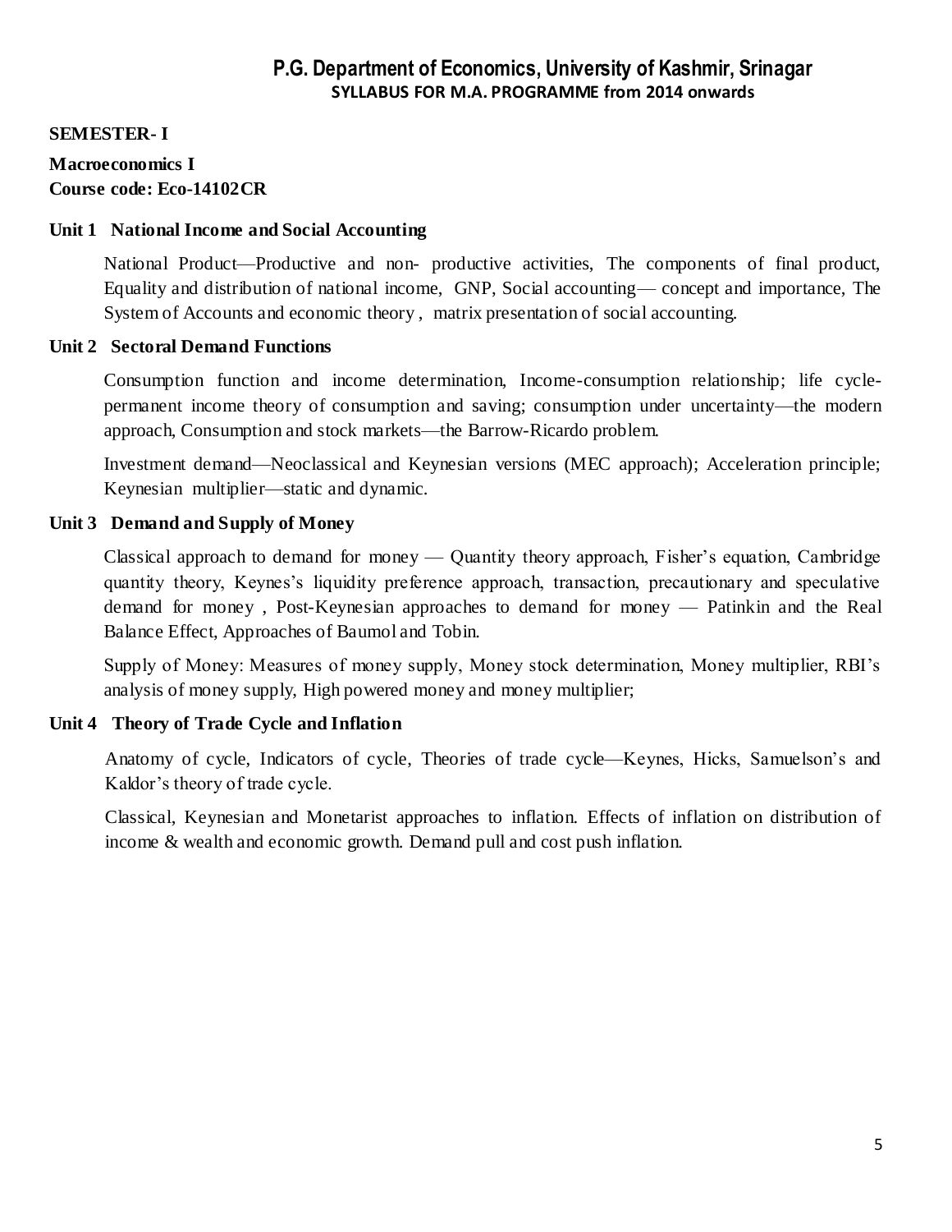## P.G. Department of Economics, University of Kashmir, Srinagar

**SYLLABUS FOR M.A. PROGRAMME from 2014 onwards**

**SEMESTER- I**

**Macroeconomics I**
**Course code: Eco-14102CR**

### Unit 1 National Income and Social Accounting

National Product—Productive and non- productive activities, The components of final product, Equality and distribution of national income, GNP, Social accounting— concept and importance, The System of Accounts and economic theory , matrix presentation of social accounting.

### Unit 2 Sectoral Demand Functions

Consumption function and income determination, Income-consumption relationship; life cycle-permanent income theory of consumption and saving; consumption under uncertainty—the modern approach, Consumption and stock markets—the Barrow-Ricardo problem.

Investment demand—Neoclassical and Keynesian versions (MEC approach); Acceleration principle; Keynesian multiplier—static and dynamic.

### Unit 3 Demand and Supply of Money

Classical approach to demand for money — Quantity theory approach, Fisher's equation, Cambridge quantity theory, Keynes's liquidity preference approach, transaction, precautionary and speculative demand for money , Post-Keynesian approaches to demand for money — Patinkin and the Real Balance Effect, Approaches of Baumol and Tobin.

Supply of Money: Measures of money supply, Money stock determination, Money multiplier, RBI's analysis of money supply, High powered money and money multiplier;

### Unit 4 Theory of Trade Cycle and Inflation

Anatomy of cycle, Indicators of cycle, Theories of trade cycle—Keynes, Hicks, Samuelson's and Kaldor's theory of trade cycle.

Classical, Keynesian and Monetarist approaches to inflation. Effects of inflation on distribution of income & wealth and economic growth. Demand pull and cost push inflation.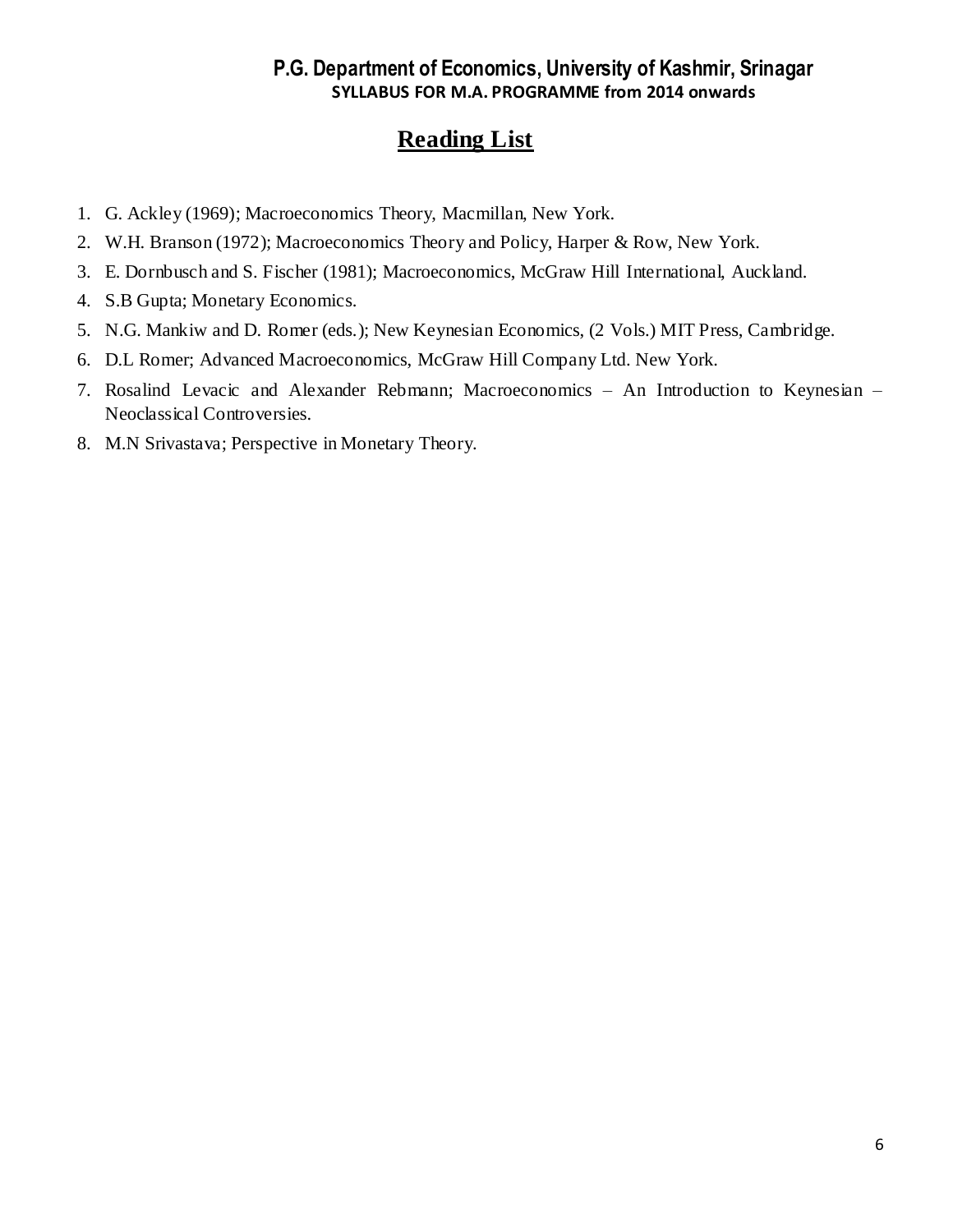# Reading List

1. G. Ackley (1969); Macroeconomics Theory, Macmillan, New York.
2. W.H. Branson (1972); Macroeconomics Theory and Policy, Harper & Row, New York.
3. E. Dornbusch and S. Fischer (1981); Macroeconomics, McGraw Hill International, Auckland.
4. S.B Gupta; Monetary Economics.
5. N.G. Mankiw and D. Romer (eds.); New Keynesian Economics, (2 Vols.) MIT Press, Cambridge.
6. D.L Romer; Advanced Macroeconomics, McGraw Hill Company Ltd. New York.
7. Rosalind Levacic and Alexander Rebmann; Macroeconomics – An Introduction to Keynesian – Neoclassical Controversies.
8. M.N Srivastava; Perspective in Monetary Theory.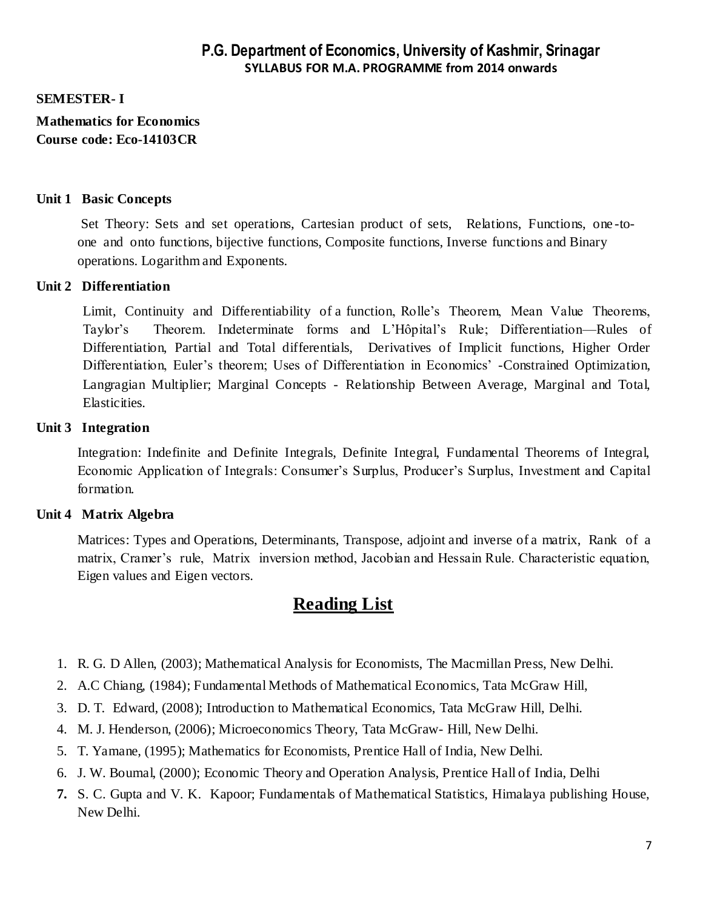# P.G. Department of Economics, University of Kashmir, Srinagar

**SYLLABUS FOR M.A. PROGRAMME from 2014 onwards**

**SEMESTER- I**

**Mathematics for Economics**
**Course code: Eco-14103CR**

**Unit 1 Basic Concepts**

Set Theory: Sets and set operations, Cartesian product of sets, Relations, Functions, one-to-one and onto functions, bijective functions, Composite functions, Inverse functions and Binary operations. Logarithm and Exponents.

**Unit 2 Differentiation**

Limit, Continuity and Differentiability of a function, Rolle's Theorem, Mean Value Theorems, Taylor's Theorem. Indeterminate forms and L'Hôpital's Rule; Differentiation—Rules of Differentiation, Partial and Total differentials, Derivatives of Implicit functions, Higher Order Differentiation, Euler's theorem; Uses of Differentiation in Economics' -Constrained Optimization, Langragian Multiplier; Marginal Concepts - Relationship Between Average, Marginal and Total, Elasticities.

**Unit 3 Integration**

Integration: Indefinite and Definite Integrals, Definite Integral, Fundamental Theorems of Integral, Economic Application of Integrals: Consumer's Surplus, Producer's Surplus, Investment and Capital formation.

**Unit 4 Matrix Algebra**

Matrices: Types and Operations, Determinants, Transpose, adjoint and inverse of a matrix, Rank of a matrix, Cramer's rule, Matrix inversion method, Jacobian and Hessain Rule. Characteristic equation, Eigen values and Eigen vectors.

## Reading List

1. R. G. D Allen, (2003); Mathematical Analysis for Economists, The Macmillan Press, New Delhi.
2. A.C Chiang, (1984); Fundamental Methods of Mathematical Economics, Tata McGraw Hill,
3. D. T. Edward, (2008); Introduction to Mathematical Economics, Tata McGraw Hill, Delhi.
4. M. J. Henderson, (2006); Microeconomics Theory, Tata McGraw- Hill, New Delhi.
5. T. Yamane, (1995); Mathematics for Economists, Prentice Hall of India, New Delhi.
6. J. W. Boumal, (2000); Economic Theory and Operation Analysis, Prentice Hall of India, Delhi
7. S. C. Gupta and V. K. Kapoor; Fundamentals of Mathematical Statistics, Himalaya publishing House, New Delhi.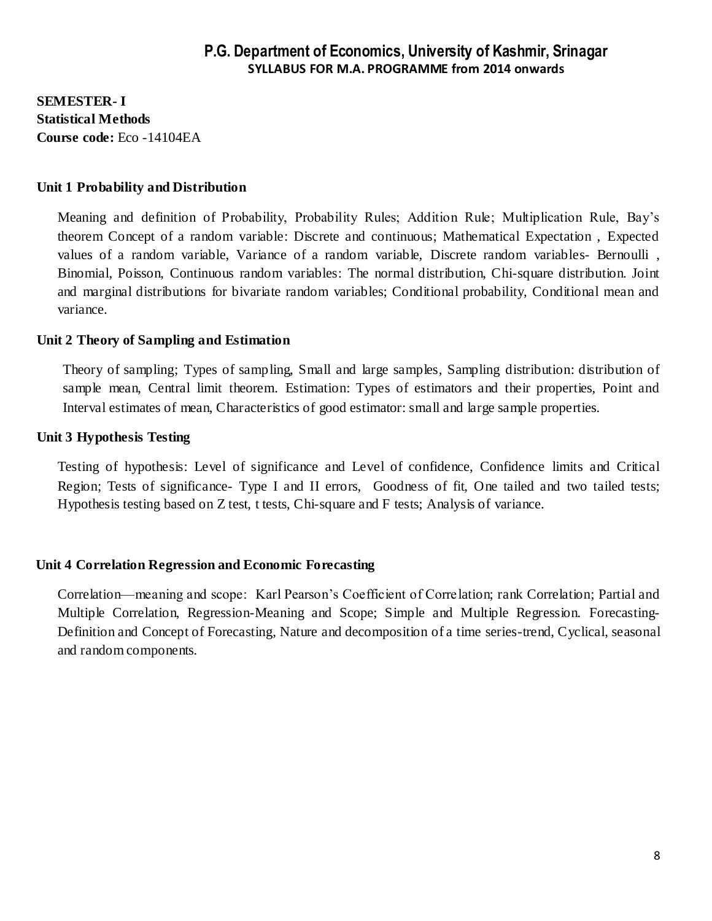# P.G. Department of Economics, University of Kashmir, Srinagar

**SYLLABUS FOR M.A. PROGRAMME from 2014 onwards**

**SEMESTER- I**
**Statistical Methods**
**Course code:** Eco -14104EA

### Unit 1 Probability and Distribution

Meaning and definition of Probability, Probability Rules; Addition Rule; Multiplication Rule, Bay's theorem Concept of a random variable: Discrete and continuous; Mathematical Expectation , Expected values of a random variable, Variance of a random variable, Discrete random variables- Bernoulli , Binomial, Poisson, Continuous random variables: The normal distribution, Chi-square distribution. Joint and marginal distributions for bivariate random variables; Conditional probability, Conditional mean and variance.

### Unit 2 Theory of Sampling and Estimation

Theory of sampling; Types of sampling, Small and large samples, Sampling distribution: distribution of sample mean, Central limit theorem. Estimation: Types of estimators and their properties, Point and Interval estimates of mean, Characteristics of good estimator: small and large sample properties.

### Unit 3 Hypothesis Testing

Testing of hypothesis: Level of significance and Level of confidence, Confidence limits and Critical Region; Tests of significance- Type I and II errors, Goodness of fit, One tailed and two tailed tests; Hypothesis testing based on Z test, t tests, Chi-square and F tests; Analysis of variance.

### Unit 4 Correlation Regression and Economic Forecasting

Correlation—meaning and scope: Karl Pearson's Coefficient of Correlation; rank Correlation; Partial and Multiple Correlation, Regression-Meaning and Scope; Simple and Multiple Regression. Forecasting-Definition and Concept of Forecasting, Nature and decomposition of a time series-trend, Cyclical, seasonal and random components.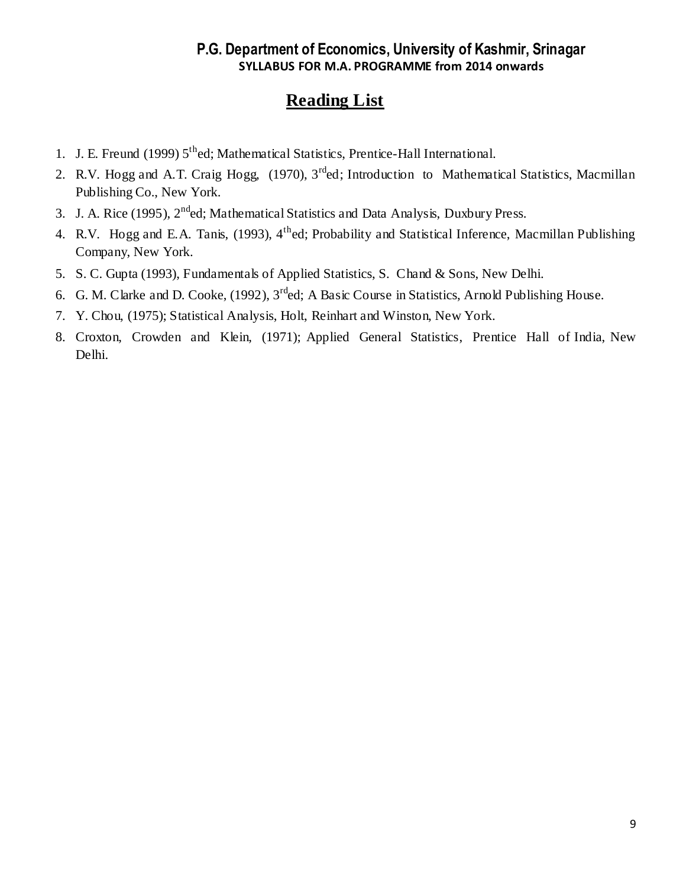# Reading List

1. J. E. Freund (1999) 5$^{th}$ed; Mathematical Statistics, Prentice-Hall International.
2. R.V. Hogg and A.T. Craig Hogg, (1970), 3$^{rd}$ed; Introduction to Mathematical Statistics, Macmillan Publishing Co., New York.
3. J. A. Rice (1995), 2$^{nd}$ed; Mathematical Statistics and Data Analysis, Duxbury Press.
4. R.V. Hogg and E.A. Tanis, (1993), 4$^{th}$ed; Probability and Statistical Inference, Macmillan Publishing Company, New York.
5. S. C. Gupta (1993), Fundamentals of Applied Statistics, S. Chand & Sons, New Delhi.
6. G. M. Clarke and D. Cooke, (1992), 3$^{rd}$ed; A Basic Course in Statistics, Arnold Publishing House.
7. Y. Chou, (1975); Statistical Analysis, Holt, Reinhart and Winston, New York.
8. Croxton, Crowden and Klein, (1971); Applied General Statistics, Prentice Hall of India, New Delhi.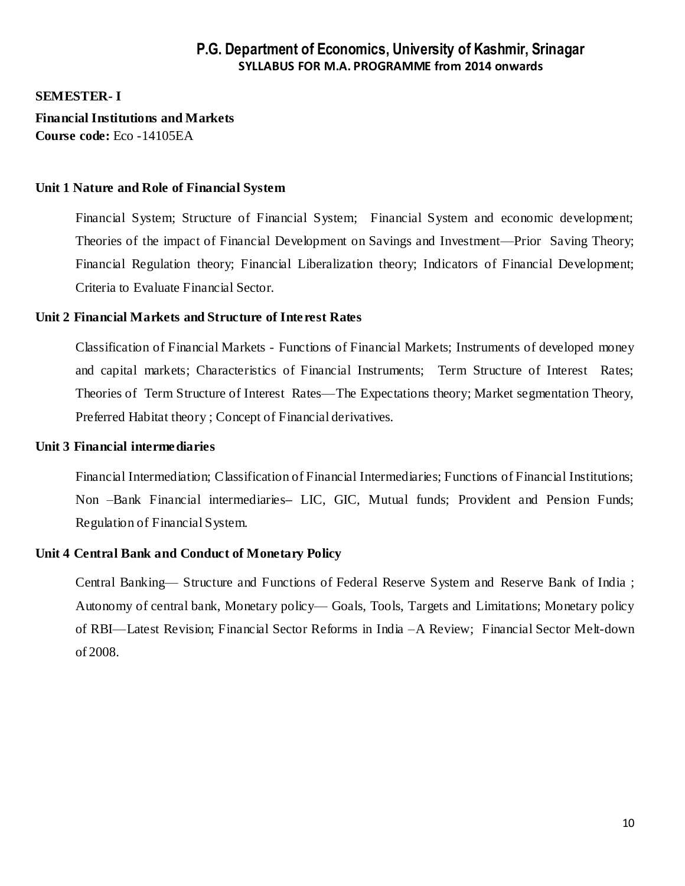**P.G. Department of Economics, University of Kashmir, Srinagar**
**SYLLABUS FOR M.A. PROGRAMME from 2014 onwards**

**SEMESTER- I**

**Financial Institutions and Markets**
**Course code:** Eco -14105EA

### Unit 1 Nature and Role of Financial System

Financial System; Structure of Financial System; Financial System and economic development; Theories of the impact of Financial Development on Savings and Investment—Prior Saving Theory; Financial Regulation theory; Financial Liberalization theory; Indicators of Financial Development; Criteria to Evaluate Financial Sector.

### Unit 2 Financial Markets and Structure of Interest Rates

Classification of Financial Markets - Functions of Financial Markets; Instruments of developed money and capital markets; Characteristics of Financial Instruments; Term Structure of Interest Rates; Theories of Term Structure of Interest Rates—The Expectations theory; Market segmentation Theory, Preferred Habitat theory ; Concept of Financial derivatives.

### Unit 3 Financial intermediaries

Financial Intermediation; Classification of Financial Intermediaries; Functions of Financial Institutions; Non –Bank Financial intermediaries– LIC, GIC, Mutual funds; Provident and Pension Funds; Regulation of Financial System.

### Unit 4 Central Bank and Conduct of Monetary Policy

Central Banking— Structure and Functions of Federal Reserve System and Reserve Bank of India ; Autonomy of central bank, Monetary policy— Goals, Tools, Targets and Limitations; Monetary policy of RBI—Latest Revision; Financial Sector Reforms in India –A Review; Financial Sector Melt-down of 2008.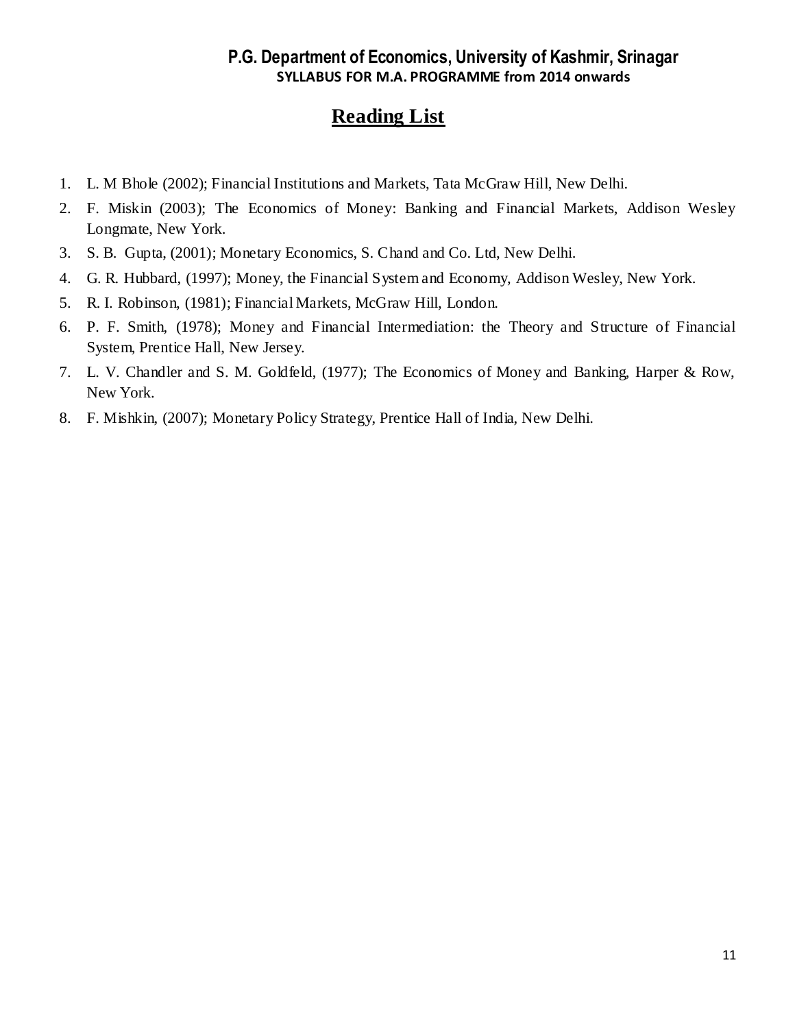## Reading List

1. L. M Bhole (2002); Financial Institutions and Markets, Tata McGraw Hill, New Delhi.
2. F. Miskin (2003); The Economics of Money: Banking and Financial Markets, Addison Wesley Longmate, New York.
3. S. B. Gupta, (2001); Monetary Economics, S. Chand and Co. Ltd, New Delhi.
4. G. R. Hubbard, (1997); Money, the Financial System and Economy, Addison Wesley, New York.
5. R. I. Robinson, (1981); Financial Markets, McGraw Hill, London.
6. P. F. Smith, (1978); Money and Financial Intermediation: the Theory and Structure of Financial System, Prentice Hall, New Jersey.
7. L. V. Chandler and S. M. Goldfeld, (1977); The Economics of Money and Banking, Harper & Row, New York.
8. F. Mishkin, (2007); Monetary Policy Strategy, Prentice Hall of India, New Delhi.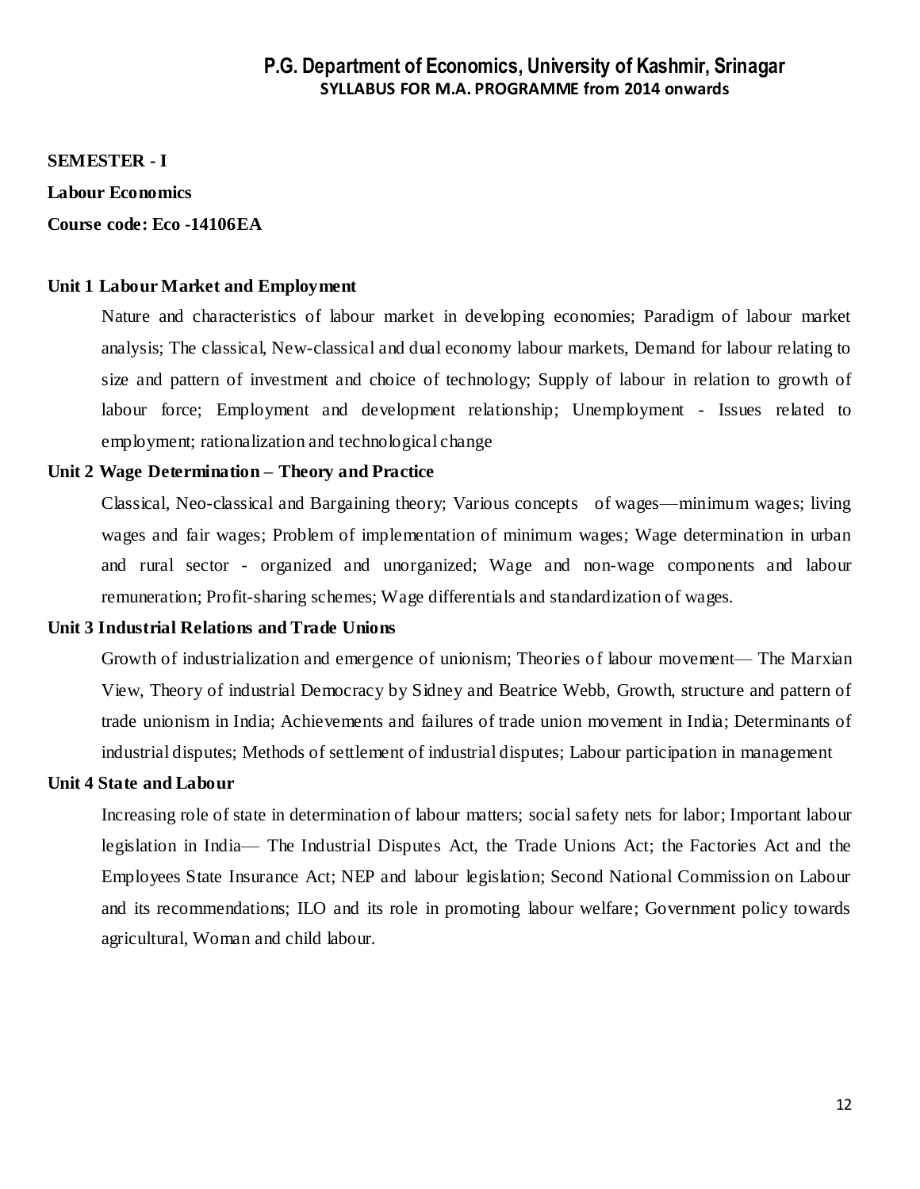**SEMESTER - I**

**Labour Economics**

**Course code: Eco -14106EA**

**Unit 1 Labour Market and Employment**

Nature and characteristics of labour market in developing economies; Paradigm of labour market analysis; The classical, New-classical and dual economy labour markets, Demand for labour relating to size and pattern of investment and choice of technology; Supply of labour in relation to growth of labour force; Employment and development relationship; Unemployment - Issues related to employment; rationalization and technological change

**Unit 2 Wage Determination – Theory and Practice**

Classical, Neo-classical and Bargaining theory; Various concepts of wages—minimum wages; living wages and fair wages; Problem of implementation of minimum wages; Wage determination in urban and rural sector - organized and unorganized; Wage and non-wage components and labour remuneration; Profit-sharing schemes; Wage differentials and standardization of wages.

**Unit 3 Industrial Relations and Trade Unions**

Growth of industrialization and emergence of unionism; Theories of labour movement— The Marxian View, Theory of industrial Democracy by Sidney and Beatrice Webb, Growth, structure and pattern of trade unionism in India; Achievements and failures of trade union movement in India; Determinants of industrial disputes; Methods of settlement of industrial disputes; Labour participation in management

**Unit 4 State and Labour**

Increasing role of state in determination of labour matters; social safety nets for labor; Important labour legislation in India— The Industrial Disputes Act, the Trade Unions Act; the Factories Act and the Employees State Insurance Act; NEP and labour legislation; Second National Commission on Labour and its recommendations; ILO and its role in promoting labour welfare; Government policy towards agricultural, Woman and child labour.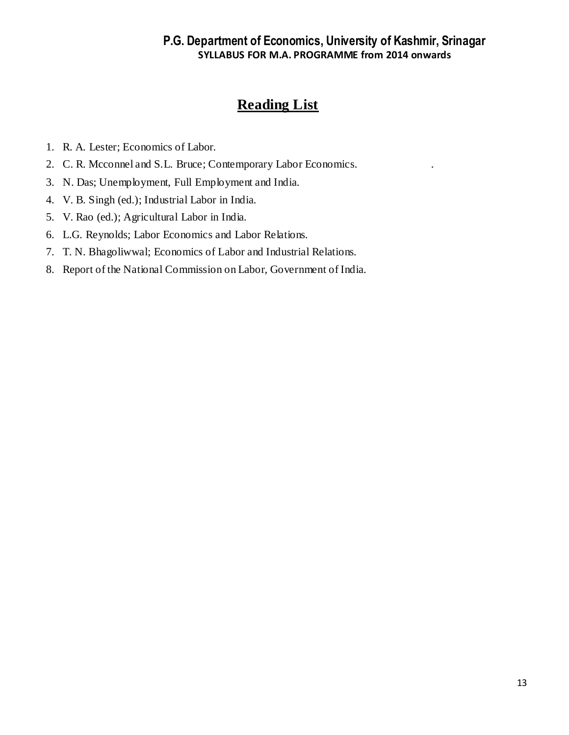## Reading List

1. R. A. Lester; Economics of Labor.
2. C. R. Mcconnel and S.L. Bruce; Contemporary Labor Economics. .
3. N. Das; Unemployment, Full Employment and India.
4. V. B. Singh (ed.); Industrial Labor in India.
5. V. Rao (ed.); Agricultural Labor in India.
6. L.G. Reynolds; Labor Economics and Labor Relations.
7. T. N. Bhagoliwwal; Economics of Labor and Industrial Relations.
8. Report of the National Commission on Labor, Government of India.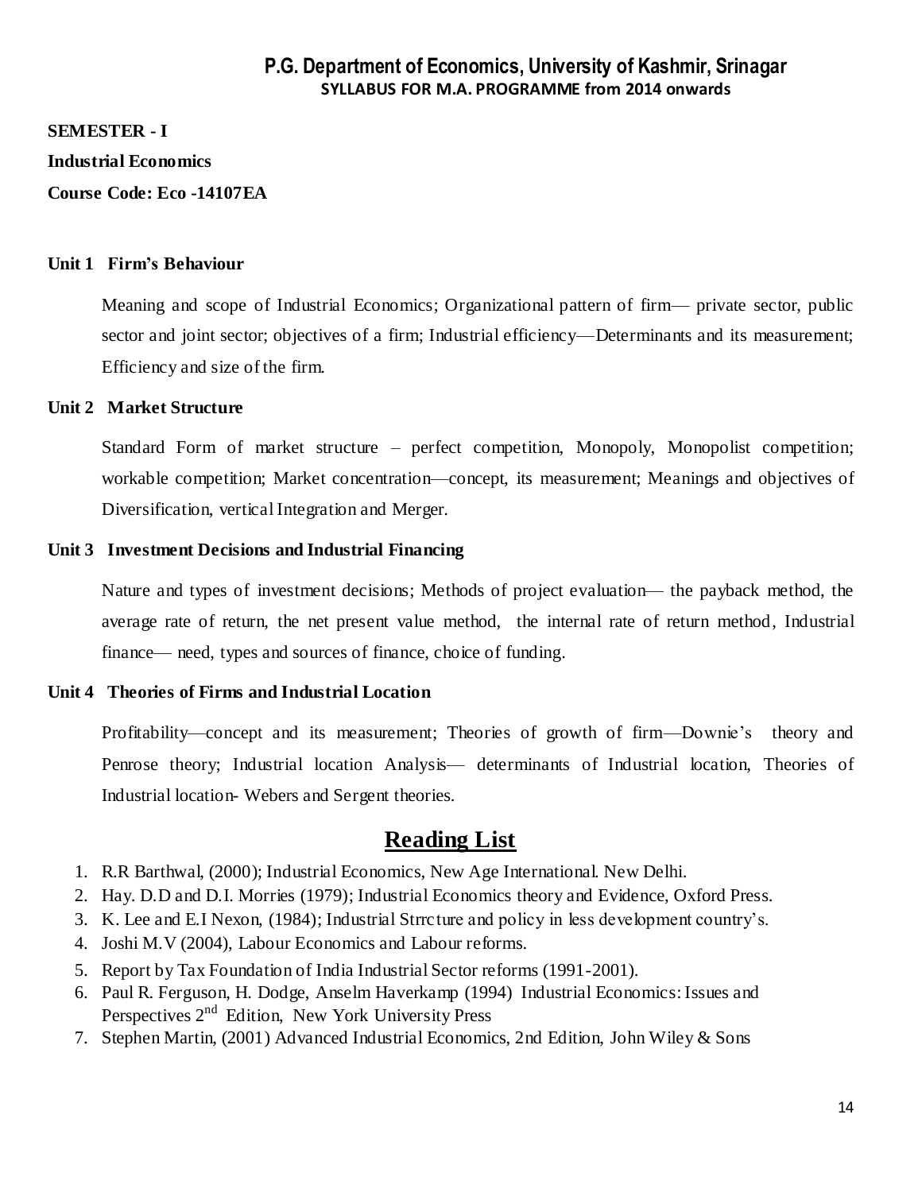**SEMESTER - I**

**Industrial Economics**

**Course Code: Eco -14107EA**

**Unit 1 Firm's Behaviour**

Meaning and scope of Industrial Economics; Organizational pattern of firm— private sector, public sector and joint sector; objectives of a firm; Industrial efficiency—Determinants and its measurement; Efficiency and size of the firm.

**Unit 2 Market Structure**

Standard Form of market structure – perfect competition, Monopoly, Monopolist competition; workable competition; Market concentration—concept, its measurement; Meanings and objectives of Diversification, vertical Integration and Merger.

**Unit 3 Investment Decisions and Industrial Financing**

Nature and types of investment decisions; Methods of project evaluation— the payback method, the average rate of return, the net present value method, the internal rate of return method, Industrial finance— need, types and sources of finance, choice of funding.

**Unit 4 Theories of Firms and Industrial Location**

Profitability—concept and its measurement; Theories of growth of firm—Downie's theory and Penrose theory; Industrial location Analysis— determinants of Industrial location, Theories of Industrial location- Webers and Sergent theories.

## Reading List

1. R.R Barthwal, (2000); Industrial Economics, New Age International. New Delhi.
2. Hay. D.D and D.I. Morries (1979); Industrial Economics theory and Evidence, Oxford Press.
3. K. Lee and E.I Nexon, (1984); Industrial Strrcture and policy in less development country's.
4. Joshi M.V (2004), Labour Economics and Labour reforms.
5. Report by Tax Foundation of India Industrial Sector reforms (1991-2001).
6. Paul R. Ferguson, H. Dodge, Anselm Haverkamp (1994) Industrial Economics: Issues and Perspectives 2nd Edition, New York University Press
7. Stephen Martin, (2001) Advanced Industrial Economics, 2nd Edition, John Wiley & Sons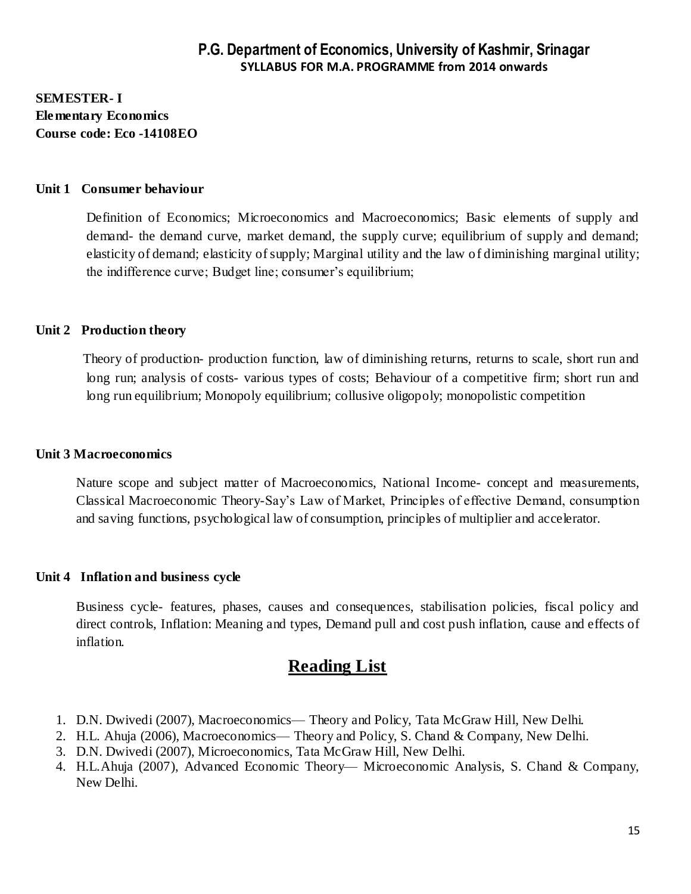## P.G. Department of Economics, University of Kashmir, Srinagar

**SYLLABUS FOR M.A. PROGRAMME from 2014 onwards**

**SEMESTER- I**
**Elementary Economics**
**Course code: Eco -14108EO**

**Unit 1 Consumer behaviour**

Definition of Economics; Microeconomics and Macroeconomics; Basic elements of supply and demand- the demand curve, market demand, the supply curve; equilibrium of supply and demand; elasticity of demand; elasticity of supply; Marginal utility and the law of diminishing marginal utility; the indifference curve; Budget line; consumer's equilibrium;

**Unit 2 Production theory**

Theory of production- production function, law of diminishing returns, returns to scale, short run and long run; analysis of costs- various types of costs; Behaviour of a competitive firm; short run and long run equilibrium; Monopoly equilibrium; collusive oligopoly; monopolistic competition

**Unit 3 Macroeconomics**

Nature scope and subject matter of Macroeconomics, National Income- concept and measurements, Classical Macroeconomic Theory-Say's Law of Market, Principles of effective Demand, consumption and saving functions, psychological law of consumption, principles of multiplier and accelerator.

**Unit 4 Inflation and business cycle**

Business cycle- features, phases, causes and consequences, stabilisation policies, fiscal policy and direct controls, Inflation: Meaning and types, Demand pull and cost push inflation, cause and effects of inflation.

## Reading List

1. D.N. Dwivedi (2007), Macroeconomics— Theory and Policy, Tata McGraw Hill, New Delhi.
2. H.L. Ahuja (2006), Macroeconomics— Theory and Policy, S. Chand & Company, New Delhi.
3. D.N. Dwivedi (2007), Microeconomics, Tata McGraw Hill, New Delhi.
4. H.L.Ahuja (2007), Advanced Economic Theory— Microeconomic Analysis, S. Chand & Company, New Delhi.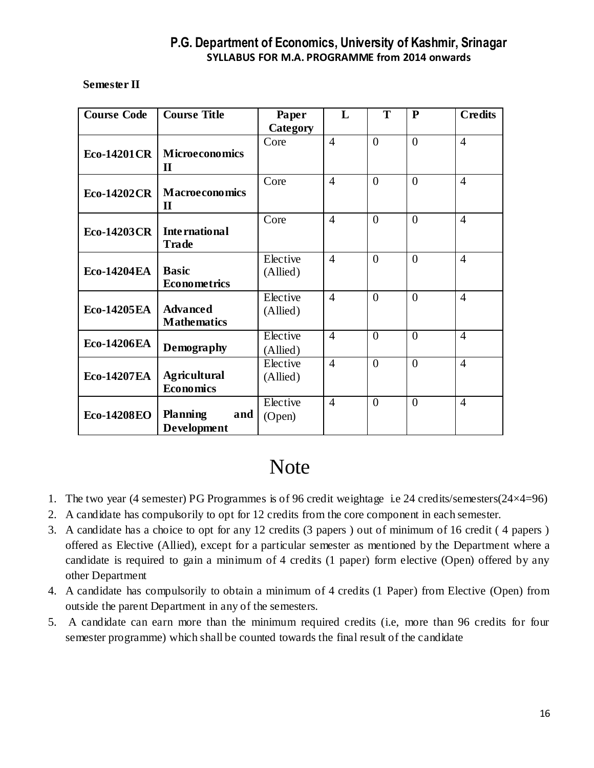**Semester II**

| Course Code | Course Title | Paper Category | L | T | P | Credits |
|---|---|---|---|---|---|---|
| Eco-14201CR | Microeconomics II | Core | 4 | 0 | 0 | 4 |
| Eco-14202CR | Macroeconomics II | Core | 4 | 0 | 0 | 4 |
| Eco-14203CR | International Trade | Core | 4 | 0 | 0 | 4 |
| Eco-14204EA | Basic Econometrics | Elective (Allied) | 4 | 0 | 0 | 4 |
| Eco-14205EA | Advanced Mathematics | Elective (Allied) | 4 | 0 | 0 | 4 |
| Eco-14206EA | Demography | Elective (Allied) | 4 | 0 | 0 | 4 |
| Eco-14207EA | Agricultural Economics | Elective (Allied) | 4 | 0 | 0 | 4 |
| Eco-14208EO | Planning and Development | Elective (Open) | 4 | 0 | 0 | 4 |

# Note

1. The two year (4 semester) PG Programmes is of 96 credit weightage i.e 24 credits/semesters(24×4=96)
2. A candidate has compulsorily to opt for 12 credits from the core component in each semester.
3. A candidate has a choice to opt for any 12 credits (3 papers ) out of minimum of 16 credit ( 4 papers ) offered as Elective (Allied), except for a particular semester as mentioned by the Department where a candidate is required to gain a minimum of 4 credits (1 paper) form elective (Open) offered by any other Department
4. A candidate has compulsorily to obtain a minimum of 4 credits (1 Paper) from Elective (Open) from outside the parent Department in any of the semesters.
5. A candidate can earn more than the minimum required credits (i.e, more than 96 credits for four semester programme) which shall be counted towards the final result of the candidate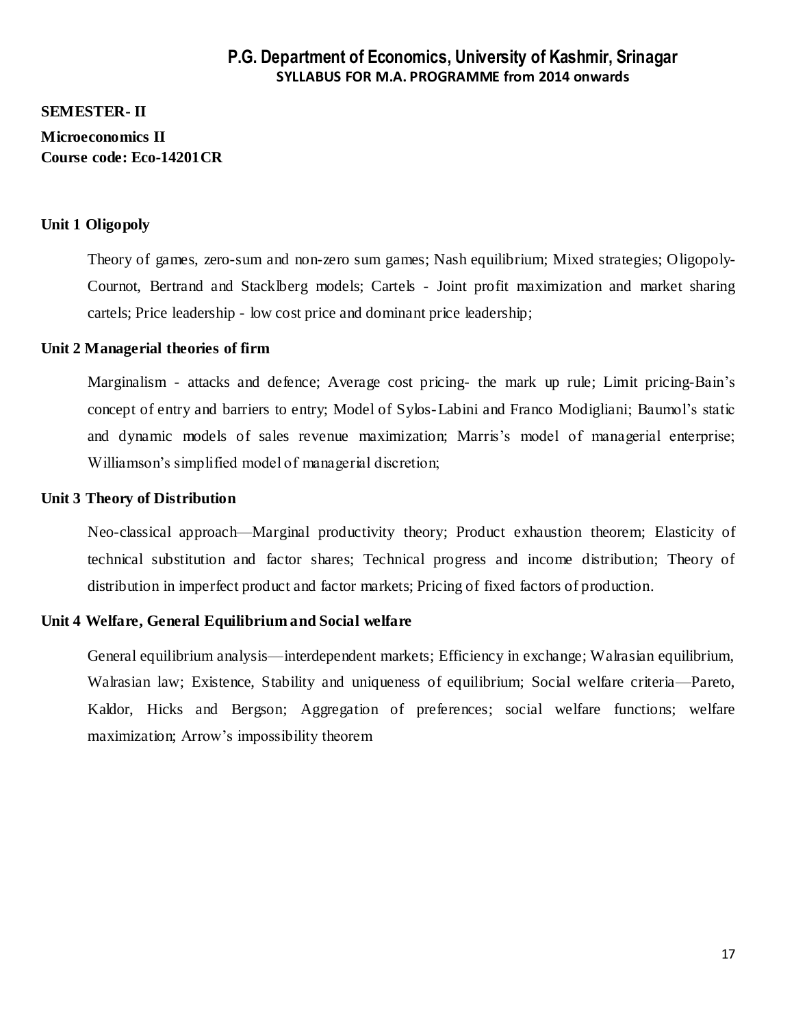**SEMESTER- II**

**Microeconomics II**
**Course code: Eco-14201CR**

**Unit 1 Oligopoly**

Theory of games, zero-sum and non-zero sum games; Nash equilibrium; Mixed strategies; Oligopoly-Cournot, Bertrand and Stacklberg models; Cartels - Joint profit maximization and market sharing cartels; Price leadership - low cost price and dominant price leadership;

**Unit 2 Managerial theories of firm**

Marginalism - attacks and defence; Average cost pricing- the mark up rule; Limit pricing-Bain's concept of entry and barriers to entry; Model of Sylos-Labini and Franco Modigliani; Baumol's static and dynamic models of sales revenue maximization; Marris's model of managerial enterprise; Williamson's simplified model of managerial discretion;

**Unit 3 Theory of Distribution**

Neo-classical approach—Marginal productivity theory; Product exhaustion theorem; Elasticity of technical substitution and factor shares; Technical progress and income distribution; Theory of distribution in imperfect product and factor markets; Pricing of fixed factors of production.

**Unit 4 Welfare, General Equilibrium and Social welfare**

General equilibrium analysis—interdependent markets; Efficiency in exchange; Walrasian equilibrium, Walrasian law; Existence, Stability and uniqueness of equilibrium; Social welfare criteria—Pareto, Kaldor, Hicks and Bergson; Aggregation of preferences; social welfare functions; welfare maximization; Arrow's impossibility theorem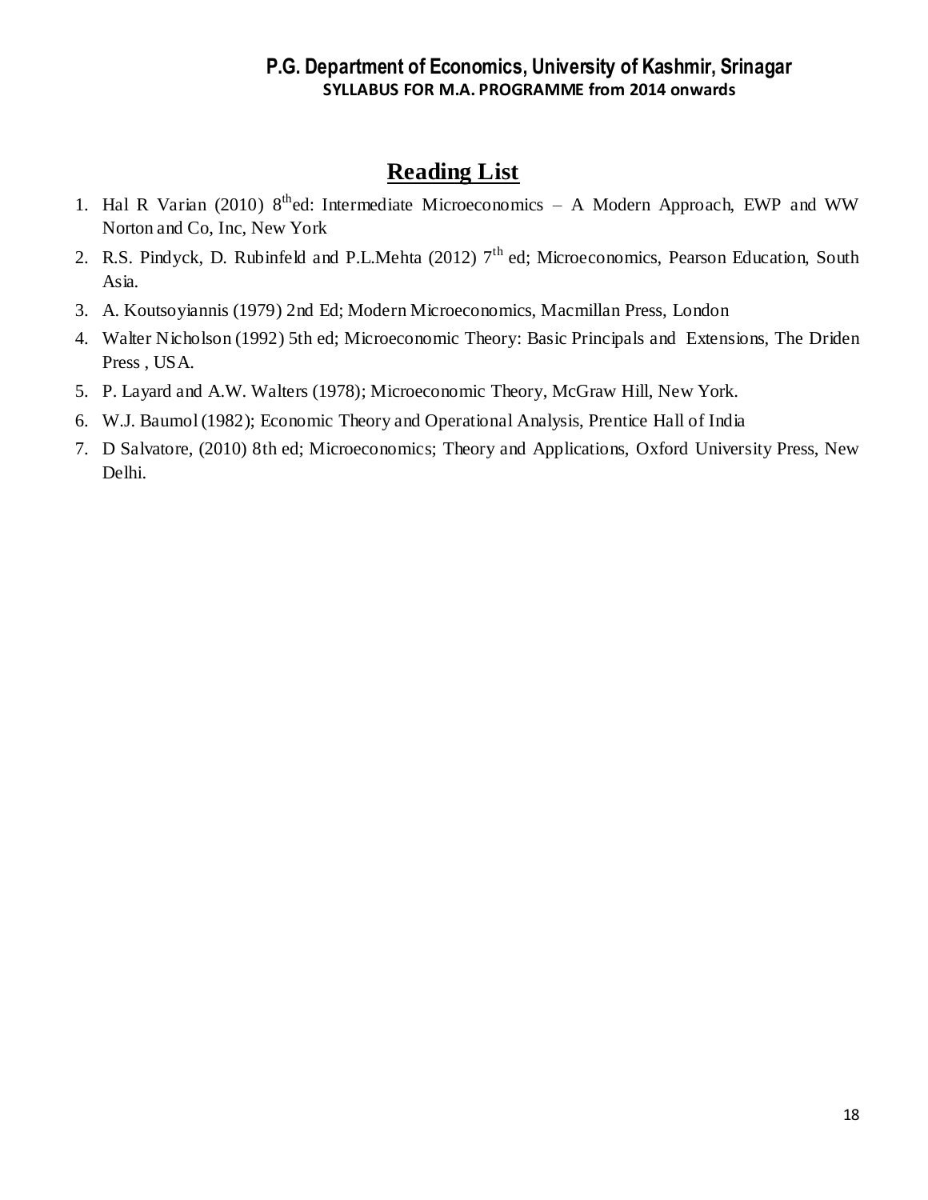## Reading List

1. Hal R Varian (2010) 8th ed: Intermediate Microeconomics – A Modern Approach, EWP and WW Norton and Co, Inc, New York
2. R.S. Pindyck, D. Rubinfeld and P.L.Mehta (2012) 7th ed; Microeconomics, Pearson Education, South Asia.
3. A. Koutsoyiannis (1979) 2nd Ed; Modern Microeconomics, Macmillan Press, London
4. Walter Nicholson (1992) 5th ed; Microeconomic Theory: Basic Principals and Extensions, The Driden Press , USA.
5. P. Layard and A.W. Walters (1978); Microeconomic Theory, McGraw Hill, New York.
6. W.J. Baumol (1982); Economic Theory and Operational Analysis, Prentice Hall of India
7. D Salvatore, (2010) 8th ed; Microeconomics; Theory and Applications, Oxford University Press, New Delhi.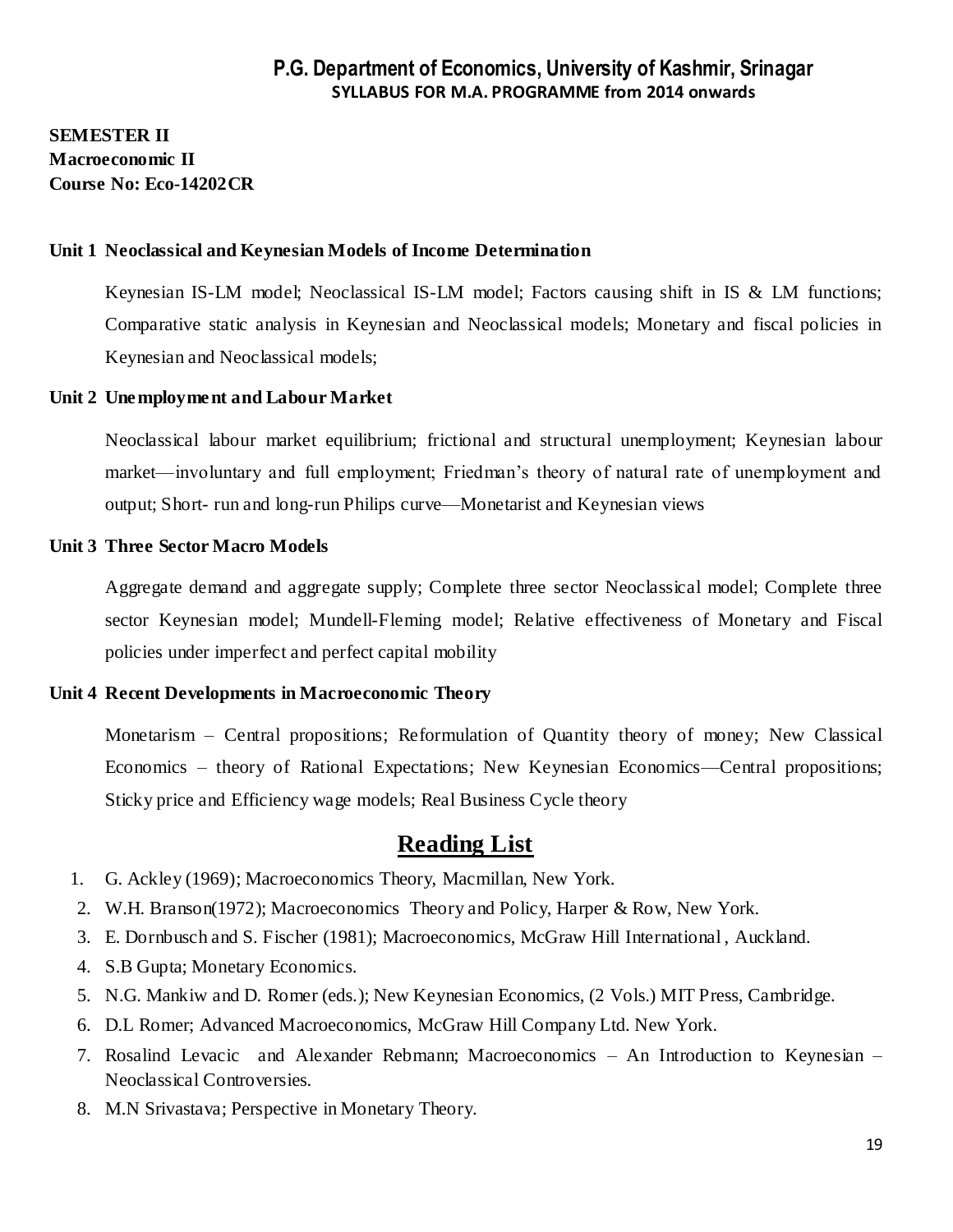# P.G. Department of Economics, University of Kashmir, Srinagar

**SYLLABUS FOR M.A. PROGRAMME from 2014 onwards**

**SEMESTER II**
**Macroeconomic II**
**Course No: Eco-14202CR**

### Unit 1 Neoclassical and Keynesian Models of Income Determination

Keynesian IS-LM model; Neoclassical IS-LM model; Factors causing shift in IS & LM functions; Comparative static analysis in Keynesian and Neoclassical models; Monetary and fiscal policies in Keynesian and Neoclassical models;

### Unit 2 Unemployment and Labour Market

Neoclassical labour market equilibrium; frictional and structural unemployment; Keynesian labour market—involuntary and full employment; Friedman's theory of natural rate of unemployment and output; Short- run and long-run Philips curve—Monetarist and Keynesian views

### Unit 3 Three Sector Macro Models

Aggregate demand and aggregate supply; Complete three sector Neoclassical model; Complete three sector Keynesian model; Mundell-Fleming model; Relative effectiveness of Monetary and Fiscal policies under imperfect and perfect capital mobility

### Unit 4 Recent Developments in Macroeconomic Theory

Monetarism – Central propositions; Reformulation of Quantity theory of money; New Classical Economics – theory of Rational Expectations; New Keynesian Economics—Central propositions; Sticky price and Efficiency wage models; Real Business Cycle theory

## Reading List

1. G. Ackley (1969); Macroeconomics Theory, Macmillan, New York.
2. W.H. Branson(1972); Macroeconomics Theory and Policy, Harper & Row, New York.
3. E. Dornbusch and S. Fischer (1981); Macroeconomics, McGraw Hill International, Auckland.
4. S.B Gupta; Monetary Economics.
5. N.G. Mankiw and D. Romer (eds.); New Keynesian Economics, (2 Vols.) MIT Press, Cambridge.
6. D.L Romer; Advanced Macroeconomics, McGraw Hill Company Ltd. New York.
7. Rosalind Levacic and Alexander Rebmann; Macroeconomics – An Introduction to Keynesian – Neoclassical Controversies.
8. M.N Srivastava; Perspective in Monetary Theory.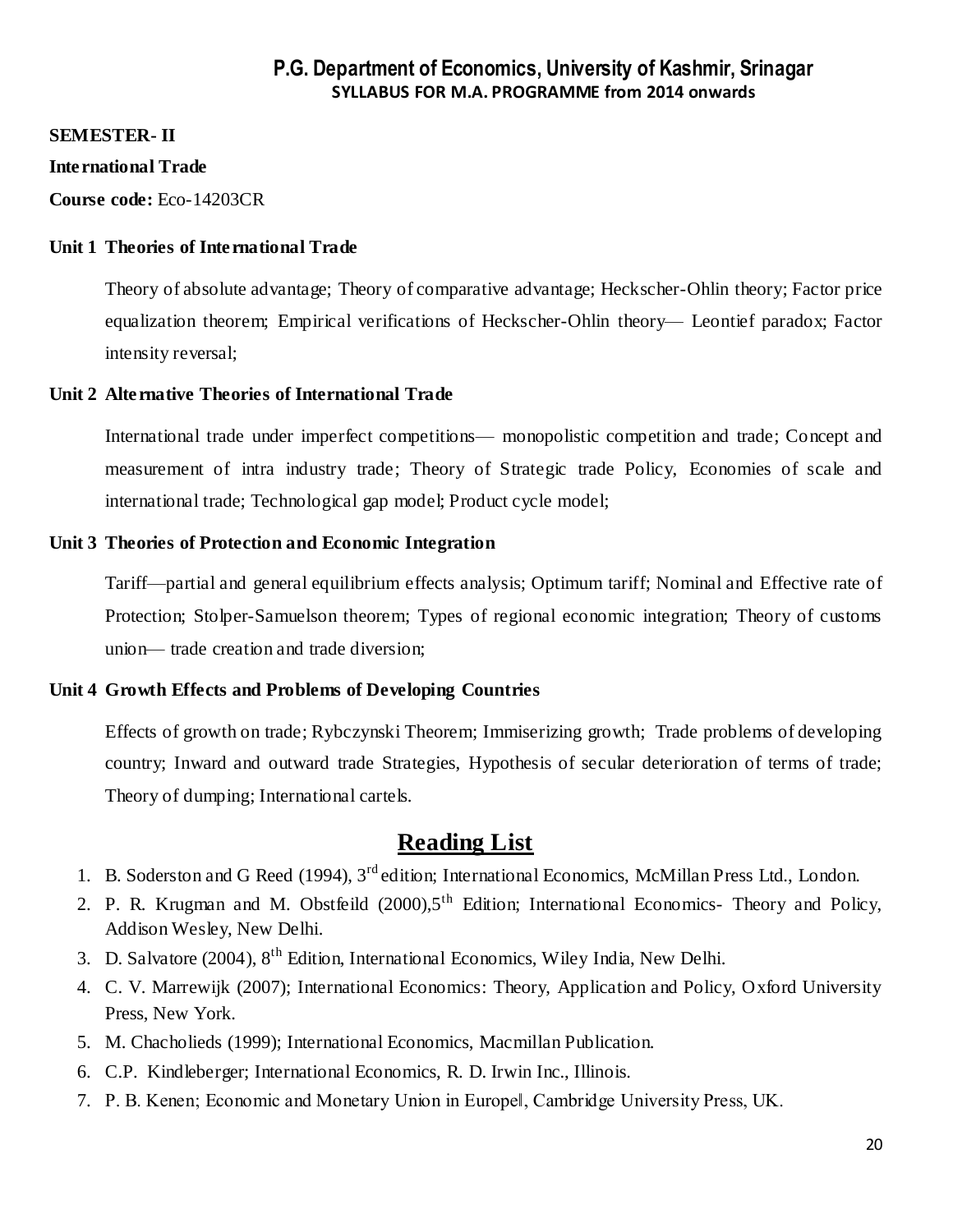## P.G. Department of Economics, University of Kashmir, Srinagar

**SYLLABUS FOR M.A. PROGRAMME from 2014 onwards**

**SEMESTER- II**

**International Trade**

**Course code:** Eco-14203CR

**Unit 1 Theories of International Trade**

Theory of absolute advantage; Theory of comparative advantage; Heckscher-Ohlin theory; Factor price equalization theorem; Empirical verifications of Heckscher-Ohlin theory— Leontief paradox; Factor intensity reversal;

**Unit 2 Alternative Theories of International Trade**

International trade under imperfect competitions— monopolistic competition and trade; Concept and measurement of intra industry trade; Theory of Strategic trade Policy, Economies of scale and international trade; Technological gap model; Product cycle model;

**Unit 3 Theories of Protection and Economic Integration**

Tariff—partial and general equilibrium effects analysis; Optimum tariff; Nominal and Effective rate of Protection; Stolper-Samuelson theorem; Types of regional economic integration; Theory of customs union— trade creation and trade diversion;

**Unit 4 Growth Effects and Problems of Developing Countries**

Effects of growth on trade; Rybczynski Theorem; Immiserizing growth; Trade problems of developing country; Inward and outward trade Strategies, Hypothesis of secular deterioration of terms of trade; Theory of dumping; International cartels.

## Reading List

1. B. Soderston and G Reed (1994), 3rd edition; International Economics, McMillan Press Ltd., London.
2. P. R. Krugman and M. Obstfeild (2000),5th Edition; International Economics- Theory and Policy, Addison Wesley, New Delhi.
3. D. Salvatore (2004), 8th Edition, International Economics, Wiley India, New Delhi.
4. C. V. Marrewijk (2007); International Economics: Theory, Application and Policy, Oxford University Press, New York.
5. M. Chacholieds (1999); International Economics, Macmillan Publication.
6. C.P. Kindleberger; International Economics, R. D. Irwin Inc., Illinois.
7. P. B. Kenen; Economic and Monetary Union in Europe‖, Cambridge University Press, UK.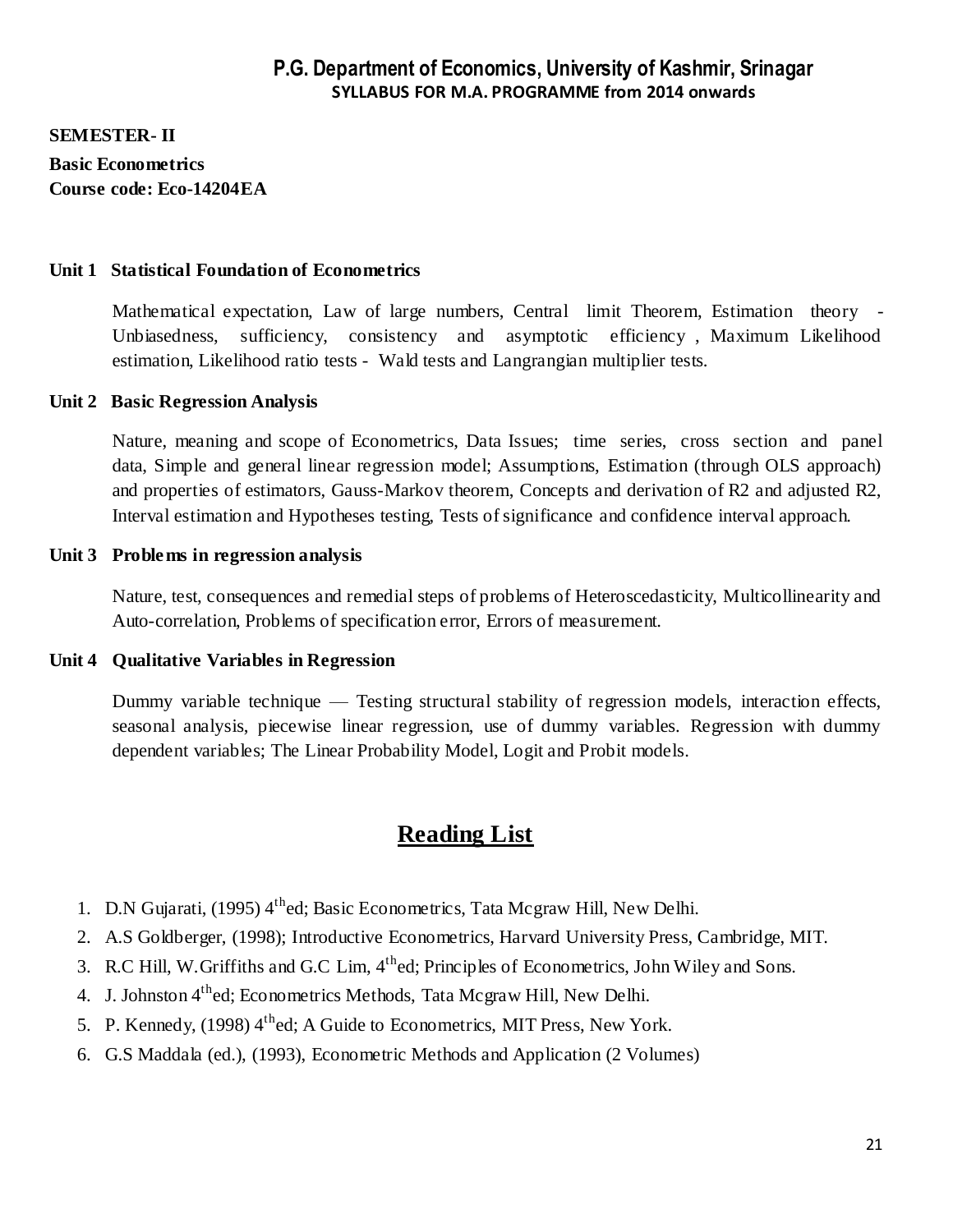## SEMESTER- II

**Basic Econometrics**
**Course code: Eco-14204EA**

**Unit 1 Statistical Foundation of Econometrics**

Mathematical expectation, Law of large numbers, Central limit Theorem, Estimation theory - Unbiasedness, sufficiency, consistency and asymptotic efficiency , Maximum Likelihood estimation, Likelihood ratio tests - Wald tests and Langrangian multiplier tests.

**Unit 2 Basic Regression Analysis**

Nature, meaning and scope of Econometrics, Data Issues; time series, cross section and panel data, Simple and general linear regression model; Assumptions, Estimation (through OLS approach) and properties of estimators, Gauss-Markov theorem, Concepts and derivation of R2 and adjusted R2, Interval estimation and Hypotheses testing, Tests of significance and confidence interval approach.

**Unit 3 Problems in regression analysis**

Nature, test, consequences and remedial steps of problems of Heteroscedasticity, Multicollinearity and Auto-correlation, Problems of specification error, Errors of measurement.

**Unit 4 Qualitative Variables in Regression**

Dummy variable technique — Testing structural stability of regression models, interaction effects, seasonal analysis, piecewise linear regression, use of dummy variables. Regression with dummy dependent variables; The Linear Probability Model, Logit and Probit models.

## Reading List

1. D.N Gujarati, (1995) 4th ed; Basic Econometrics, Tata Mcgraw Hill, New Delhi.
2. A.S Goldberger, (1998); Introductive Econometrics, Harvard University Press, Cambridge, MIT.
3. R.C Hill, W.Griffiths and G.C Lim, 4th ed; Principles of Econometrics, John Wiley and Sons.
4. J. Johnston 4th ed; Econometrics Methods, Tata Mcgraw Hill, New Delhi.
5. P. Kennedy, (1998) 4th ed; A Guide to Econometrics, MIT Press, New York.
6. G.S Maddala (ed.), (1993), Econometric Methods and Application (2 Volumes)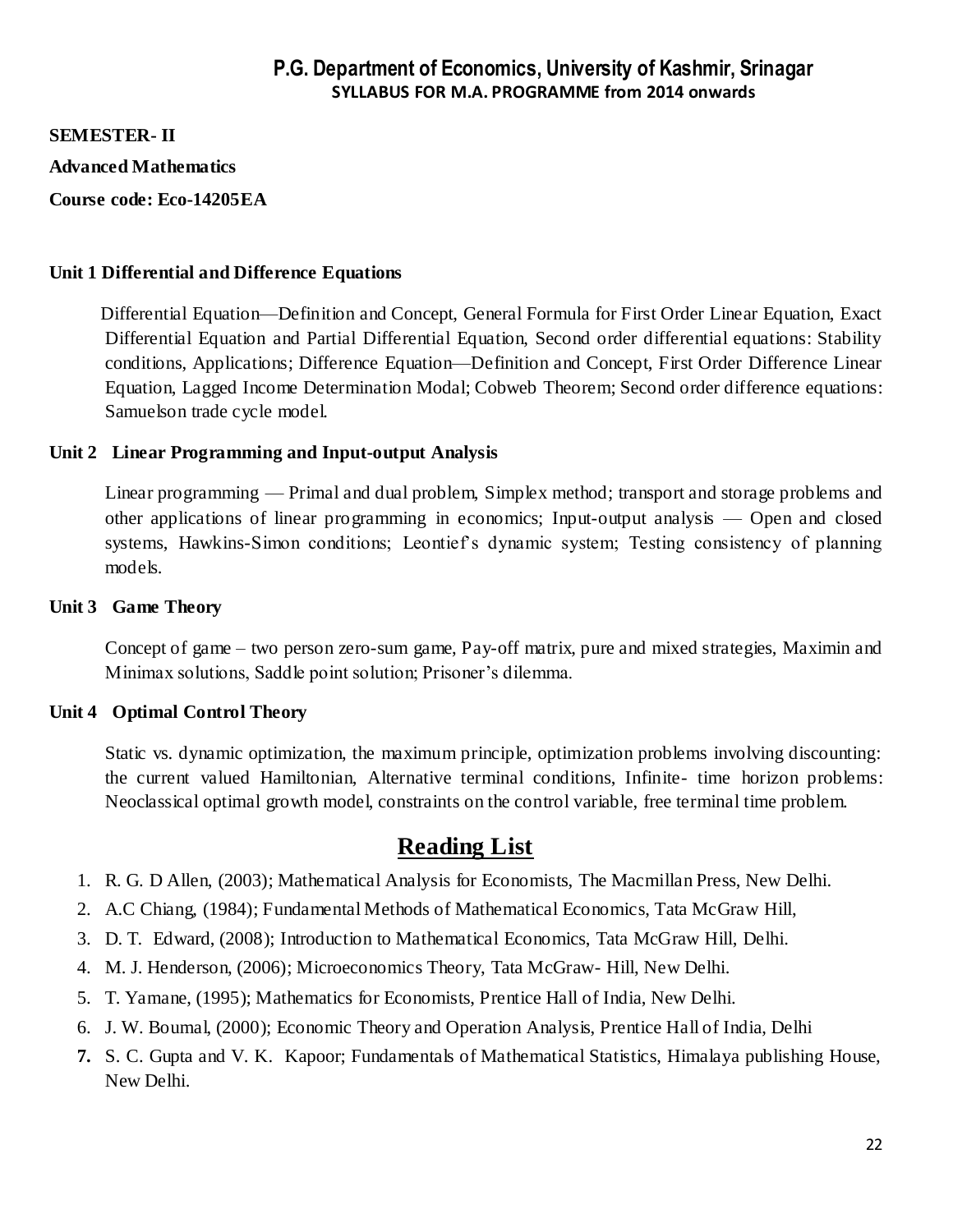**SEMESTER- II**

**Advanced Mathematics**

**Course code: Eco-14205EA**

**Unit 1 Differential and Difference Equations**

Differential Equation—Definition and Concept, General Formula for First Order Linear Equation, Exact Differential Equation and Partial Differential Equation, Second order differential equations: Stability conditions, Applications; Difference Equation—Definition and Concept, First Order Difference Linear Equation, Lagged Income Determination Modal; Cobweb Theorem; Second order difference equations: Samuelson trade cycle model.

**Unit 2 Linear Programming and Input-output Analysis**

Linear programming — Primal and dual problem, Simplex method; transport and storage problems and other applications of linear programming in economics; Input-output analysis — Open and closed systems, Hawkins-Simon conditions; Leontief's dynamic system; Testing consistency of planning models.

**Unit 3 Game Theory**

Concept of game – two person zero-sum game, Pay-off matrix, pure and mixed strategies, Maximin and Minimax solutions, Saddle point solution; Prisoner's dilemma.

**Unit 4 Optimal Control Theory**

Static vs. dynamic optimization, the maximum principle, optimization problems involving discounting: the current valued Hamiltonian, Alternative terminal conditions, Infinite- time horizon problems: Neoclassical optimal growth model, constraints on the control variable, free terminal time problem.

## Reading List

1. R. G. D Allen, (2003); Mathematical Analysis for Economists, The Macmillan Press, New Delhi.
2. A.C Chiang, (1984); Fundamental Methods of Mathematical Economics, Tata McGraw Hill,
3. D. T. Edward, (2008); Introduction to Mathematical Economics, Tata McGraw Hill, Delhi.
4. M. J. Henderson, (2006); Microeconomics Theory, Tata McGraw- Hill, New Delhi.
5. T. Yamane, (1995); Mathematics for Economists, Prentice Hall of India, New Delhi.
6. J. W. Boumal, (2000); Economic Theory and Operation Analysis, Prentice Hall of India, Delhi
7. S. C. Gupta and V. K. Kapoor; Fundamentals of Mathematical Statistics, Himalaya publishing House, New Delhi.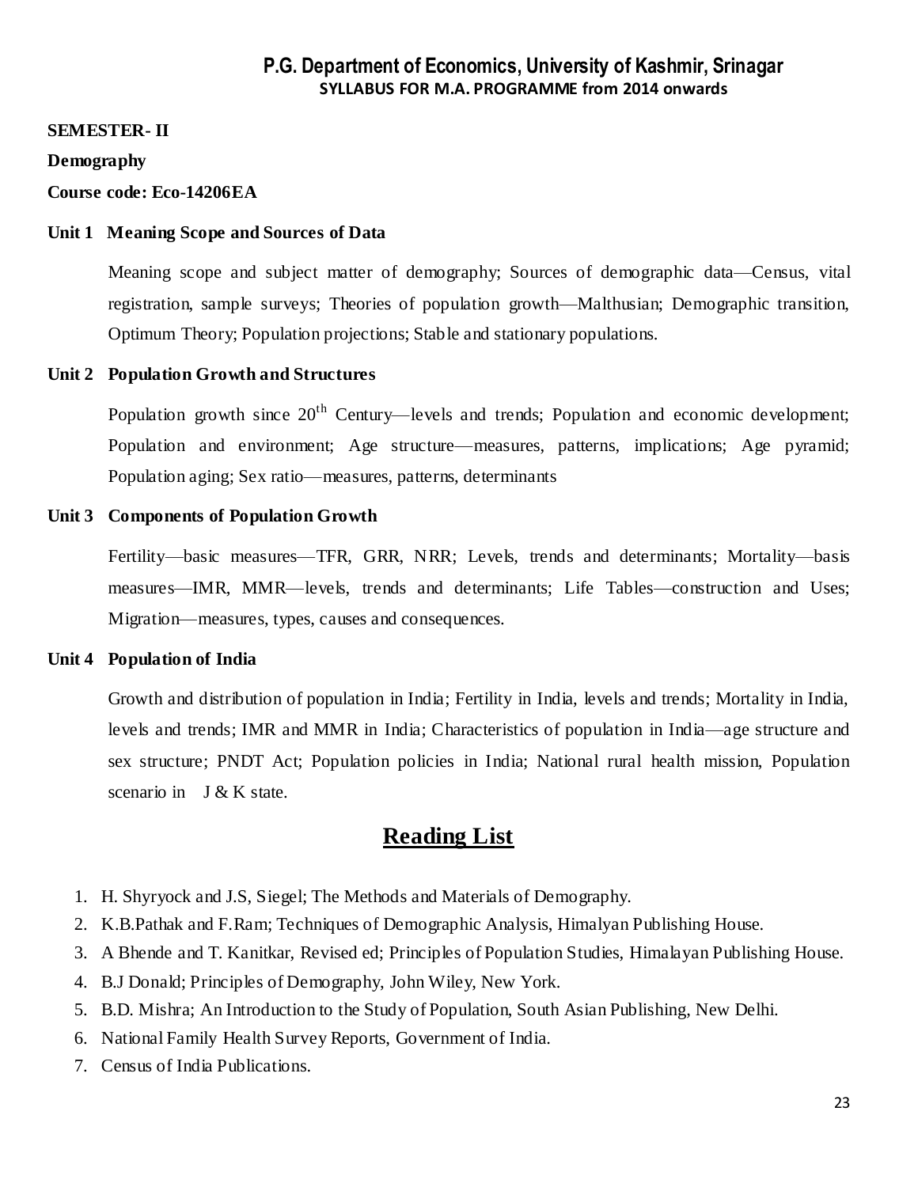**SEMESTER- II**

**Demography**

**Course code: Eco-14206EA**

**Unit 1 Meaning Scope and Sources of Data**

Meaning scope and subject matter of demography; Sources of demographic data—Census, vital registration, sample surveys; Theories of population growth—Malthusian; Demographic transition, Optimum Theory; Population projections; Stable and stationary populations.

**Unit 2 Population Growth and Structures**

Population growth since 20th Century—levels and trends; Population and economic development; Population and environment; Age structure—measures, patterns, implications; Age pyramid; Population aging; Sex ratio—measures, patterns, determinants

**Unit 3 Components of Population Growth**

Fertility—basic measures—TFR, GRR, NRR; Levels, trends and determinants; Mortality—basis measures—IMR, MMR—levels, trends and determinants; Life Tables—construction and Uses; Migration—measures, types, causes and consequences.

**Unit 4 Population of India**

Growth and distribution of population in India; Fertility in India, levels and trends; Mortality in India, levels and trends; IMR and MMR in India; Characteristics of population in India—age structure and sex structure; PNDT Act; Population policies in India; National rural health mission, Population scenario in J & K state.

## Reading List

1. H. Shyryock and J.S, Siegel; The Methods and Materials of Demography.
2. K.B.Pathak and F.Ram; Techniques of Demographic Analysis, Himalyan Publishing House.
3. A Bhende and T. Kanitkar, Revised ed; Principles of Population Studies, Himalayan Publishing House.
4. B.J Donald; Principles of Demography, John Wiley, New York.
5. B.D. Mishra; An Introduction to the Study of Population, South Asian Publishing, New Delhi.
6. National Family Health Survey Reports, Government of India.
7. Census of India Publications.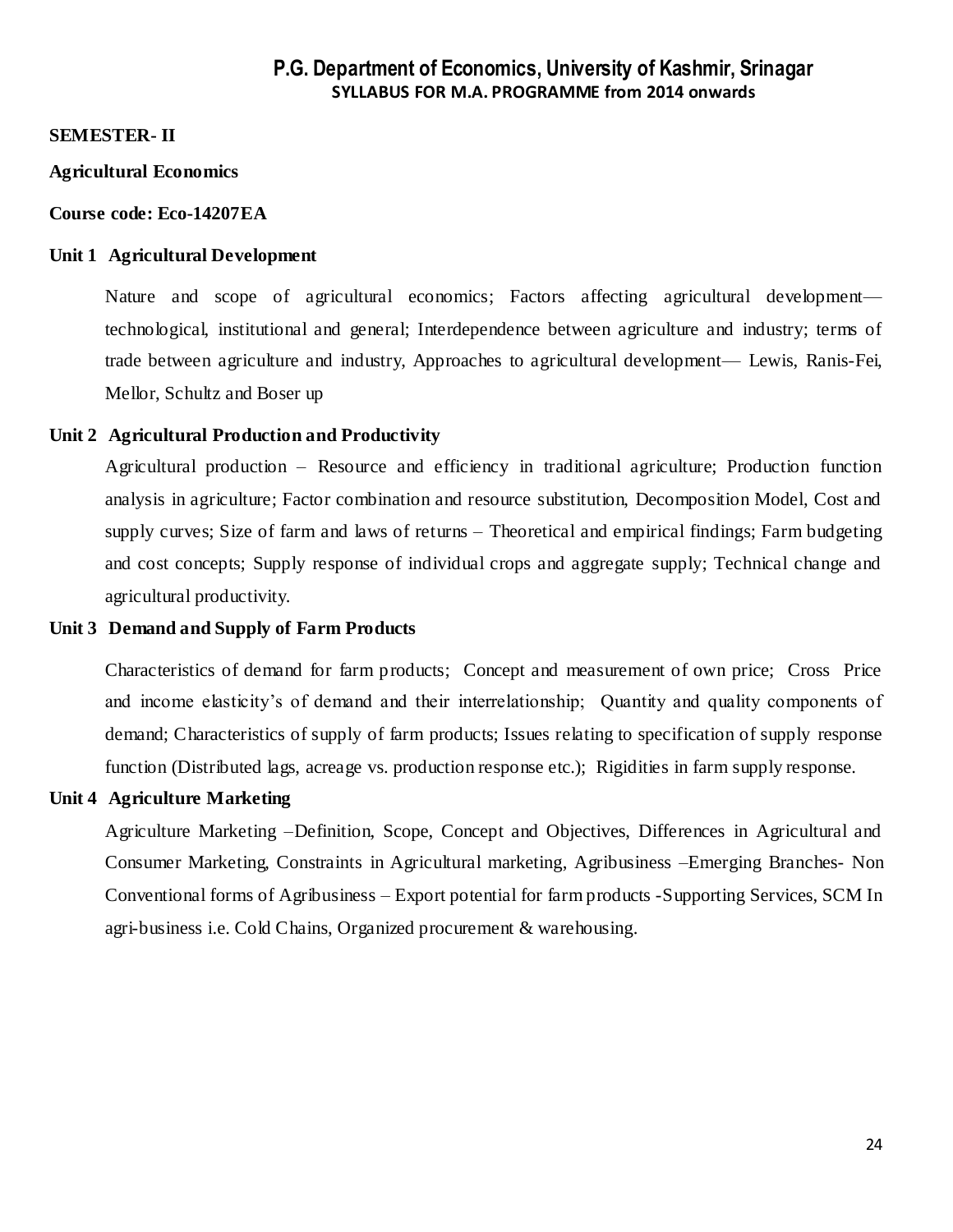# P.G. Department of Economics, University of Kashmir, Srinagar

**SYLLABUS FOR M.A. PROGRAMME from 2014 onwards**

**SEMESTER- II**

**Agricultural Economics**

**Course code: Eco-14207EA**

### Unit 1 Agricultural Development

Nature and scope of agricultural economics; Factors affecting agricultural development— technological, institutional and general; Interdependence between agriculture and industry; terms of trade between agriculture and industry, Approaches to agricultural development— Lewis, Ranis-Fei, Mellor, Schultz and Boser up

### Unit 2 Agricultural Production and Productivity

Agricultural production – Resource and efficiency in traditional agriculture; Production function analysis in agriculture; Factor combination and resource substitution, Decomposition Model, Cost and supply curves; Size of farm and laws of returns – Theoretical and empirical findings; Farm budgeting and cost concepts; Supply response of individual crops and aggregate supply; Technical change and agricultural productivity.

### Unit 3 Demand and Supply of Farm Products

Characteristics of demand for farm products; Concept and measurement of own price; Cross Price and income elasticity's of demand and their interrelationship; Quantity and quality components of demand; Characteristics of supply of farm products; Issues relating to specification of supply response function (Distributed lags, acreage vs. production response etc.); Rigidities in farm supply response.

### Unit 4 Agriculture Marketing

Agriculture Marketing –Definition, Scope, Concept and Objectives, Differences in Agricultural and Consumer Marketing, Constraints in Agricultural marketing, Agribusiness –Emerging Branches- Non Conventional forms of Agribusiness – Export potential for farm products -Supporting Services, SCM In agri-business i.e. Cold Chains, Organized procurement & warehousing.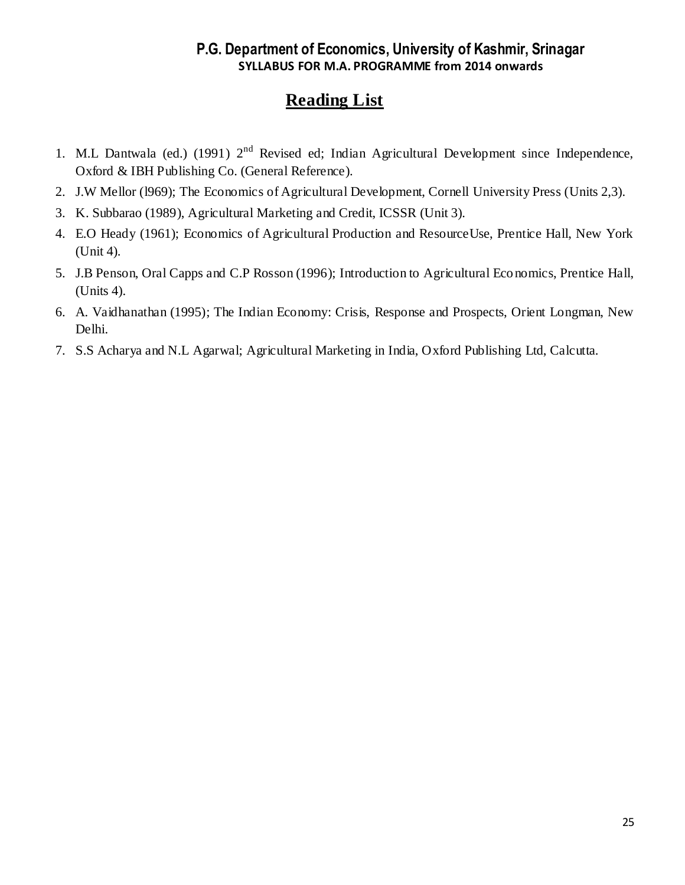## Reading List

1. M.L Dantwala (ed.) (1991) 2nd Revised ed; Indian Agricultural Development since Independence, Oxford & IBH Publishing Co. (General Reference).
2. J.W Mellor (l969); The Economics of Agricultural Development, Cornell University Press (Units 2,3).
3. K. Subbarao (1989), Agricultural Marketing and Credit, ICSSR (Unit 3).
4. E.O Heady (1961); Economics of Agricultural Production and ResourceUse, Prentice Hall, New York (Unit 4).
5. J.B Penson, Oral Capps and C.P Rosson (1996); Introduction to Agricultural Economics, Prentice Hall, (Units 4).
6. A. Vaidhanathan (1995); The Indian Economy: Crisis, Response and Prospects, Orient Longman, New Delhi.
7. S.S Acharya and N.L Agarwal; Agricultural Marketing in India, Oxford Publishing Ltd, Calcutta.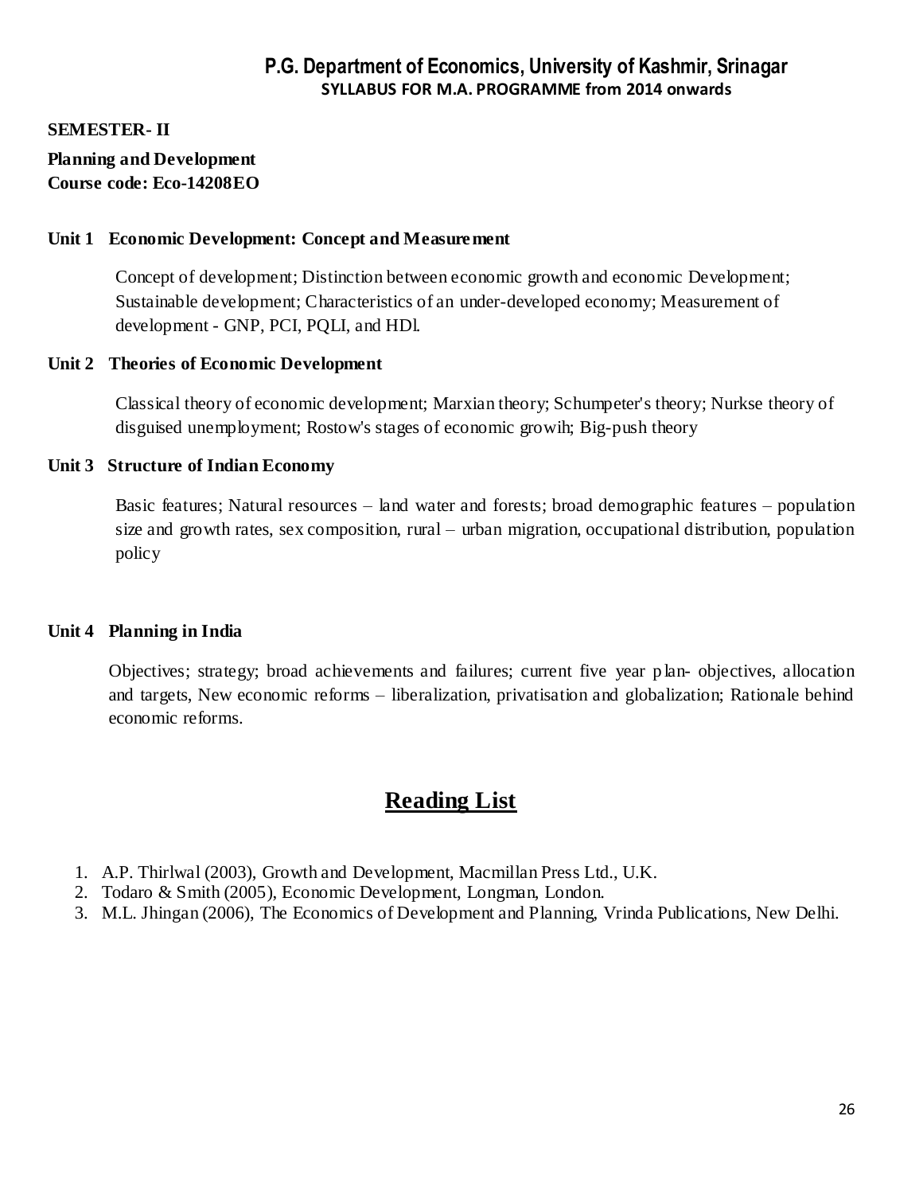# P.G. Department of Economics, University of Kashmir, Srinagar

**SYLLABUS FOR M.A. PROGRAMME from 2014 onwards**

**SEMESTER- II**

**Planning and Development**
**Course code: Eco-14208EO**

**Unit 1 Economic Development: Concept and Measurement**

Concept of development; Distinction between economic growth and economic Development; Sustainable development; Characteristics of an under-developed economy; Measurement of development - GNP, PCI, PQLI, and HDl.

**Unit 2 Theories of Economic Development**

Classical theory of economic development; Marxian theory; Schumpeter's theory; Nurkse theory of disguised unemployment; Rostow's stages of economic growih; Big-push theory

**Unit 3 Structure of Indian Economy**

Basic features; Natural resources – land water and forests; broad demographic features – population size and growth rates, sex composition, rural – urban migration, occupational distribution, population policy

**Unit 4 Planning in India**

Objectives; strategy; broad achievements and failures; current five year plan- objectives, allocation and targets, New economic reforms – liberalization, privatisation and globalization; Rationale behind economic reforms.

## Reading List

1. A.P. Thirlwal (2003), Growth and Development, Macmillan Press Ltd., U.K.
2. Todaro & Smith (2005), Economic Development, Longman, London.
3. M.L. Jhingan (2006), The Economics of Development and Planning, Vrinda Publications, New Delhi.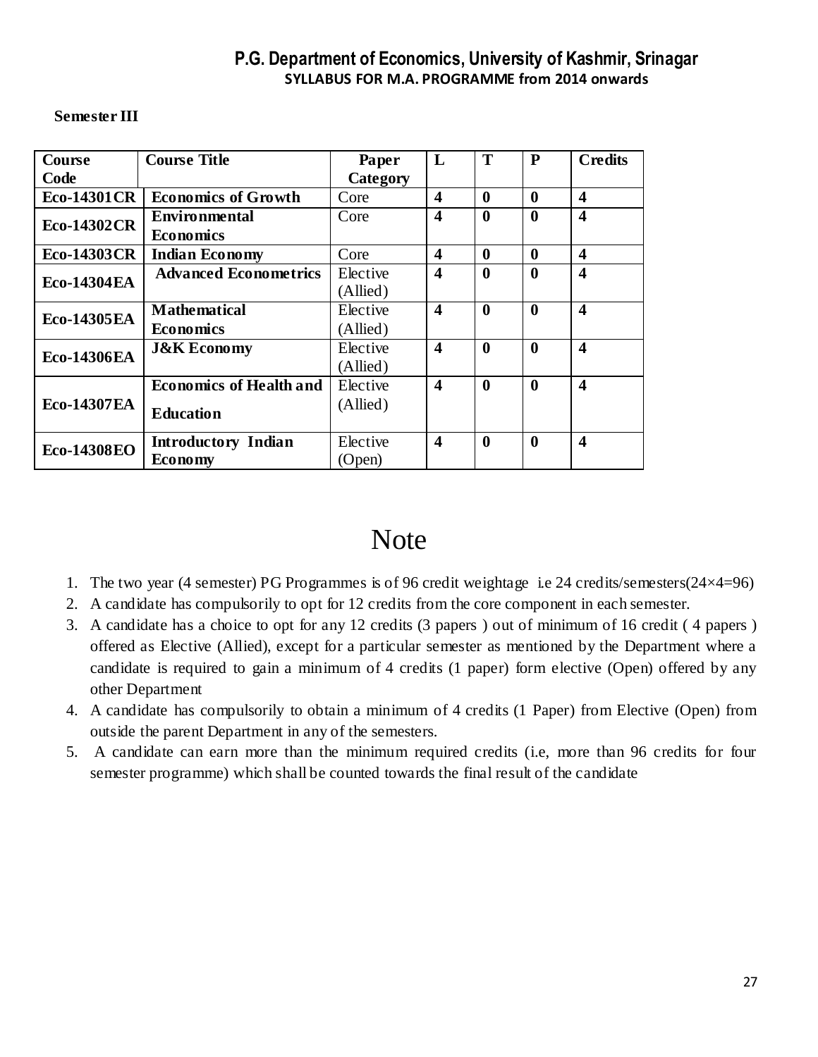## P.G. Department of Economics, University of Kashmir, Srinagar

**SYLLABUS FOR M.A. PROGRAMME from 2014 onwards**

**Semester III**

| Course Code | Course Title | Paper Category | L | T | P | Credits |
|---|---|---|---|---|---|---|
| **Eco-14301CR** | **Economics of Growth** | Core | **4** | **0** | **0** | **4** |
| **Eco-14302CR** | **Environmental Economics** | Core | **4** | **0** | **0** | **4** |
| **Eco-14303CR** | **Indian Economy** | Core | **4** | **0** | **0** | **4** |
| **Eco-14304EA** | **Advanced Econometrics** | Elective (Allied) | **4** | **0** | **0** | **4** |
| **Eco-14305EA** | **Mathematical Economics** | Elective (Allied) | **4** | **0** | **0** | **4** |
| **Eco-14306EA** | **J&K Economy** | Elective (Allied) | **4** | **0** | **0** | **4** |
| **Eco-14307EA** | **Economics of Health and Education** | Elective (Allied) | **4** | **0** | **0** | **4** |
| **Eco-14308EO** | **Introductory Indian Economy** | Elective (Open) | **4** | **0** | **0** | **4** |

# Note

1. The two year (4 semester) PG Programmes is of 96 credit weightage i.e 24 credits/semesters($24\times4=96$)
2. A candidate has compulsorily to opt for 12 credits from the core component in each semester.
3. A candidate has a choice to opt for any 12 credits (3 papers ) out of minimum of 16 credit ( 4 papers ) offered as Elective (Allied), except for a particular semester as mentioned by the Department where a candidate is required to gain a minimum of 4 credits (1 paper) form elective (Open) offered by any other Department
4. A candidate has compulsorily to obtain a minimum of 4 credits (1 Paper) from Elective (Open) from outside the parent Department in any of the semesters.
5. A candidate can earn more than the minimum required credits (i.e, more than 96 credits for four semester programme) which shall be counted towards the final result of the candidate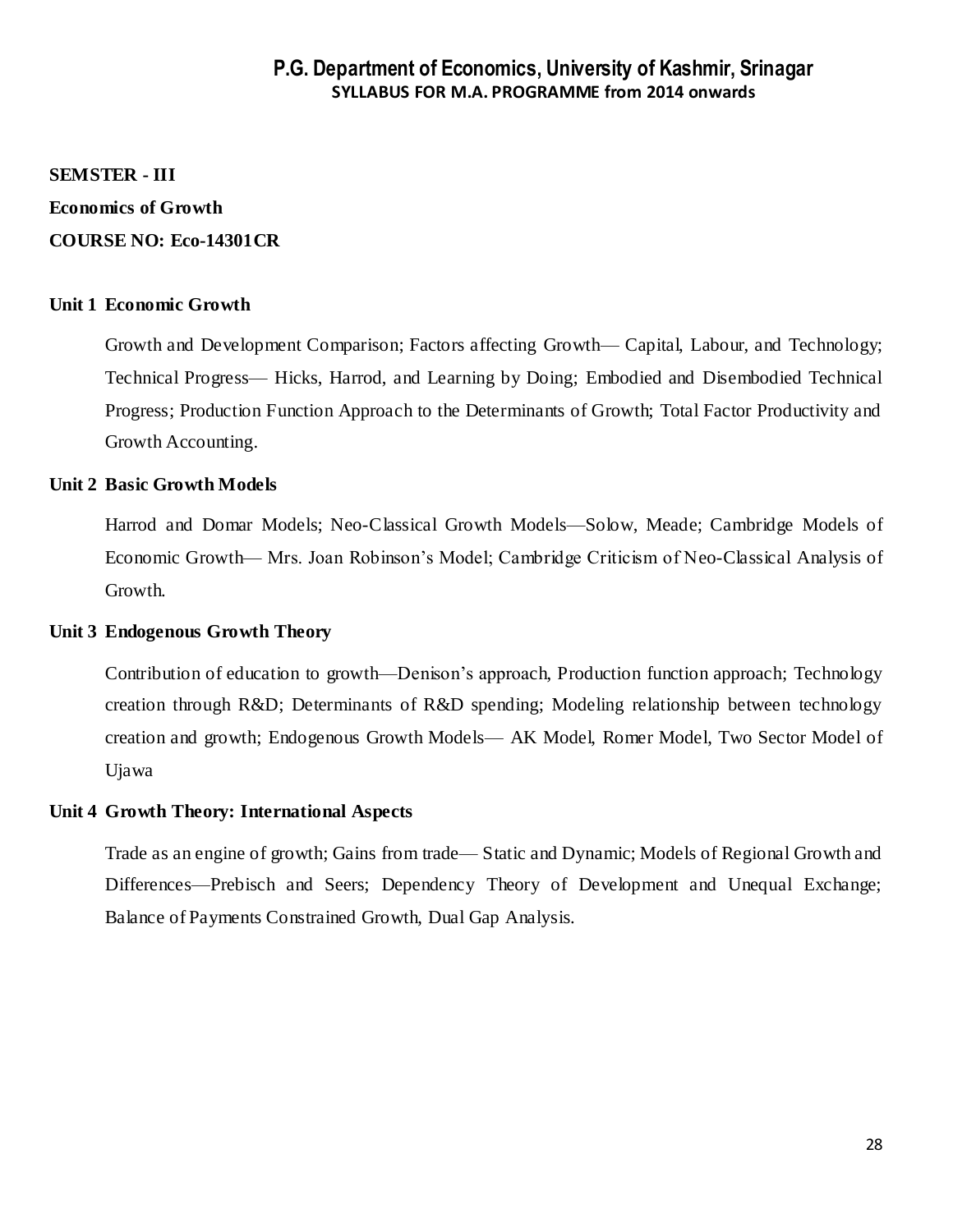**SEMSTER - III**

**Economics of Growth**

**COURSE NO: Eco-14301CR**

**Unit 1 Economic Growth**

Growth and Development Comparison; Factors affecting Growth— Capital, Labour, and Technology; Technical Progress— Hicks, Harrod, and Learning by Doing; Embodied and Disembodied Technical Progress; Production Function Approach to the Determinants of Growth; Total Factor Productivity and Growth Accounting.

**Unit 2 Basic Growth Models**

Harrod and Domar Models; Neo-Classical Growth Models—Solow, Meade; Cambridge Models of Economic Growth— Mrs. Joan Robinson's Model; Cambridge Criticism of Neo-Classical Analysis of Growth.

**Unit 3 Endogenous Growth Theory**

Contribution of education to growth—Denison's approach, Production function approach; Technology creation through R&D; Determinants of R&D spending; Modeling relationship between technology creation and growth; Endogenous Growth Models— AK Model, Romer Model, Two Sector Model of Ujawa

**Unit 4 Growth Theory: International Aspects**

Trade as an engine of growth; Gains from trade— Static and Dynamic; Models of Regional Growth and Differences—Prebisch and Seers; Dependency Theory of Development and Unequal Exchange; Balance of Payments Constrained Growth, Dual Gap Analysis.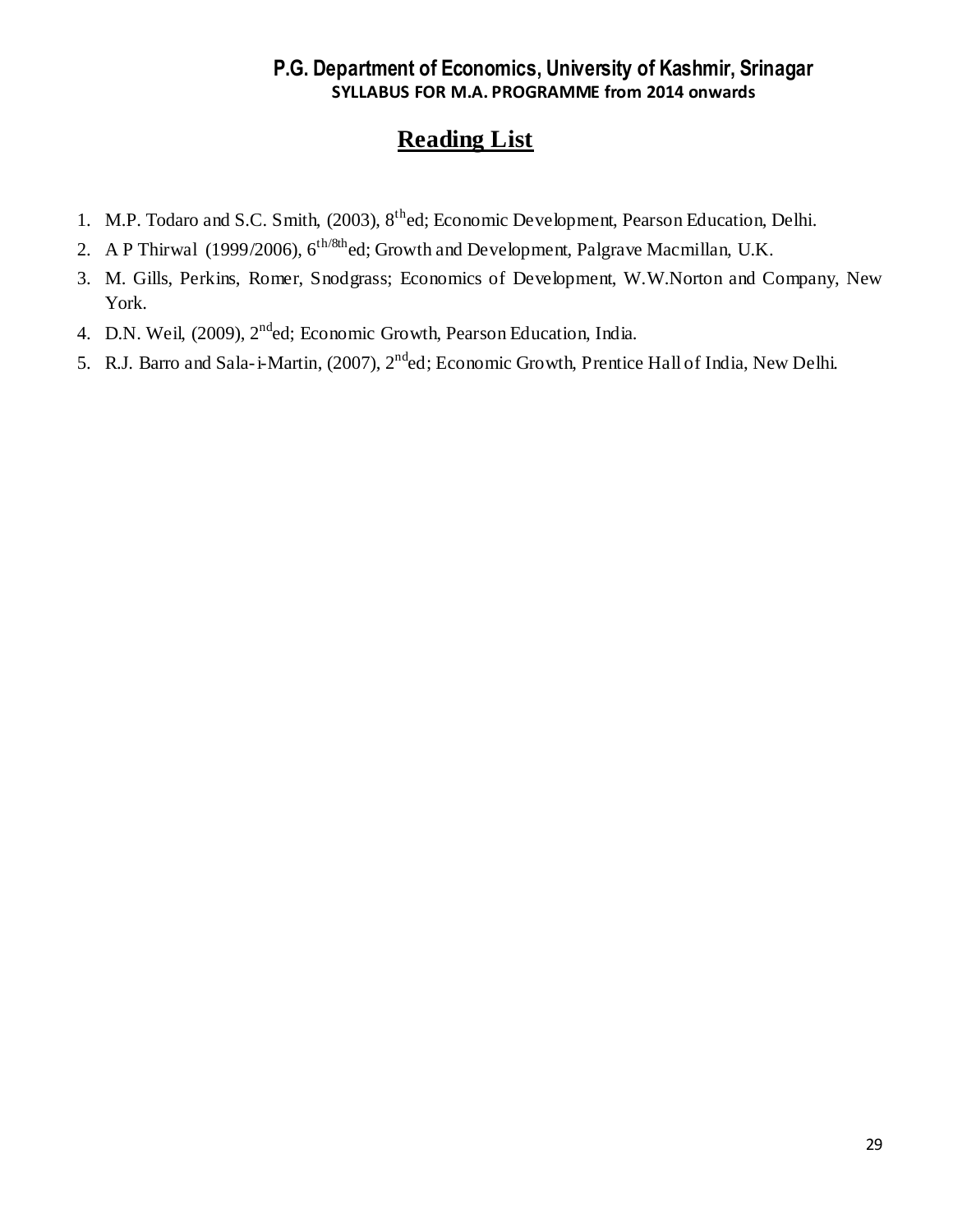## Reading List

1. M.P. Todaro and S.C. Smith, (2003), 8th ed; Economic Development, Pearson Education, Delhi.
2. A P Thirwal (1999/2006), 6th/8th ed; Growth and Development, Palgrave Macmillan, U.K.
3. M. Gills, Perkins, Romer, Snodgrass; Economics of Development, W.W.Norton and Company, New York.
4. D.N. Weil, (2009), 2nd ed; Economic Growth, Pearson Education, India.
5. R.J. Barro and Sala-i-Martin, (2007), 2nd ed; Economic Growth, Prentice Hall of India, New Delhi.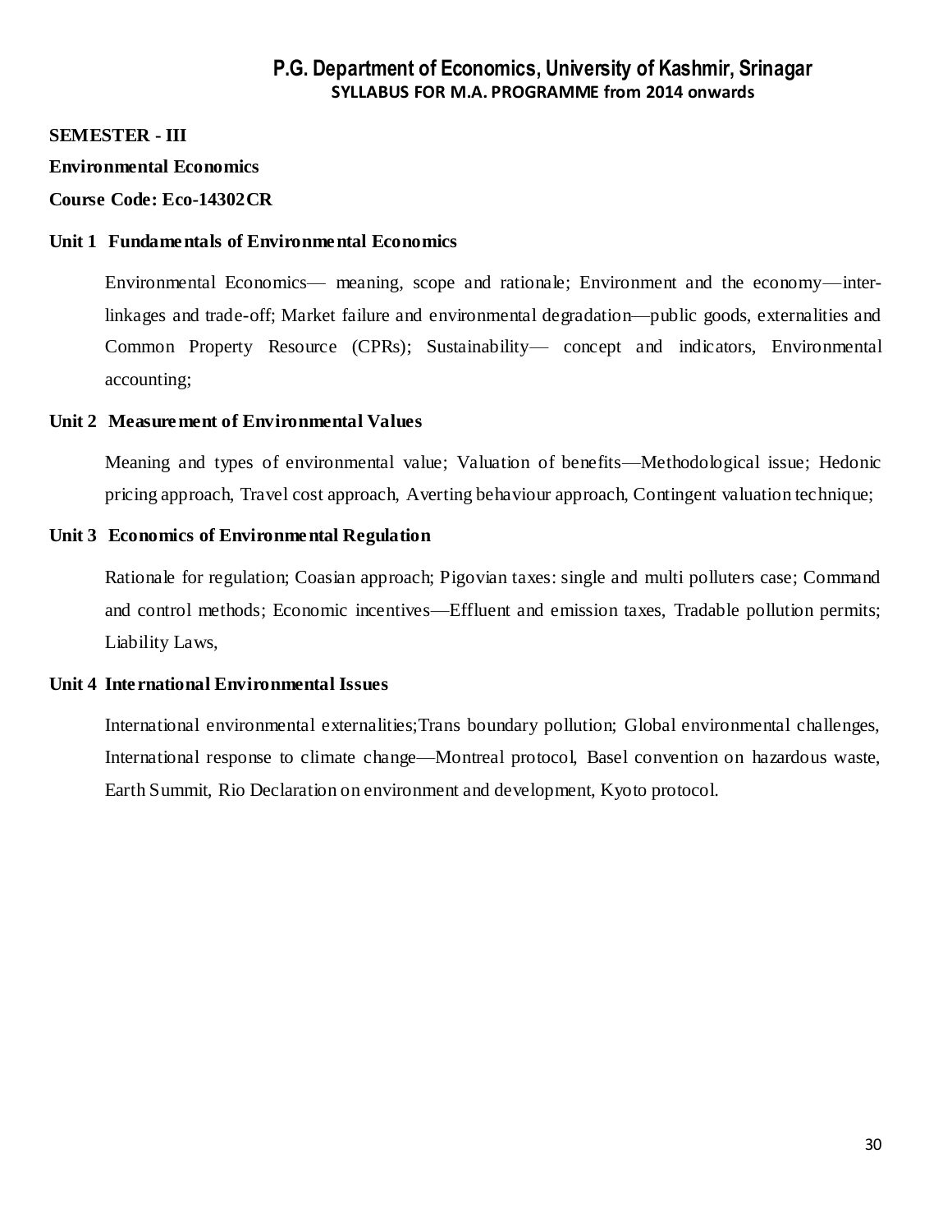**SEMESTER - III**

**Environmental Economics**

**Course Code: Eco-14302CR**

**Unit 1 Fundamentals of Environmental Economics**

Environmental Economics— meaning, scope and rationale; Environment and the economy—inter-linkages and trade-off; Market failure and environmental degradation—public goods, externalities and Common Property Resource (CPRs); Sustainability— concept and indicators, Environmental accounting;

**Unit 2 Measurement of Environmental Values**

Meaning and types of environmental value; Valuation of benefits—Methodological issue; Hedonic pricing approach, Travel cost approach, Averting behaviour approach, Contingent valuation technique;

**Unit 3 Economics of Environmental Regulation**

Rationale for regulation; Coasian approach; Pigovian taxes: single and multi polluters case; Command and control methods; Economic incentives—Effluent and emission taxes, Tradable pollution permits; Liability Laws,

**Unit 4 International Environmental Issues**

International environmental externalities;Trans boundary pollution; Global environmental challenges, International response to climate change—Montreal protocol, Basel convention on hazardous waste, Earth Summit, Rio Declaration on environment and development, Kyoto protocol.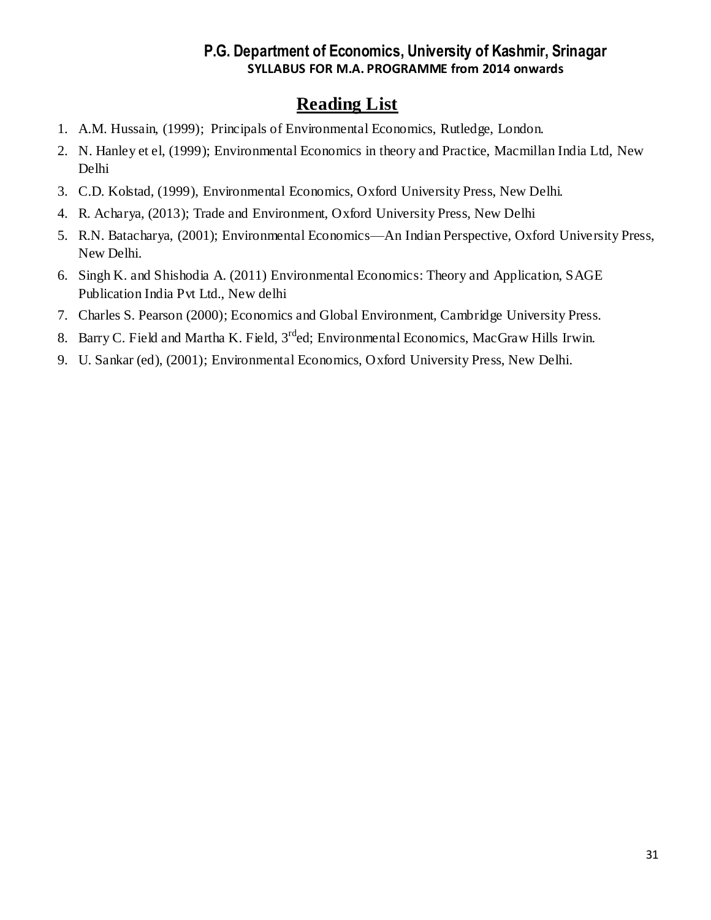## Reading List

1. A.M. Hussain, (1999); Principals of Environmental Economics, Rutledge, London.
2. N. Hanley et el, (1999); Environmental Economics in theory and Practice, Macmillan India Ltd, New Delhi
3. C.D. Kolstad, (1999), Environmental Economics, Oxford University Press, New Delhi.
4. R. Acharya, (2013); Trade and Environment, Oxford University Press, New Delhi
5. R.N. Batacharya, (2001); Environmental Economics—An Indian Perspective, Oxford University Press, New Delhi.
6. Singh K. and Shishodia A. (2011) Environmental Economics: Theory and Application, SAGE Publication India Pvt Ltd., New delhi
7. Charles S. Pearson (2000); Economics and Global Environment, Cambridge University Press.
8. Barry C. Field and Martha K. Field, 3rd ed; Environmental Economics, MacGraw Hills Irwin.
9. U. Sankar (ed), (2001); Environmental Economics, Oxford University Press, New Delhi.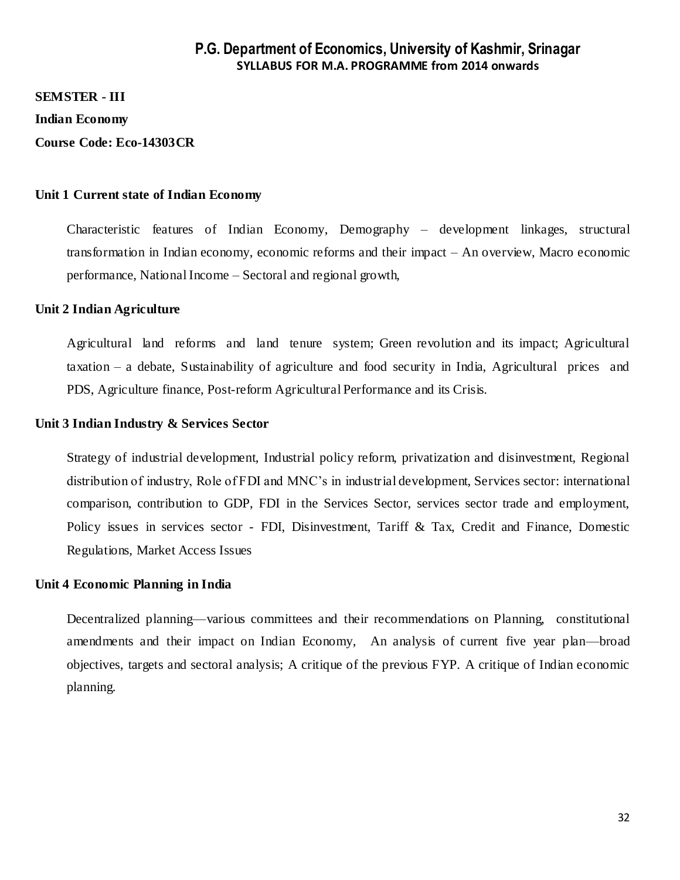**SEMSTER - III**

**Indian Economy**

**Course Code: Eco-14303CR**

### Unit 1 Current state of Indian Economy

Characteristic features of Indian Economy, Demography – development linkages, structural transformation in Indian economy, economic reforms and their impact – An overview, Macro economic performance, National Income – Sectoral and regional growth,

### Unit 2 Indian Agriculture

Agricultural land reforms and land tenure system; Green revolution and its impact; Agricultural taxation – a debate, Sustainability of agriculture and food security in India, Agricultural prices and PDS, Agriculture finance, Post-reform Agricultural Performance and its Crisis.

### Unit 3 Indian Industry & Services Sector

Strategy of industrial development, Industrial policy reform, privatization and disinvestment, Regional distribution of industry, Role of FDI and MNC's in industrial development, Services sector: international comparison, contribution to GDP, FDI in the Services Sector, services sector trade and employment, Policy issues in services sector - FDI, Disinvestment, Tariff & Tax, Credit and Finance, Domestic Regulations, Market Access Issues

### Unit 4 Economic Planning in India

Decentralized planning—various committees and their recommendations on Planning, constitutional amendments and their impact on Indian Economy, An analysis of current five year plan—broad objectives, targets and sectoral analysis; A critique of the previous FYP. A critique of Indian economic planning.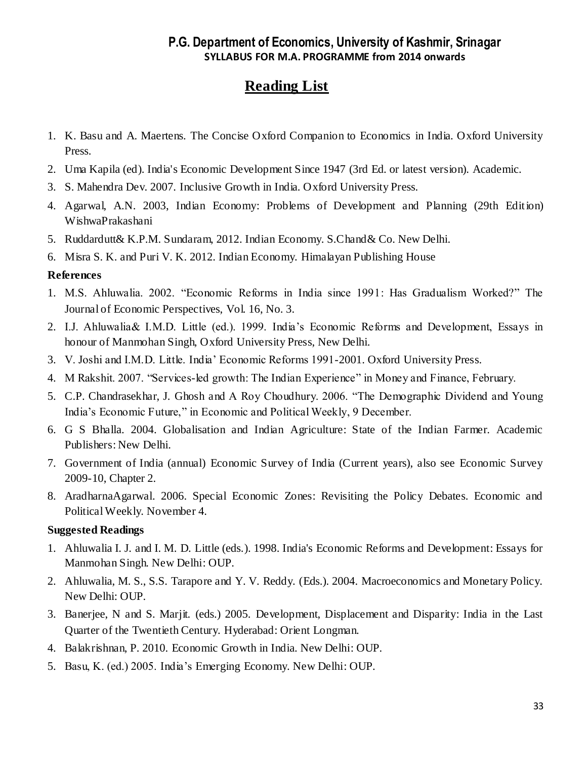## Reading List

1. K. Basu and A. Maertens. The Concise Oxford Companion to Economics in India. Oxford University Press.
2. Uma Kapila (ed). India's Economic Development Since 1947 (3rd Ed. or latest version). Academic.
3. S. Mahendra Dev. 2007. Inclusive Growth in India. Oxford University Press.
4. Agarwal, A.N. 2003, Indian Economy: Problems of Development and Planning (29th Edition) WishwaPrakashani
5. Ruddardutt& K.P.M. Sundaram, 2012. Indian Economy. S.Chand& Co. New Delhi.
6. Misra S. K. and Puri V. K. 2012. Indian Economy. Himalayan Publishing House

**References**

1. M.S. Ahluwalia. 2002. "Economic Reforms in India since 1991: Has Gradualism Worked?" The Journal of Economic Perspectives, Vol. 16, No. 3.
2. I.J. Ahluwalia& I.M.D. Little (ed.). 1999. India's Economic Reforms and Development, Essays in honour of Manmohan Singh, Oxford University Press, New Delhi.
3. V. Joshi and I.M.D. Little. India' Economic Reforms 1991-2001. Oxford University Press.
4. M Rakshit. 2007. "Services-led growth: The Indian Experience" in Money and Finance, February.
5. C.P. Chandrasekhar, J. Ghosh and A Roy Choudhury. 2006. "The Demographic Dividend and Young India's Economic Future," in Economic and Political Weekly, 9 December.
6. G S Bhalla. 2004. Globalisation and Indian Agriculture: State of the Indian Farmer. Academic Publishers: New Delhi.
7. Government of India (annual) Economic Survey of India (Current years), also see Economic Survey 2009-10, Chapter 2.
8. AradharnaAgarwal. 2006. Special Economic Zones: Revisiting the Policy Debates. Economic and Political Weekly. November 4.

**Suggested Readings**

1. Ahluwalia I. J. and I. M. D. Little (eds.). 1998. India's Economic Reforms and Development: Essays for Manmohan Singh. New Delhi: OUP.
2. Ahluwalia, M. S., S.S. Tarapore and Y. V. Reddy. (Eds.). 2004. Macroeconomics and Monetary Policy. New Delhi: OUP.
3. Banerjee, N and S. Marjit. (eds.) 2005. Development, Displacement and Disparity: India in the Last Quarter of the Twentieth Century. Hyderabad: Orient Longman.
4. Balakrishnan, P. 2010. Economic Growth in India. New Delhi: OUP.
5. Basu, K. (ed.) 2005. India's Emerging Economy. New Delhi: OUP.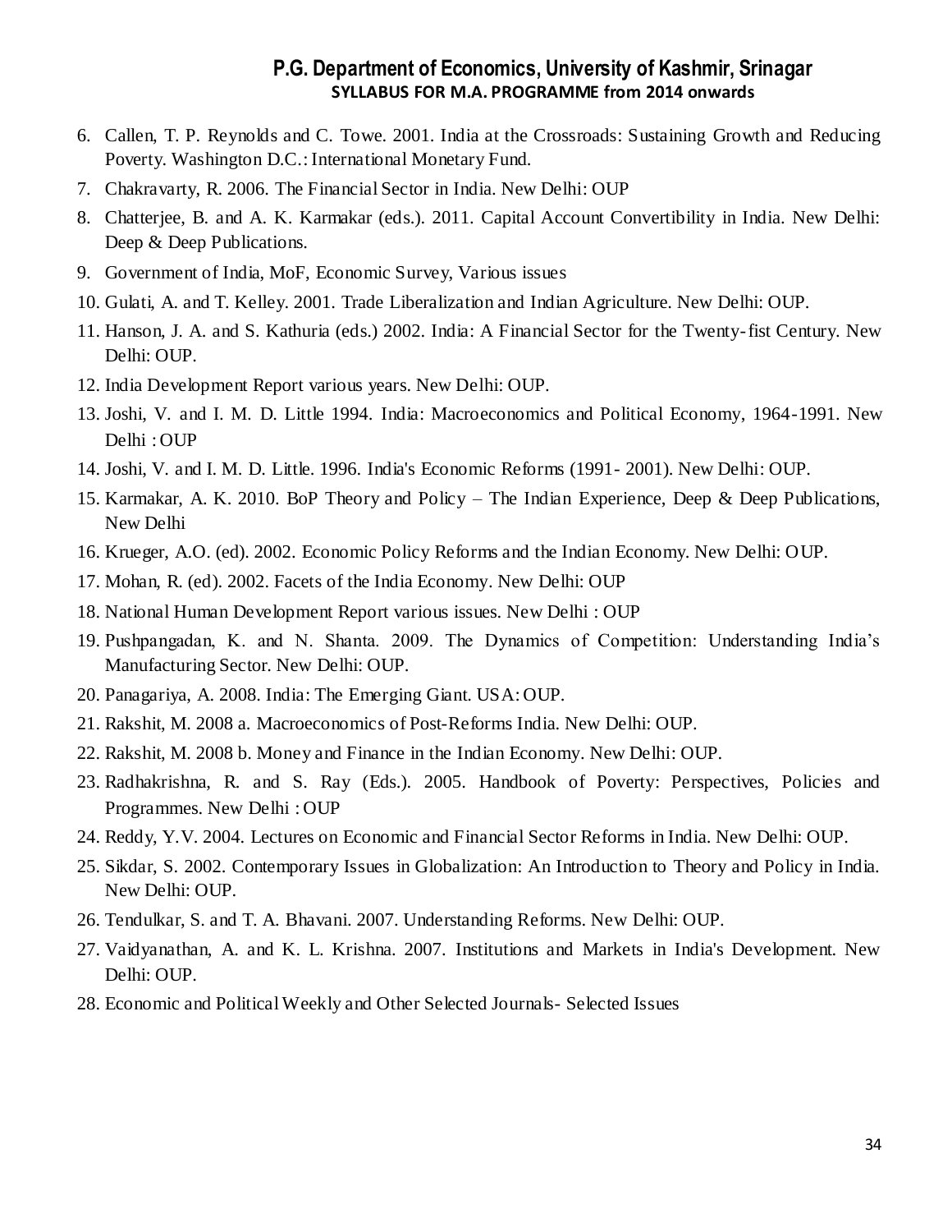6. Callen, T. P. Reynolds and C. Towe. 2001. India at the Crossroads: Sustaining Growth and Reducing Poverty. Washington D.C.: International Monetary Fund.
7. Chakravarty, R. 2006. The Financial Sector in India. New Delhi: OUP
8. Chatterjee, B. and A. K. Karmakar (eds.). 2011. Capital Account Convertibility in India. New Delhi: Deep & Deep Publications.
9. Government of India, MoF, Economic Survey, Various issues
10. Gulati, A. and T. Kelley. 2001. Trade Liberalization and Indian Agriculture. New Delhi: OUP.
11. Hanson, J. A. and S. Kathuria (eds.) 2002. India: A Financial Sector for the Twenty-fist Century. New Delhi: OUP.
12. India Development Report various years. New Delhi: OUP.
13. Joshi, V. and I. M. D. Little 1994. India: Macroeconomics and Political Economy, 1964-1991. New Delhi : OUP
14. Joshi, V. and I. M. D. Little. 1996. India's Economic Reforms (1991- 2001). New Delhi: OUP.
15. Karmakar, A. K. 2010. BoP Theory and Policy – The Indian Experience, Deep & Deep Publications, New Delhi
16. Krueger, A.O. (ed). 2002. Economic Policy Reforms and the Indian Economy. New Delhi: OUP.
17. Mohan, R. (ed). 2002. Facets of the India Economy. New Delhi: OUP
18. National Human Development Report various issues. New Delhi : OUP
19. Pushpangadan, K. and N. Shanta. 2009. The Dynamics of Competition: Understanding India's Manufacturing Sector. New Delhi: OUP.
20. Panagariya, A. 2008. India: The Emerging Giant. USA: OUP.
21. Rakshit, M. 2008 a. Macroeconomics of Post-Reforms India. New Delhi: OUP.
22. Rakshit, M. 2008 b. Money and Finance in the Indian Economy. New Delhi: OUP.
23. Radhakrishna, R. and S. Ray (Eds.). 2005. Handbook of Poverty: Perspectives, Policies and Programmes. New Delhi : OUP
24. Reddy, Y.V. 2004. Lectures on Economic and Financial Sector Reforms in India. New Delhi: OUP.
25. Sikdar, S. 2002. Contemporary Issues in Globalization: An Introduction to Theory and Policy in India. New Delhi: OUP.
26. Tendulkar, S. and T. A. Bhavani. 2007. Understanding Reforms. New Delhi: OUP.
27. Vaidyanathan, A. and K. L. Krishna. 2007. Institutions and Markets in India's Development. New Delhi: OUP.
28. Economic and Political Weekly and Other Selected Journals- Selected Issues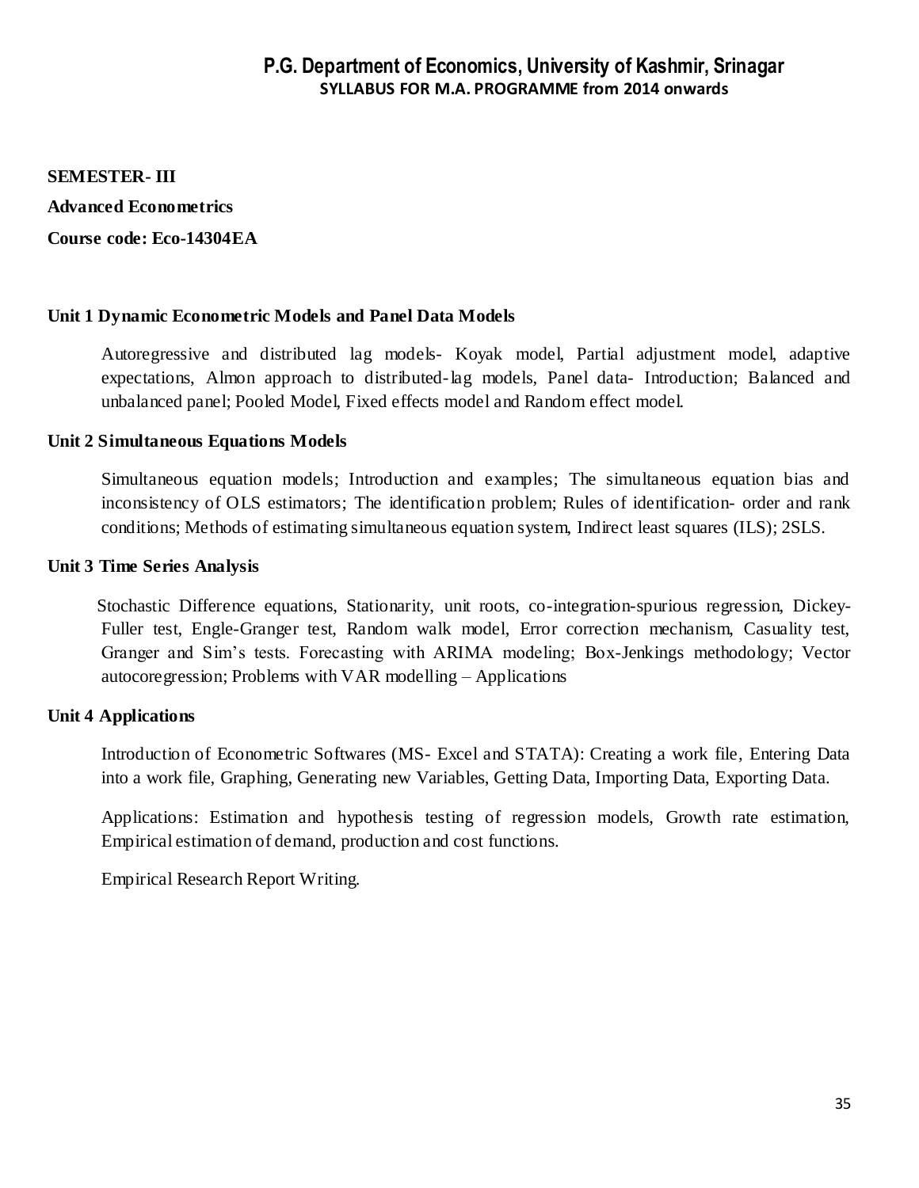**SEMESTER- III**

**Advanced Econometrics**

**Course code: Eco-14304EA**

### Unit 1 Dynamic Econometric Models and Panel Data Models

Autoregressive and distributed lag models- Koyak model, Partial adjustment model, adaptive expectations, Almon approach to distributed-lag models, Panel data- Introduction; Balanced and unbalanced panel; Pooled Model, Fixed effects model and Random effect model.

### Unit 2 Simultaneous Equations Models

Simultaneous equation models; Introduction and examples; The simultaneous equation bias and inconsistency of OLS estimators; The identification problem; Rules of identification- order and rank conditions; Methods of estimating simultaneous equation system, Indirect least squares (ILS); 2SLS.

### Unit 3 Time Series Analysis

Stochastic Difference equations, Stationarity, unit roots, co-integration-spurious regression, Dickey-Fuller test, Engle-Granger test, Random walk model, Error correction mechanism, Casuality test, Granger and Sim's tests. Forecasting with ARIMA modeling; Box-Jenkings methodology; Vector autocoregression; Problems with VAR modelling – Applications

### Unit 4 Applications

Introduction of Econometric Softwares (MS- Excel and STATA): Creating a work file, Entering Data into a work file, Graphing, Generating new Variables, Getting Data, Importing Data, Exporting Data.

Applications: Estimation and hypothesis testing of regression models, Growth rate estimation, Empirical estimation of demand, production and cost functions.

Empirical Research Report Writing.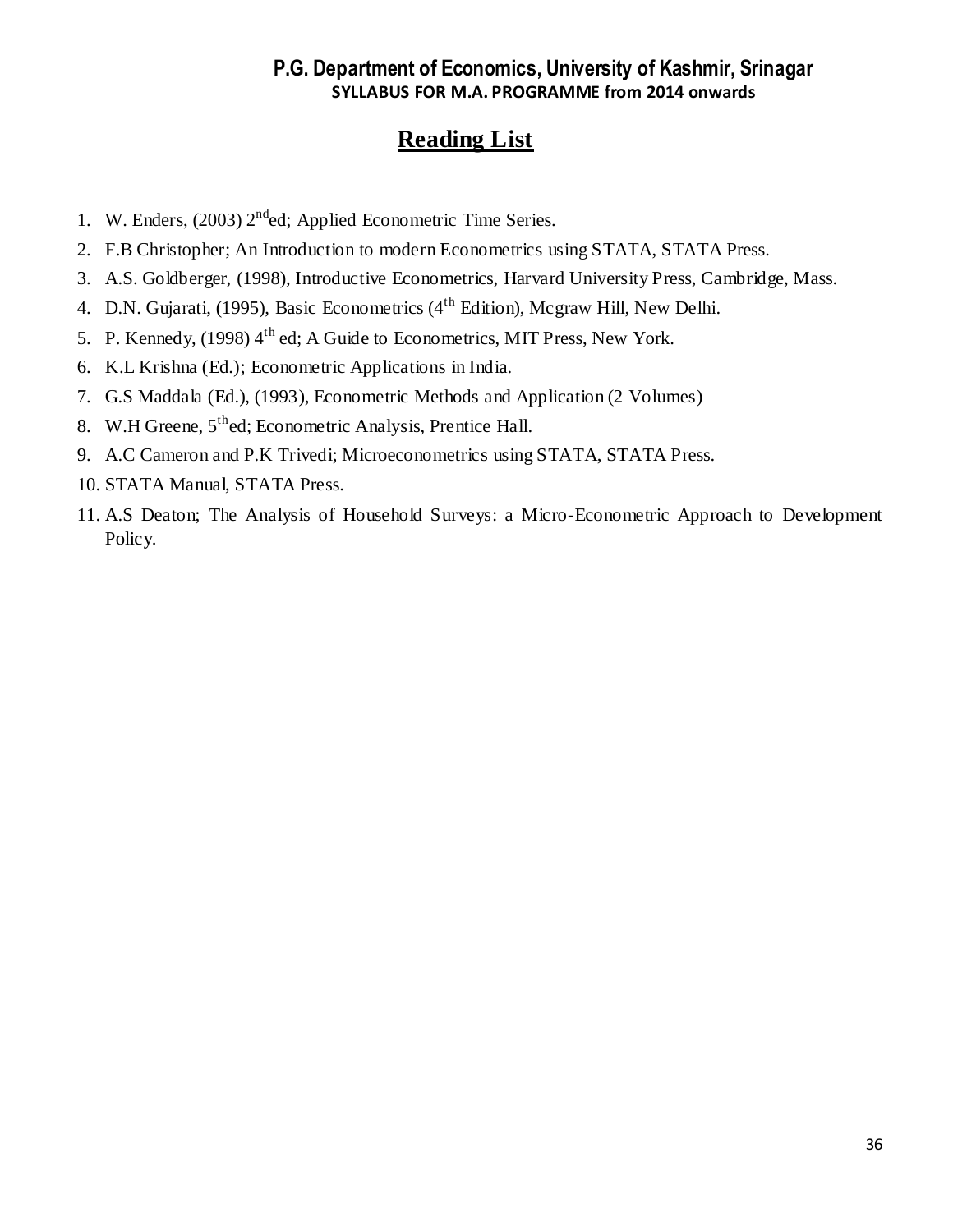## Reading List

1. W. Enders, (2003) 2nd ed; Applied Econometric Time Series.
2. F.B Christopher; An Introduction to modern Econometrics using STATA, STATA Press.
3. A.S. Goldberger, (1998), Introductive Econometrics, Harvard University Press, Cambridge, Mass.
4. D.N. Gujarati, (1995), Basic Econometrics (4th Edition), Mcgraw Hill, New Delhi.
5. P. Kennedy, (1998) 4th ed; A Guide to Econometrics, MIT Press, New York.
6. K.L Krishna (Ed.); Econometric Applications in India.
7. G.S Maddala (Ed.), (1993), Econometric Methods and Application (2 Volumes)
8. W.H Greene, 5th ed; Econometric Analysis, Prentice Hall.
9. A.C Cameron and P.K Trivedi; Microeconometrics using STATA, STATA Press.
10. STATA Manual, STATA Press.
11. A.S Deaton; The Analysis of Household Surveys: a Micro-Econometric Approach to Development Policy.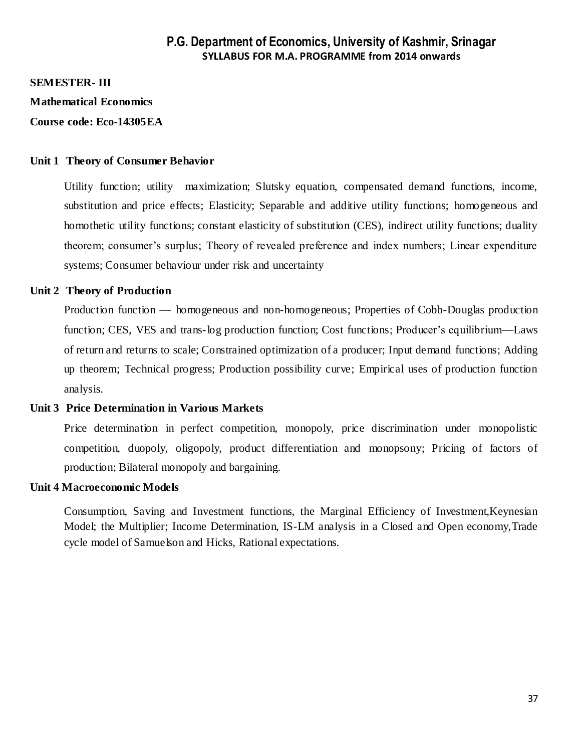**SEMESTER- III**

**Mathematical Economics**

**Course code: Eco-14305EA**

**Unit 1 Theory of Consumer Behavior**

Utility function; utility maximization; Slutsky equation, compensated demand functions, income, substitution and price effects; Elasticity; Separable and additive utility functions; homogeneous and homothetic utility functions; constant elasticity of substitution (CES), indirect utility functions; duality theorem; consumer's surplus; Theory of revealed preference and index numbers; Linear expenditure systems; Consumer behaviour under risk and uncertainty

**Unit 2 Theory of Production**

Production function — homogeneous and non-homogeneous; Properties of Cobb-Douglas production function; CES, VES and trans-log production function; Cost functions; Producer's equilibrium—Laws of return and returns to scale; Constrained optimization of a producer; Input demand functions; Adding up theorem; Technical progress; Production possibility curve; Empirical uses of production function analysis.

**Unit 3 Price Determination in Various Markets**

Price determination in perfect competition, monopoly, price discrimination under monopolistic competition, duopoly, oligopoly, product differentiation and monopsony; Pricing of factors of production; Bilateral monopoly and bargaining.

**Unit 4 Macroeconomic Models**

Consumption, Saving and Investment functions, the Marginal Efficiency of Investment,Keynesian Model; the Multiplier; Income Determination, IS-LM analysis in a Closed and Open economy,Trade cycle model of Samuelson and Hicks, Rational expectations.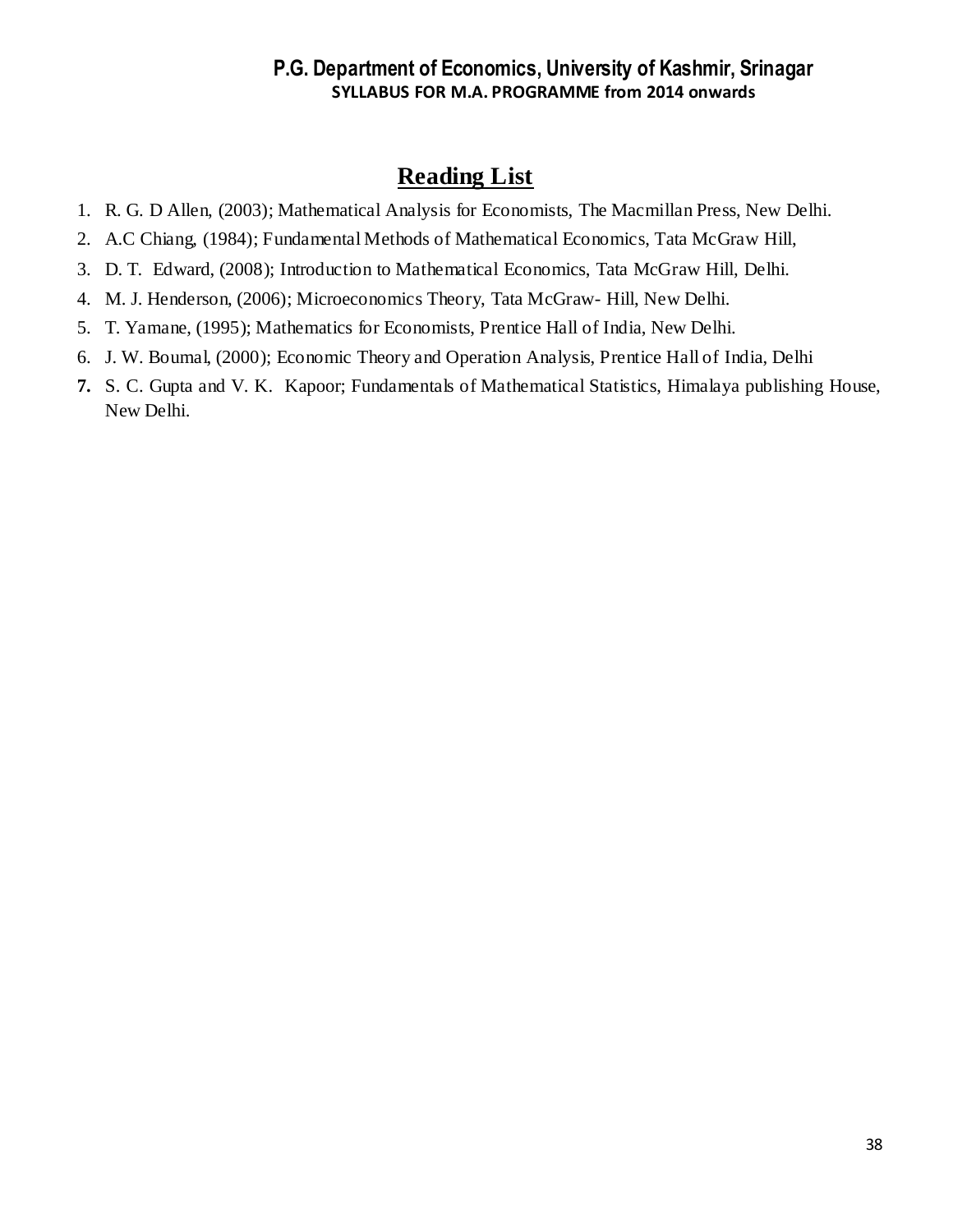## Reading List

1. R. G. D Allen, (2003); Mathematical Analysis for Economists, The Macmillan Press, New Delhi.
2. A.C Chiang, (1984); Fundamental Methods of Mathematical Economics, Tata McGraw Hill,
3. D. T. Edward, (2008); Introduction to Mathematical Economics, Tata McGraw Hill, Delhi.
4. M. J. Henderson, (2006); Microeconomics Theory, Tata McGraw- Hill, New Delhi.
5. T. Yamane, (1995); Mathematics for Economists, Prentice Hall of India, New Delhi.
6. J. W. Boumal, (2000); Economic Theory and Operation Analysis, Prentice Hall of India, Delhi
7. S. C. Gupta and V. K. Kapoor; Fundamentals of Mathematical Statistics, Himalaya publishing House, New Delhi.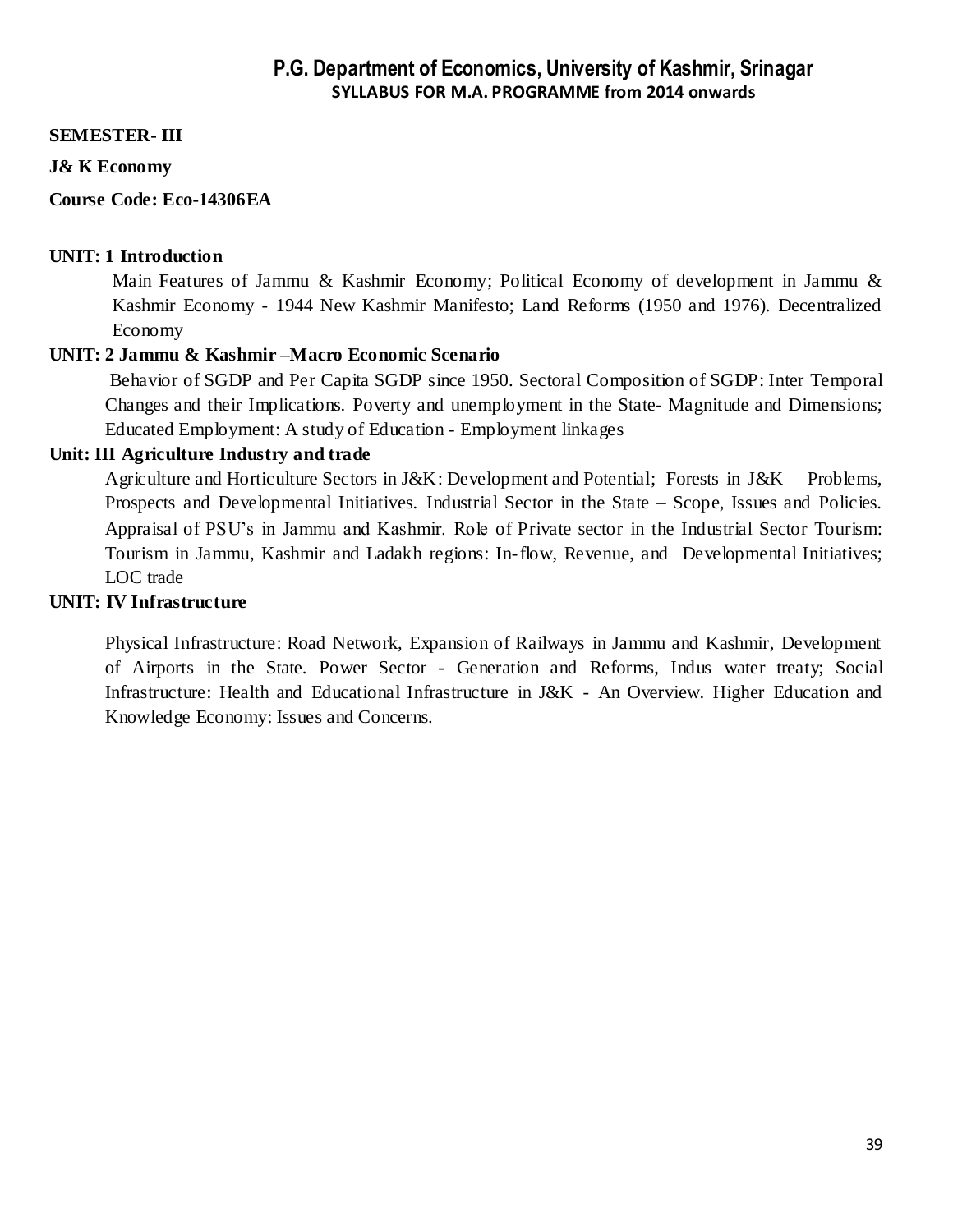## P.G. Department of Economics, University of Kashmir, Srinagar

**SYLLABUS FOR M.A. PROGRAMME from 2014 onwards**

**SEMESTER- III**

**J& K Economy**

**Course Code: Eco-14306EA**

**UNIT: 1 Introduction**

Main Features of Jammu & Kashmir Economy; Political Economy of development in Jammu & Kashmir Economy - 1944 New Kashmir Manifesto; Land Reforms (1950 and 1976). Decentralized Economy

**UNIT: 2 Jammu & Kashmir –Macro Economic Scenario**

Behavior of SGDP and Per Capita SGDP since 1950. Sectoral Composition of SGDP: Inter Temporal Changes and their Implications. Poverty and unemployment in the State- Magnitude and Dimensions; Educated Employment: A study of Education - Employment linkages

**Unit: III Agriculture Industry and trade**

Agriculture and Horticulture Sectors in J&K: Development and Potential; Forests in J&K – Problems, Prospects and Developmental Initiatives. Industrial Sector in the State – Scope, Issues and Policies. Appraisal of PSU's in Jammu and Kashmir. Role of Private sector in the Industrial Sector Tourism: Tourism in Jammu, Kashmir and Ladakh regions: In-flow, Revenue, and Developmental Initiatives; LOC trade

**UNIT: IV Infrastructure**

Physical Infrastructure: Road Network, Expansion of Railways in Jammu and Kashmir, Development of Airports in the State. Power Sector - Generation and Reforms, Indus water treaty; Social Infrastructure: Health and Educational Infrastructure in J&K - An Overview. Higher Education and Knowledge Economy: Issues and Concerns.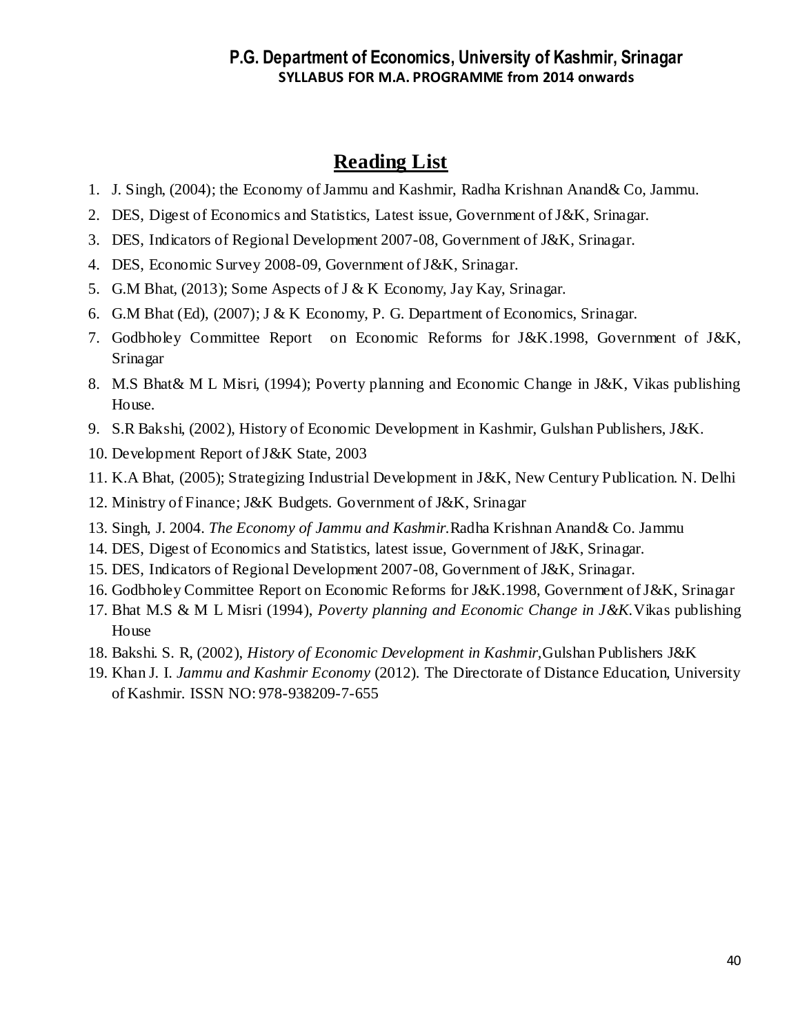## Reading List

1. J. Singh, (2004); the Economy of Jammu and Kashmir, Radha Krishnan Anand& Co, Jammu.
2. DES, Digest of Economics and Statistics, Latest issue, Government of J&K, Srinagar.
3. DES, Indicators of Regional Development 2007-08, Government of J&K, Srinagar.
4. DES, Economic Survey 2008-09, Government of J&K, Srinagar.
5. G.M Bhat, (2013); Some Aspects of J & K Economy, Jay Kay, Srinagar.
6. G.M Bhat (Ed), (2007); J & K Economy, P. G. Department of Economics, Srinagar.
7. Godbholey Committee Report on Economic Reforms for J&K.1998, Government of J&K, Srinagar
8. M.S Bhat& M L Misri, (1994); Poverty planning and Economic Change in J&K, Vikas publishing House.
9. S.R Bakshi, (2002), History of Economic Development in Kashmir, Gulshan Publishers, J&K.
10. Development Report of J&K State, 2003
11. K.A Bhat, (2005); Strategizing Industrial Development in J&K, New Century Publication. N. Delhi
12. Ministry of Finance; J&K Budgets. Government of J&K, Srinagar
13. Singh, J. 2004. *The Economy of Jammu and Kashmir.*Radha Krishnan Anand& Co. Jammu
14. DES, Digest of Economics and Statistics, latest issue, Government of J&K, Srinagar.
15. DES, Indicators of Regional Development 2007-08, Government of J&K, Srinagar.
16. Godbholey Committee Report on Economic Reforms for J&K.1998, Government of J&K, Srinagar
17. Bhat M.S & M L Misri (1994), *Poverty planning and Economic Change in J&K.*Vikas publishing House
18. Bakshi. S. R, (2002), *History of Economic Development in Kashmir,*Gulshan Publishers J&K
19. Khan J. I. *Jammu and Kashmir Economy* (2012). The Directorate of Distance Education, University of Kashmir. ISSN NO: 978-938209-7-655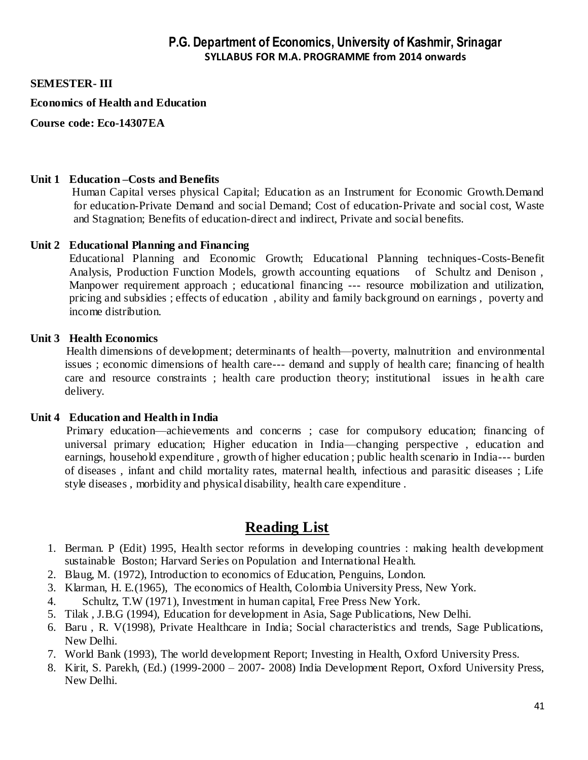## P.G. Department of Economics, University of Kashmir, Srinagar

**SYLLABUS FOR M.A. PROGRAMME from 2014 onwards**

**SEMESTER- III**

**Economics of Health and Education**

**Course code: Eco-14307EA**

**Unit 1 Education –Costs and Benefits**

Human Capital verses physical Capital; Education as an Instrument for Economic Growth.Demand for education-Private Demand and social Demand; Cost of education-Private and social cost, Waste and Stagnation; Benefits of education-direct and indirect, Private and social benefits.

**Unit 2 Educational Planning and Financing**

Educational Planning and Economic Growth; Educational Planning techniques-Costs-Benefit Analysis, Production Function Models, growth accounting equations of Schultz and Denison , Manpower requirement approach ; educational financing --- resource mobilization and utilization, pricing and subsidies ; effects of education , ability and family background on earnings , poverty and income distribution.

**Unit 3 Health Economics**

Health dimensions of development; determinants of health—poverty, malnutrition and environmental issues ; economic dimensions of health care--- demand and supply of health care; financing of health care and resource constraints ; health care production theory; institutional issues in health care delivery.

**Unit 4 Education and Health in India**

Primary education—achievements and concerns ; case for compulsory education; financing of universal primary education; Higher education in India—changing perspective , education and earnings, household expenditure , growth of higher education ; public health scenario in India--- burden of diseases , infant and child mortality rates, maternal health, infectious and parasitic diseases ; Life style diseases , morbidity and physical disability, health care expenditure .

## Reading List

1. Berman. P (Edit) 1995, Health sector reforms in developing countries : making health development sustainable Boston; Harvard Series on Population and International Health.
2. Blaug, M. (1972), Introduction to economics of Education, Penguins, London.
3. Klarman, H. E.(1965), The economics of Health, Colombia University Press, New York.
4. Schultz, T.W (1971), Investment in human capital, Free Press New York.
5. Tilak , J.B.G (1994), Education for development in Asia, Sage Publications, New Delhi.
6. Baru , R. V(1998), Private Healthcare in India; Social characteristics and trends, Sage Publications, New Delhi.
7. World Bank (1993), The world development Report; Investing in Health, Oxford University Press.
8. Kirit, S. Parekh, (Ed.) (1999-2000 – 2007- 2008) India Development Report, Oxford University Press, New Delhi.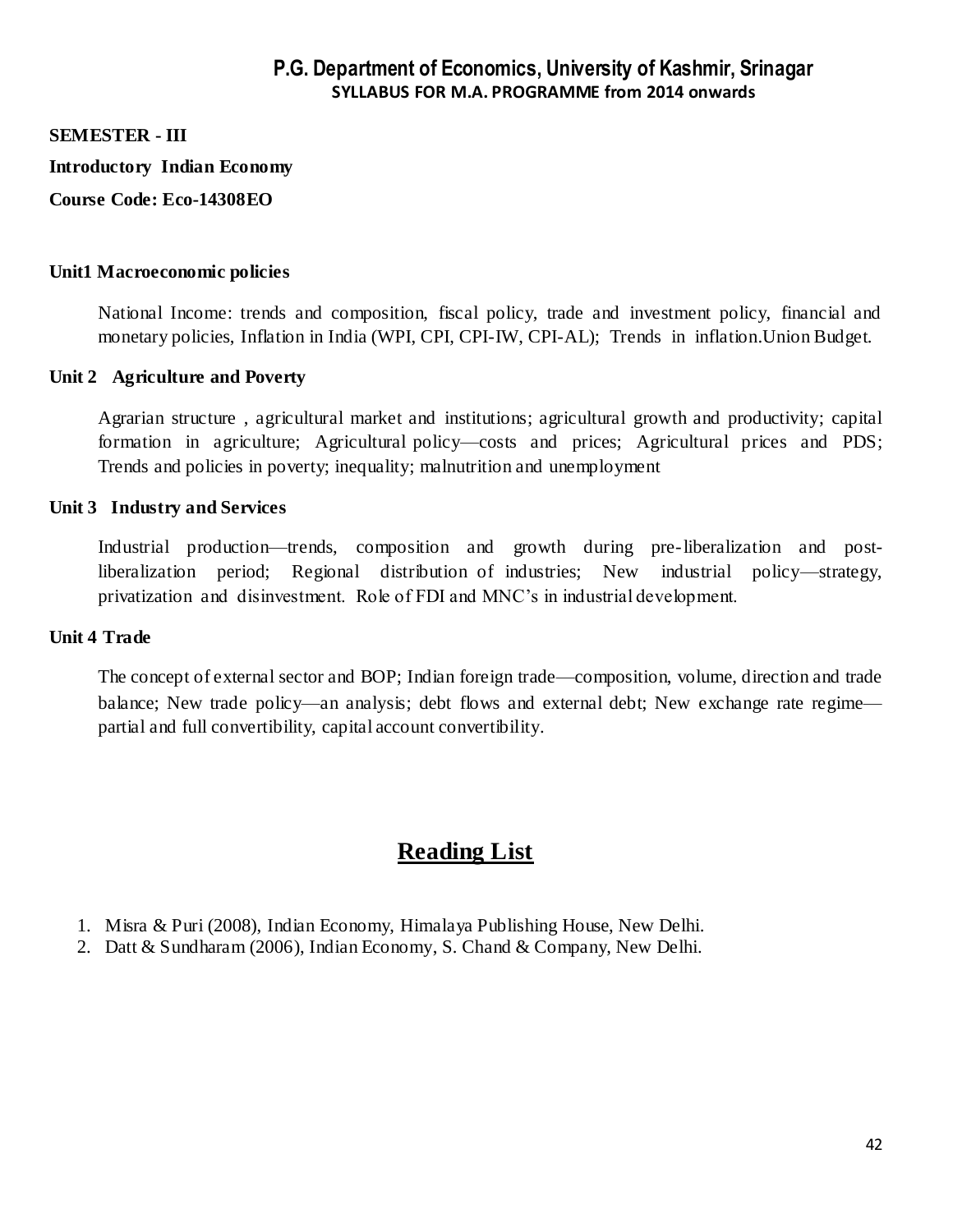**SEMESTER - III**

**Introductory Indian Economy**

**Course Code: Eco-14308EO**

**Unit1 Macroeconomic policies**

National Income: trends and composition, fiscal policy, trade and investment policy, financial and monetary policies, Inflation in India (WPI, CPI, CPI-IW, CPI-AL); Trends in inflation.Union Budget.

**Unit 2 Agriculture and Poverty**

Agrarian structure , agricultural market and institutions; agricultural growth and productivity; capital formation in agriculture; Agricultural policy—costs and prices; Agricultural prices and PDS; Trends and policies in poverty; inequality; malnutrition and unemployment

**Unit 3 Industry and Services**

Industrial production—trends, composition and growth during pre-liberalization and post-liberalization period; Regional distribution of industries; New industrial policy—strategy, privatization and disinvestment. Role of FDI and MNC's in industrial development.

**Unit 4 Trade**

The concept of external sector and BOP; Indian foreign trade—composition, volume, direction and trade balance; New trade policy—an analysis; debt flows and external debt; New exchange rate regime—partial and full convertibility, capital account convertibility.

## Reading List

1. Misra & Puri (2008), Indian Economy, Himalaya Publishing House, New Delhi.
2. Datt & Sundharam (2006), Indian Economy, S. Chand & Company, New Delhi.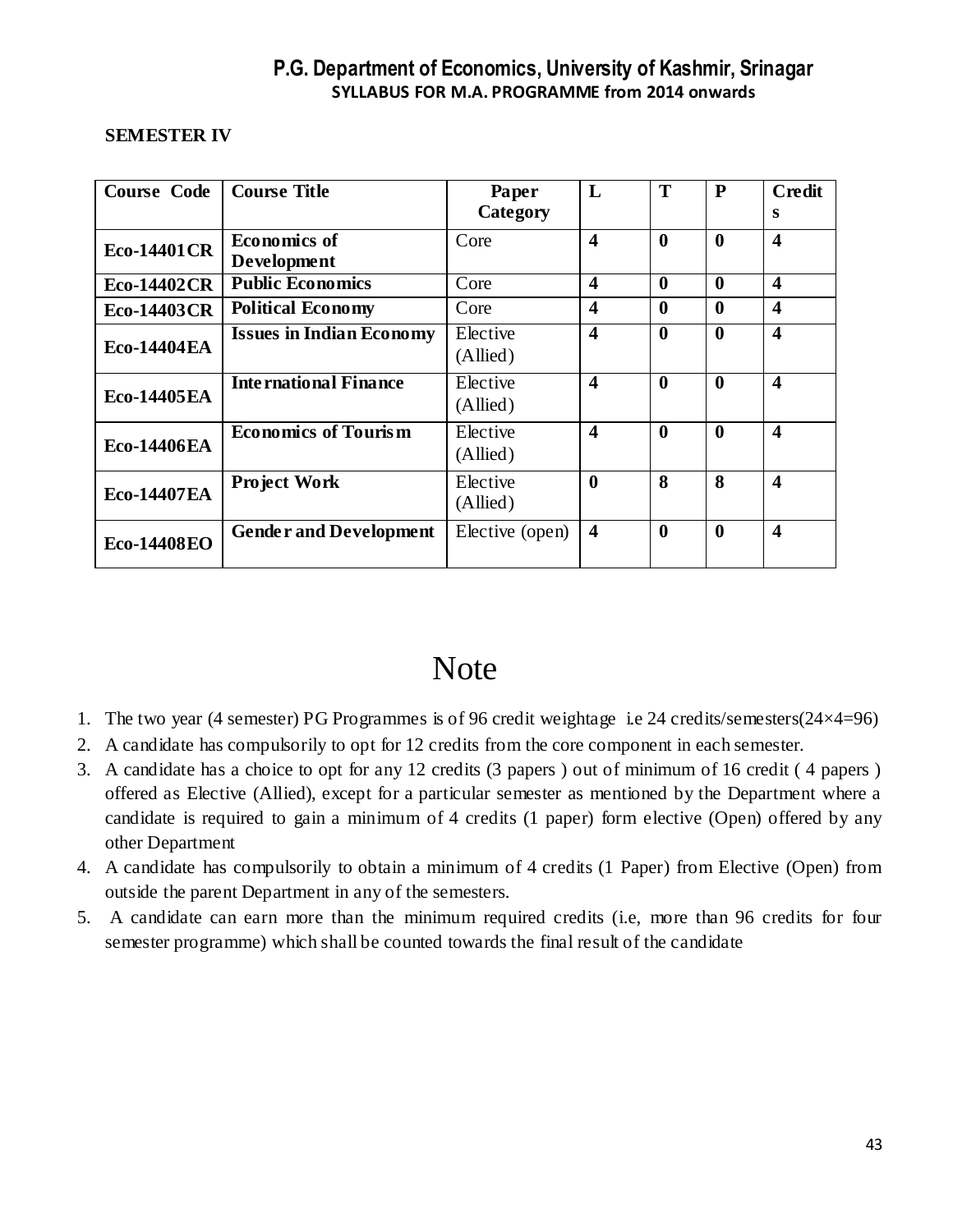**P.G. Department of Economics, University of Kashmir, Srinagar**
**SYLLABUS FOR M.A. PROGRAMME from 2014 onwards**

**SEMESTER IV**

| Course Code | Course Title | Paper Category | L | T | P | Credits |
|---|---|---|---|---|---|---|
| **Eco-14401CR** | **Economics of Development** | Core | **4** | **0** | **0** | **4** |
| **Eco-14402CR** | **Public Economics** | Core | **4** | **0** | **0** | **4** |
| **Eco-14403CR** | **Political Economy** | Core | **4** | **0** | **0** | **4** |
| **Eco-14404EA** | **Issues in Indian Economy** | Elective (Allied) | **4** | **0** | **0** | **4** |
| **Eco-14405EA** | **International Finance** | Elective (Allied) | **4** | **0** | **0** | **4** |
| **Eco-14406EA** | **Economics of Tourism** | Elective (Allied) | **4** | **0** | **0** | **4** |
| **Eco-14407EA** | **Project Work** | Elective (Allied) | **0** | **8** | **8** | **4** |
| **Eco-14408EO** | **Gender and Development** | Elective (open) | **4** | **0** | **0** | **4** |

# Note

1. The two year (4 semester) PG Programmes is of 96 credit weightage i.e 24 credits/semesters(24×4=96)
2. A candidate has compulsorily to opt for 12 credits from the core component in each semester.
3. A candidate has a choice to opt for any 12 credits (3 papers ) out of minimum of 16 credit ( 4 papers ) offered as Elective (Allied), except for a particular semester as mentioned by the Department where a candidate is required to gain a minimum of 4 credits (1 paper) form elective (Open) offered by any other Department
4. A candidate has compulsorily to obtain a minimum of 4 credits (1 Paper) from Elective (Open) from outside the parent Department in any of the semesters.
5. A candidate can earn more than the minimum required credits (i.e, more than 96 credits for four semester programme) which shall be counted towards the final result of the candidate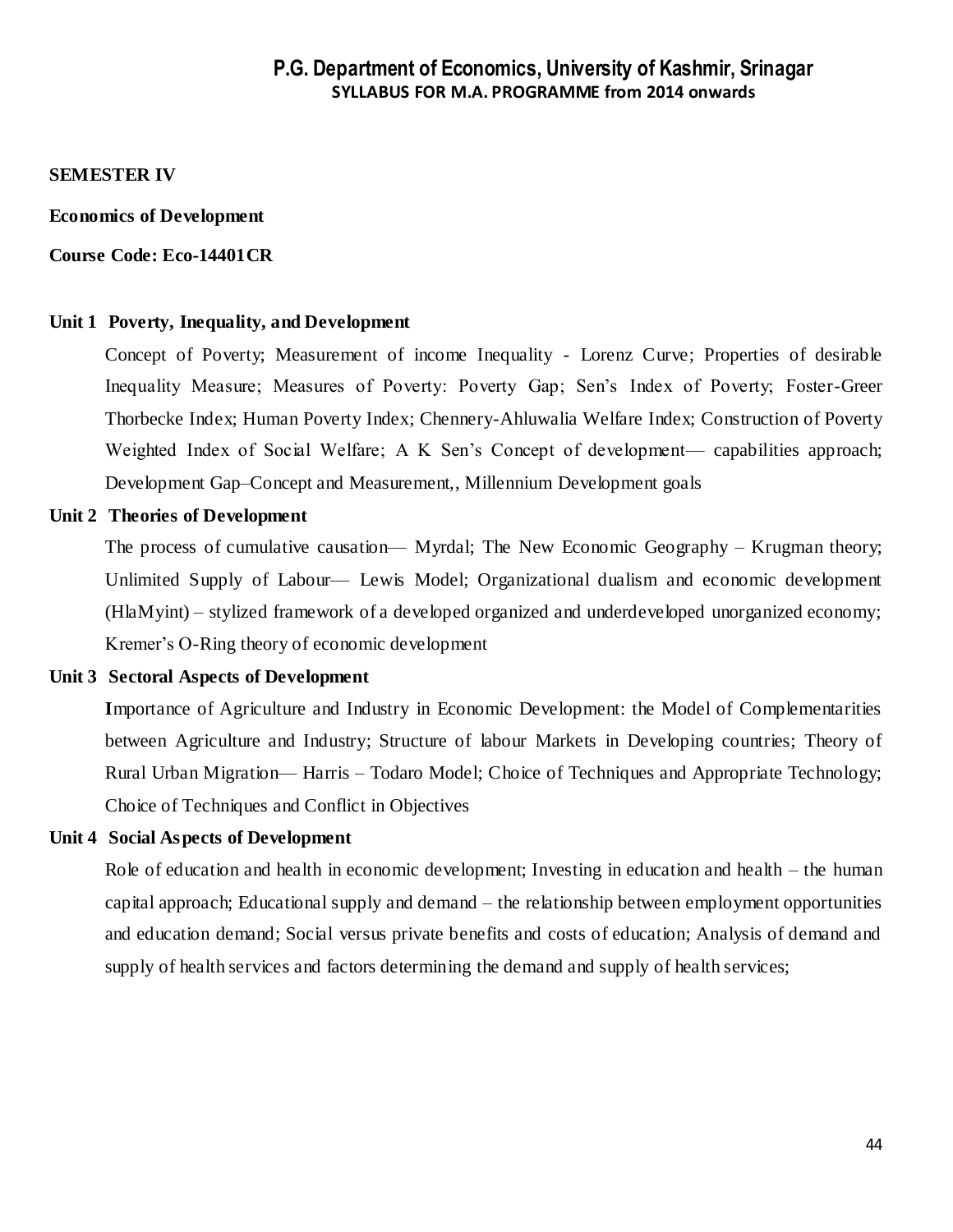**SEMESTER IV**

**Economics of Development**

**Course Code: Eco-14401CR**

**Unit 1 Poverty, Inequality, and Development**

Concept of Poverty; Measurement of income Inequality - Lorenz Curve; Properties of desirable Inequality Measure; Measures of Poverty: Poverty Gap; Sen's Index of Poverty; Foster-Greer Thorbecke Index; Human Poverty Index; Chennery-Ahluwalia Welfare Index; Construction of Poverty Weighted Index of Social Welfare; A K Sen's Concept of development— capabilities approach; Development Gap–Concept and Measurement,, Millennium Development goals

**Unit 2 Theories of Development**

The process of cumulative causation— Myrdal; The New Economic Geography – Krugman theory; Unlimited Supply of Labour— Lewis Model; Organizational dualism and economic development (HlaMyint) – stylized framework of a developed organized and underdeveloped unorganized economy; Kremer's O-Ring theory of economic development

**Unit 3 Sectoral Aspects of Development**

**I**mportance of Agriculture and Industry in Economic Development: the Model of Complementarities between Agriculture and Industry; Structure of labour Markets in Developing countries; Theory of Rural Urban Migration— Harris – Todaro Model; Choice of Techniques and Appropriate Technology; Choice of Techniques and Conflict in Objectives

**Unit 4 Social Aspects of Development**

Role of education and health in economic development; Investing in education and health – the human capital approach; Educational supply and demand – the relationship between employment opportunities and education demand; Social versus private benefits and costs of education; Analysis of demand and supply of health services and factors determining the demand and supply of health services;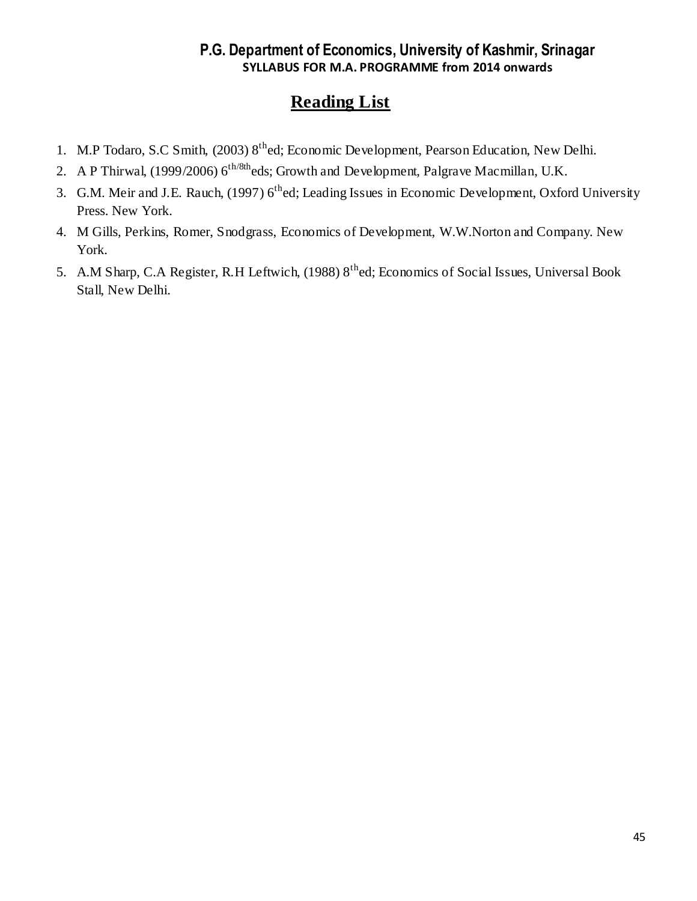## Reading List

1. M.P Todaro, S.C Smith, (2003) 8$^{th}$ed; Economic Development, Pearson Education, New Delhi.
2. A P Thirwal, (1999/2006) 6$^{th/8th}$eds; Growth and Development, Palgrave Macmillan, U.K.
3. G.M. Meir and J.E. Rauch, (1997) 6$^{th}$ed; Leading Issues in Economic Development, Oxford University Press. New York.
4. M Gills, Perkins, Romer, Snodgrass, Economics of Development, W.W.Norton and Company. New York.
5. A.M Sharp, C.A Register, R.H Leftwich, (1988) 8$^{th}$ed; Economics of Social Issues, Universal Book Stall, New Delhi.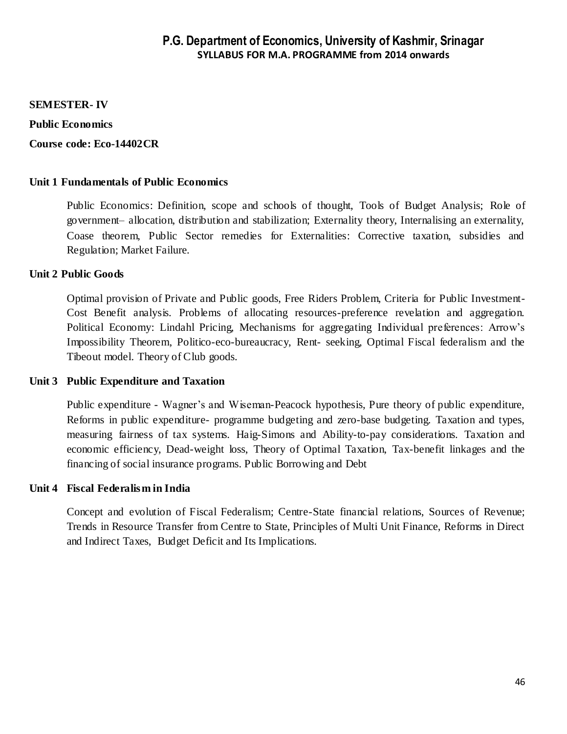**SEMESTER- IV**

**Public Economics**

**Course code: Eco-14402CR**

**Unit 1 Fundamentals of Public Economics**

Public Economics: Definition, scope and schools of thought, Tools of Budget Analysis; Role of government– allocation, distribution and stabilization; Externality theory, Internalising an externality, Coase theorem, Public Sector remedies for Externalities: Corrective taxation, subsidies and Regulation; Market Failure.

**Unit 2 Public Goods**

Optimal provision of Private and Public goods, Free Riders Problem, Criteria for Public Investment-Cost Benefit analysis. Problems of allocating resources-preference revelation and aggregation. Political Economy: Lindahl Pricing, Mechanisms for aggregating Individual preferences: Arrow's Impossibility Theorem, Politico-eco-bureaucracy, Rent- seeking, Optimal Fiscal federalism and the Tibeout model. Theory of Club goods.

**Unit 3 Public Expenditure and Taxation**

Public expenditure - Wagner's and Wiseman-Peacock hypothesis, Pure theory of public expenditure, Reforms in public expenditure- programme budgeting and zero-base budgeting. Taxation and types, measuring fairness of tax systems. Haig-Simons and Ability-to-pay considerations. Taxation and economic efficiency, Dead-weight loss, Theory of Optimal Taxation, Tax-benefit linkages and the financing of social insurance programs. Public Borrowing and Debt

**Unit 4 Fiscal Federalism in India**

Concept and evolution of Fiscal Federalism; Centre-State financial relations, Sources of Revenue; Trends in Resource Transfer from Centre to State, Principles of Multi Unit Finance, Reforms in Direct and Indirect Taxes, Budget Deficit and Its Implications.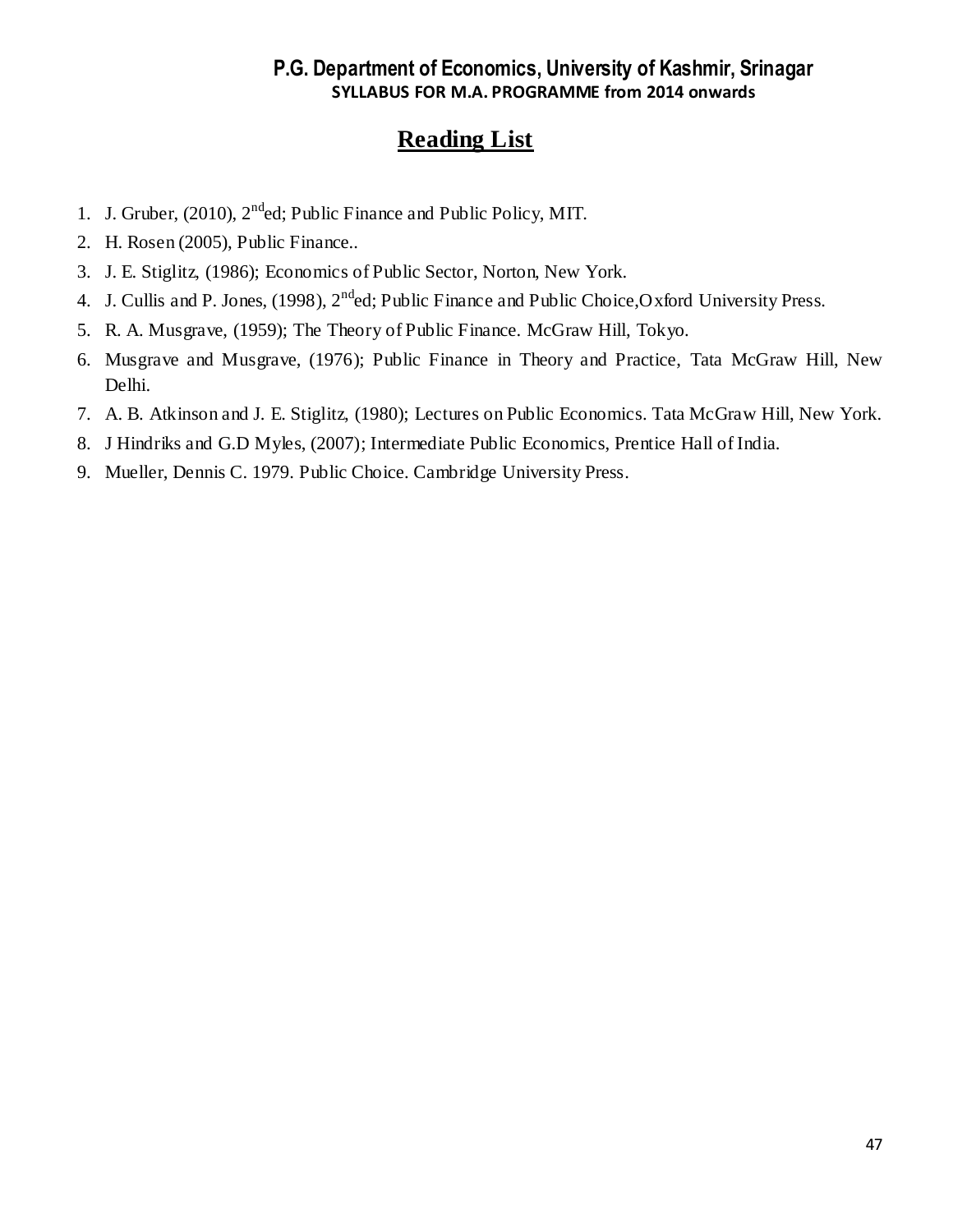## Reading List

1. J. Gruber, (2010), 2nd ed; Public Finance and Public Policy, MIT.
2. H. Rosen (2005), Public Finance..
3. J. E. Stiglitz, (1986); Economics of Public Sector, Norton, New York.
4. J. Cullis and P. Jones, (1998), 2nd ed; Public Finance and Public Choice,Oxford University Press.
5. R. A. Musgrave, (1959); The Theory of Public Finance. McGraw Hill, Tokyo.
6. Musgrave and Musgrave, (1976); Public Finance in Theory and Practice, Tata McGraw Hill, New Delhi.
7. A. B. Atkinson and J. E. Stiglitz, (1980); Lectures on Public Economics. Tata McGraw Hill, New York.
8. J Hindriks and G.D Myles, (2007); Intermediate Public Economics, Prentice Hall of India.
9. Mueller, Dennis C. 1979. Public Choice. Cambridge University Press.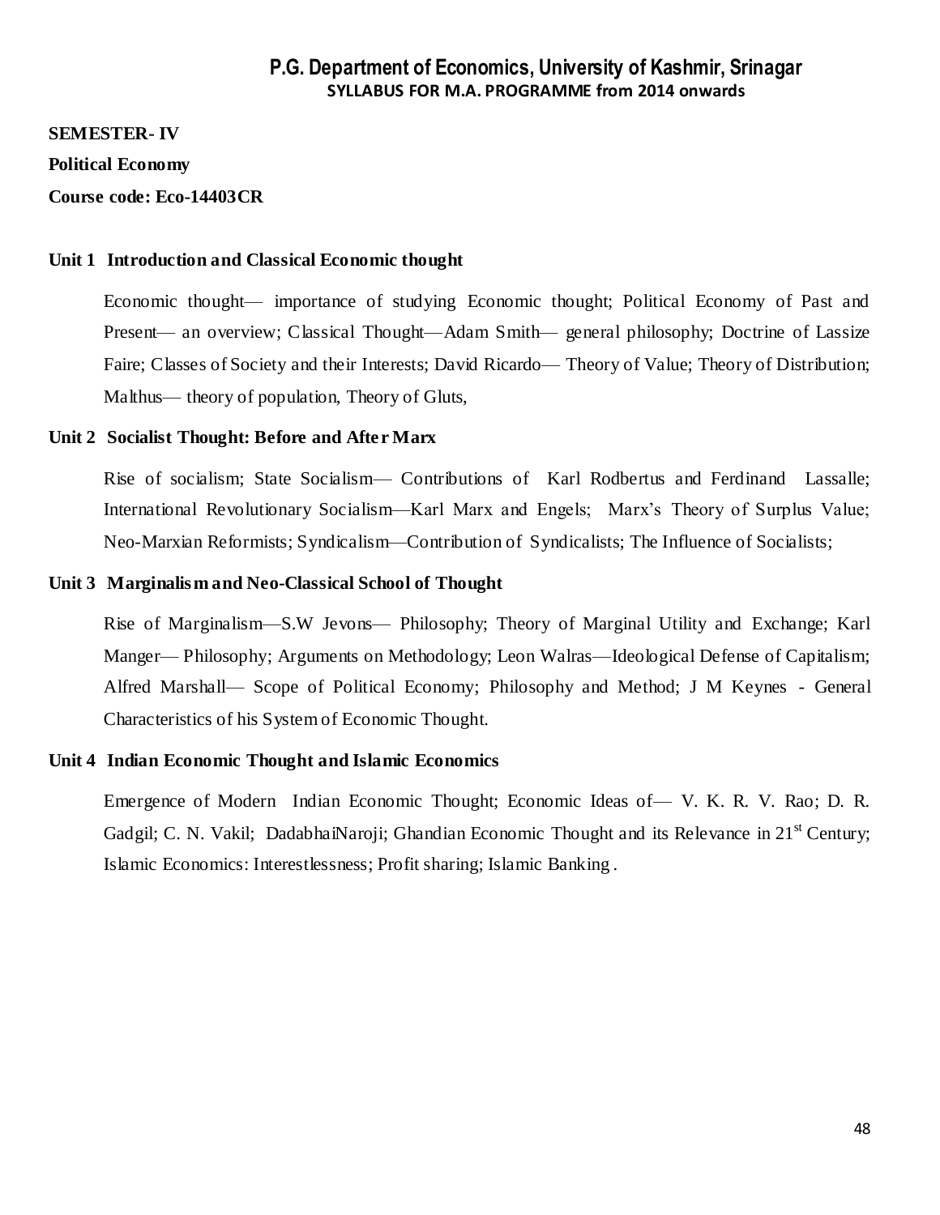# P.G. Department of Economics, University of Kashmir, Srinagar

**SYLLABUS FOR M.A. PROGRAMME from 2014 onwards**

**SEMESTER- IV**

**Political Economy**

**Course code: Eco-14403CR**

### Unit 1 Introduction and Classical Economic thought

Economic thought— importance of studying Economic thought; Political Economy of Past and Present— an overview; Classical Thought—Adam Smith— general philosophy; Doctrine of Lassize Faire; Classes of Society and their Interests; David Ricardo— Theory of Value; Theory of Distribution; Malthus— theory of population, Theory of Gluts,

### Unit 2 Socialist Thought: Before and After Marx

Rise of socialism; State Socialism— Contributions of Karl Rodbertus and Ferdinand Lassalle; International Revolutionary Socialism—Karl Marx and Engels; Marx's Theory of Surplus Value; Neo-Marxian Reformists; Syndicalism—Contribution of Syndicalists; The Influence of Socialists;

### Unit 3 Marginalism and Neo-Classical School of Thought

Rise of Marginalism—S.W Jevons— Philosophy; Theory of Marginal Utility and Exchange; Karl Manger— Philosophy; Arguments on Methodology; Leon Walras—Ideological Defense of Capitalism; Alfred Marshall— Scope of Political Economy; Philosophy and Method; J M Keynes - General Characteristics of his System of Economic Thought.

### Unit 4 Indian Economic Thought and Islamic Economics

Emergence of Modern Indian Economic Thought; Economic Ideas of— V. K. R. V. Rao; D. R. Gadgil; C. N. Vakil; DadabhaiNaroji; Ghandian Economic Thought and its Relevance in 21st Century; Islamic Economics: Interestlessness; Profit sharing; Islamic Banking .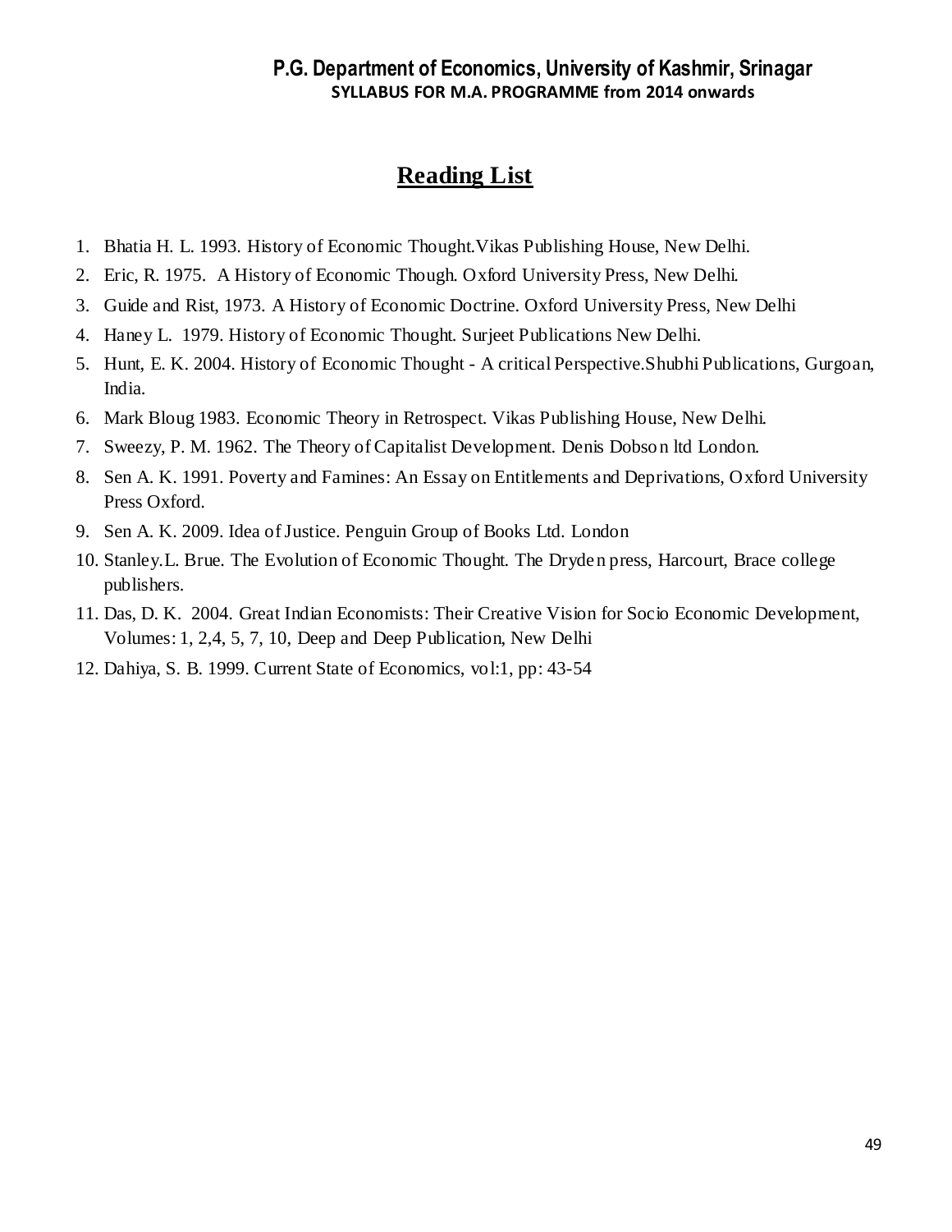## Reading List

1. Bhatia H. L. 1993. History of Economic Thought.Vikas Publishing House, New Delhi.
2. Eric, R. 1975. A History of Economic Though. Oxford University Press, New Delhi.
3. Guide and Rist, 1973. A History of Economic Doctrine. Oxford University Press, New Delhi
4. Haney L. 1979. History of Economic Thought. Surjeet Publications New Delhi.
5. Hunt, E. K. 2004. History of Economic Thought - A critical Perspective.Shubhi Publications, Gurgoan, India.
6. Mark Bloug 1983. Economic Theory in Retrospect. Vikas Publishing House, New Delhi.
7. Sweezy, P. M. 1962. The Theory of Capitalist Development. Denis Dobson ltd London.
8. Sen A. K. 1991. Poverty and Famines: An Essay on Entitlements and Deprivations, Oxford University Press Oxford.
9. Sen A. K. 2009. Idea of Justice. Penguin Group of Books Ltd. London
10. Stanley.L. Brue. The Evolution of Economic Thought. The Dryden press, Harcourt, Brace college publishers.
11. Das, D. K. 2004. Great Indian Economists: Their Creative Vision for Socio Economic Development, Volumes: 1, 2,4, 5, 7, 10, Deep and Deep Publication, New Delhi
12. Dahiya, S. B. 1999. Current State of Economics, vol:1, pp: 43-54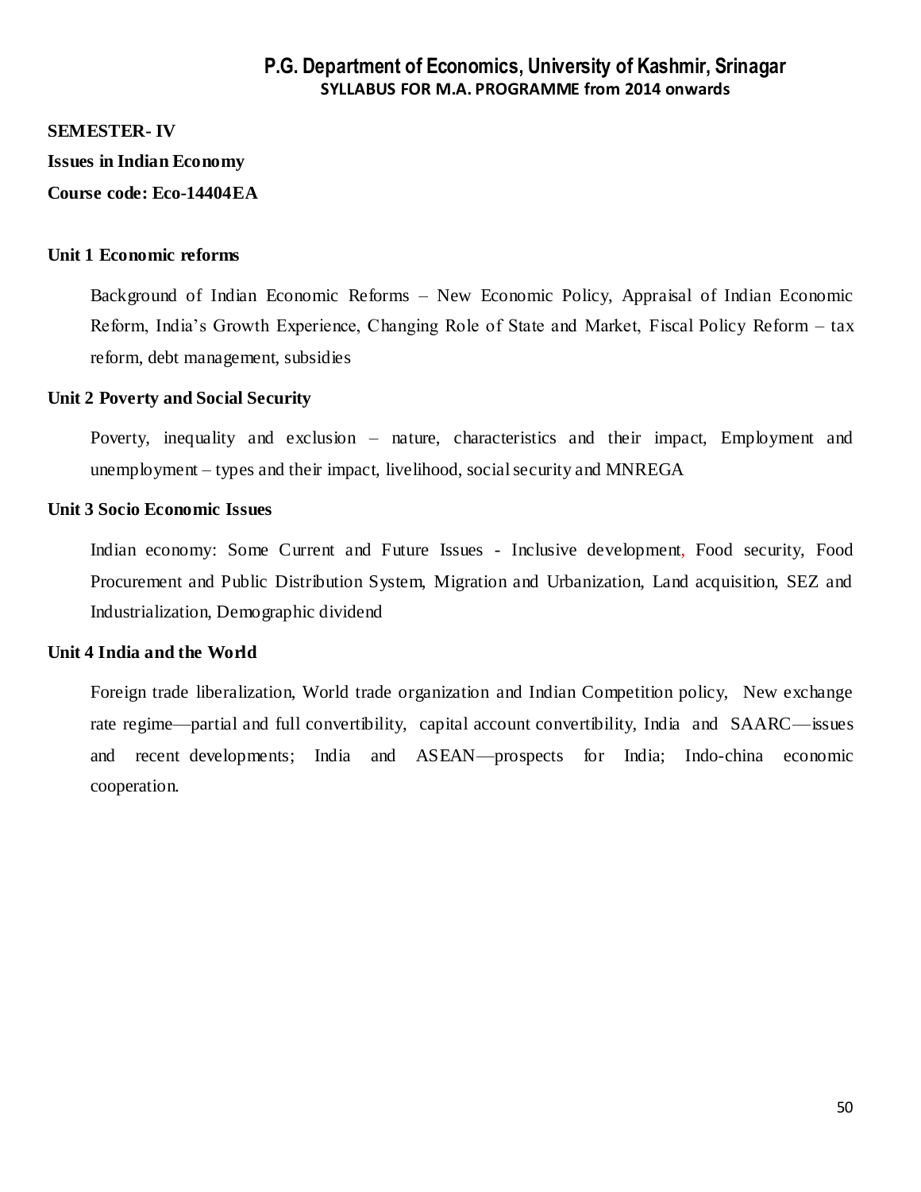**SEMESTER- IV**

**Issues in Indian Economy**

**Course code: Eco-14404EA**

**Unit 1 Economic reforms**

Background of Indian Economic Reforms – New Economic Policy, Appraisal of Indian Economic Reform, India's Growth Experience, Changing Role of State and Market, Fiscal Policy Reform – tax reform, debt management, subsidies

**Unit 2 Poverty and Social Security**

Poverty, inequality and exclusion – nature, characteristics and their impact, Employment and unemployment – types and their impact, livelihood, social security and MNREGA

**Unit 3 Socio Economic Issues**

Indian economy: Some Current and Future Issues - Inclusive development, Food security, Food Procurement and Public Distribution System, Migration and Urbanization, Land acquisition, SEZ and Industrialization, Demographic dividend

**Unit 4 India and the World**

Foreign trade liberalization, World trade organization and Indian Competition policy, New exchange rate regime—partial and full convertibility, capital account convertibility, India and SAARC—issues and recent developments; India and ASEAN—prospects for India; Indo-china economic cooperation.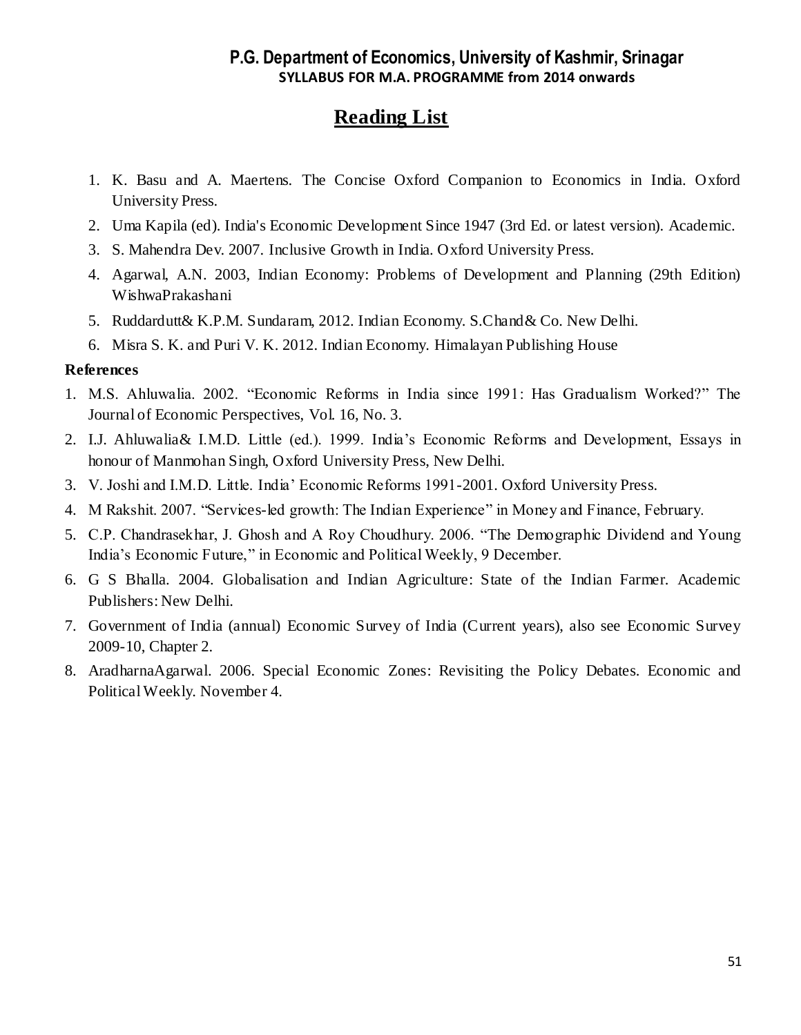## Reading List

1. K. Basu and A. Maertens. The Concise Oxford Companion to Economics in India. Oxford University Press.
2. Uma Kapila (ed). India's Economic Development Since 1947 (3rd Ed. or latest version). Academic.
3. S. Mahendra Dev. 2007. Inclusive Growth in India. Oxford University Press.
4. Agarwal, A.N. 2003, Indian Economy: Problems of Development and Planning (29th Edition) WishwaPrakashani
5. Ruddardutt& K.P.M. Sundaram, 2012. Indian Economy. S.Chand& Co. New Delhi.
6. Misra S. K. and Puri V. K. 2012. Indian Economy. Himalayan Publishing House

**References**

1. M.S. Ahluwalia. 2002. "Economic Reforms in India since 1991: Has Gradualism Worked?" The Journal of Economic Perspectives, Vol. 16, No. 3.
2. I.J. Ahluwalia& I.M.D. Little (ed.). 1999. India's Economic Reforms and Development, Essays in honour of Manmohan Singh, Oxford University Press, New Delhi.
3. V. Joshi and I.M.D. Little. India' Economic Reforms 1991-2001. Oxford University Press.
4. M Rakshit. 2007. "Services-led growth: The Indian Experience" in Money and Finance, February.
5. C.P. Chandrasekhar, J. Ghosh and A Roy Choudhury. 2006. "The Demographic Dividend and Young India's Economic Future," in Economic and Political Weekly, 9 December.
6. G S Bhalla. 2004. Globalisation and Indian Agriculture: State of the Indian Farmer. Academic Publishers: New Delhi.
7. Government of India (annual) Economic Survey of India (Current years), also see Economic Survey 2009-10, Chapter 2.
8. AradharnaAgarwal. 2006. Special Economic Zones: Revisiting the Policy Debates. Economic and Political Weekly. November 4.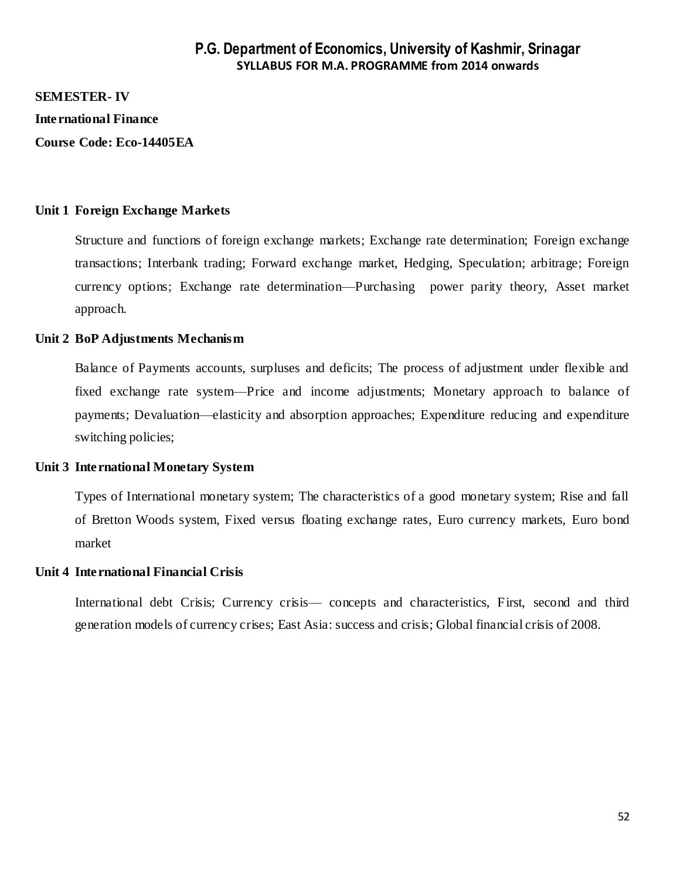**SEMESTER- IV**

**International Finance**

**Course Code: Eco-14405EA**

**Unit 1 Foreign Exchange Markets**

Structure and functions of foreign exchange markets; Exchange rate determination; Foreign exchange transactions; Interbank trading; Forward exchange market, Hedging, Speculation; arbitrage; Foreign currency options; Exchange rate determination—Purchasing power parity theory, Asset market approach.

**Unit 2 BoP Adjustments Mechanism**

Balance of Payments accounts, surpluses and deficits; The process of adjustment under flexible and fixed exchange rate system—Price and income adjustments; Monetary approach to balance of payments; Devaluation—elasticity and absorption approaches; Expenditure reducing and expenditure switching policies;

**Unit 3 International Monetary System**

Types of International monetary system; The characteristics of a good monetary system; Rise and fall of Bretton Woods system, Fixed versus floating exchange rates, Euro currency markets, Euro bond market

**Unit 4 International Financial Crisis**

International debt Crisis; Currency crisis— concepts and characteristics, First, second and third generation models of currency crises; East Asia: success and crisis; Global financial crisis of 2008.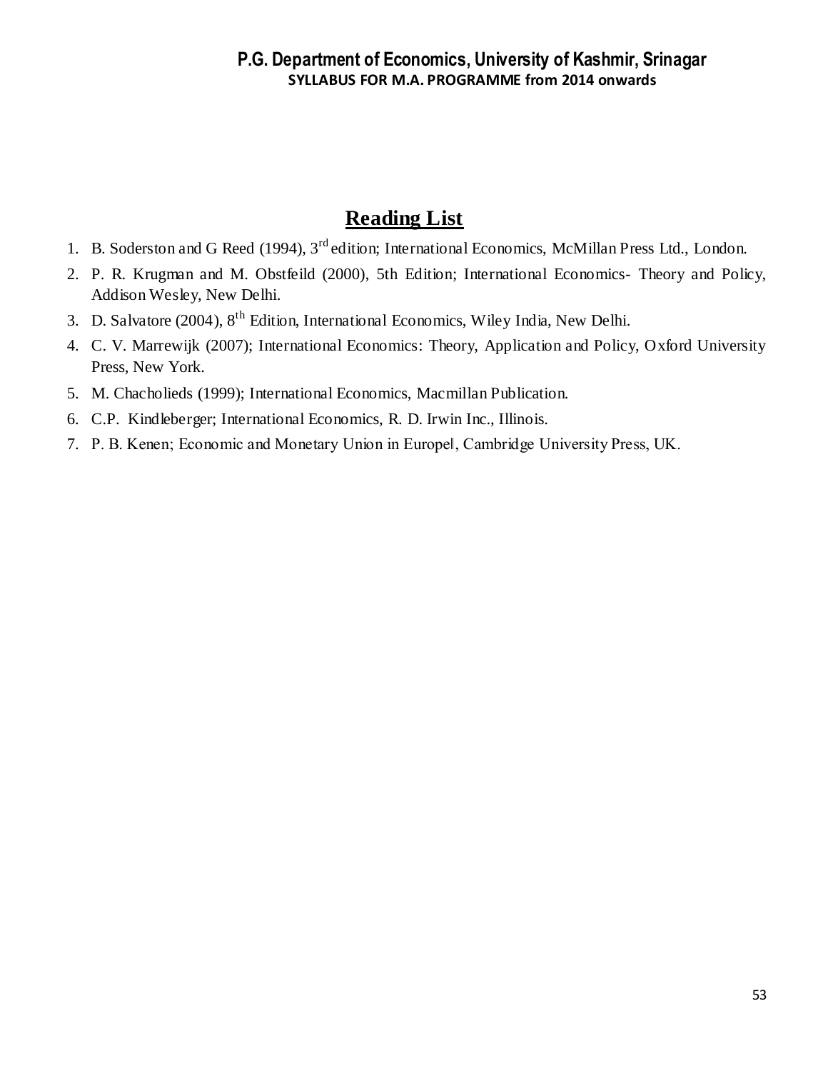## Reading List

1. B. Soderston and G Reed (1994), 3rd edition; International Economics, McMillan Press Ltd., London.
2. P. R. Krugman and M. Obstfeild (2000), 5th Edition; International Economics- Theory and Policy, Addison Wesley, New Delhi.
3. D. Salvatore (2004), 8th Edition, International Economics, Wiley India, New Delhi.
4. C. V. Marrewijk (2007); International Economics: Theory, Application and Policy, Oxford University Press, New York.
5. M. Chacholieds (1999); International Economics, Macmillan Publication.
6. C.P. Kindleberger; International Economics, R. D. Irwin Inc., Illinois.
7. P. B. Kenen; Economic and Monetary Union in Europe‖, Cambridge University Press, UK.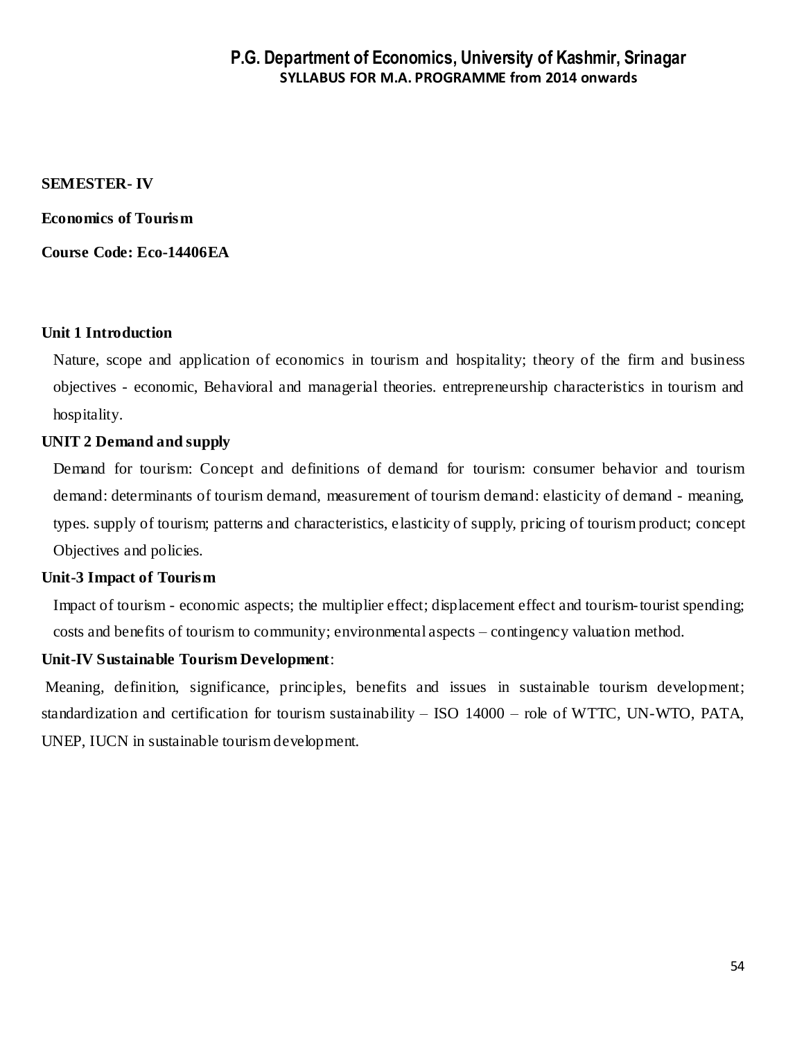**SEMESTER- IV**

**Economics of Tourism**

**Course Code: Eco-14406EA**

**Unit 1 Introduction**

Nature, scope and application of economics in tourism and hospitality; theory of the firm and business objectives - economic, Behavioral and managerial theories. entrepreneurship characteristics in tourism and hospitality.

**UNIT 2 Demand and supply**

Demand for tourism: Concept and definitions of demand for tourism: consumer behavior and tourism demand: determinants of tourism demand, measurement of tourism demand: elasticity of demand - meaning, types. supply of tourism; patterns and characteristics, elasticity of supply, pricing of tourism product; concept Objectives and policies.

**Unit-3 Impact of Tourism**

Impact of tourism - economic aspects; the multiplier effect; displacement effect and tourism-tourist spending; costs and benefits of tourism to community; environmental aspects – contingency valuation method.

**Unit-IV Sustainable Tourism Development**:

Meaning, definition, significance, principles, benefits and issues in sustainable tourism development; standardization and certification for tourism sustainability – ISO 14000 – role of WTTC, UN-WTO, PATA, UNEP, IUCN in sustainable tourism development.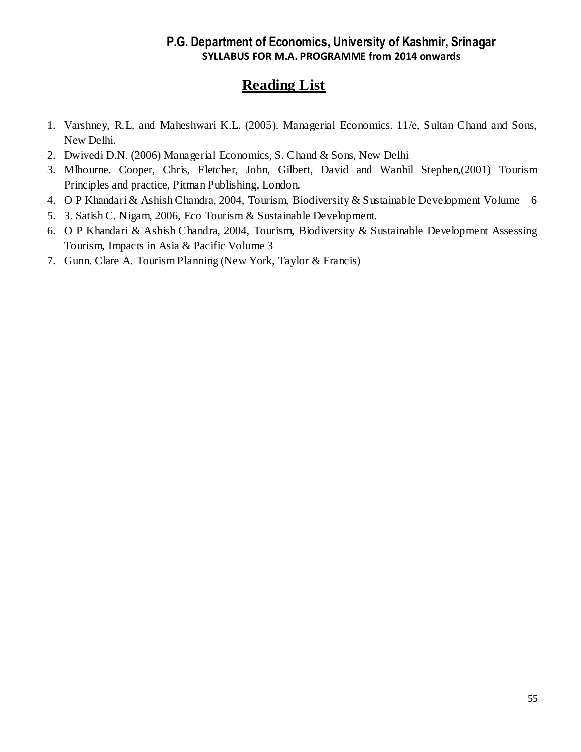## Reading List

1. Varshney, R.L. and Maheshwari K.L. (2005). Managerial Economics. 11/e, Sultan Chand and Sons, New Delhi.
2. Dwivedi D.N. (2006) Managerial Economics, S. Chand & Sons, New Delhi
3. Mlbourne. Cooper, Chris, Fletcher, John, Gilbert, David and Wanhil Stephen,(2001) Tourism Principles and practice, Pitman Publishing, London.
4. O P Khandari & Ashish Chandra, 2004, Tourism, Biodiversity & Sustainable Development Volume – 6
5. 3. Satish C. Nigam, 2006, Eco Tourism & Sustainable Development.
6. O P Khandari & Ashish Chandra, 2004, Tourism, Biodiversity & Sustainable Development Assessing Tourism, Impacts in Asia & Pacific Volume 3
7. Gunn. Clare A. Tourism Planning (New York, Taylor & Francis)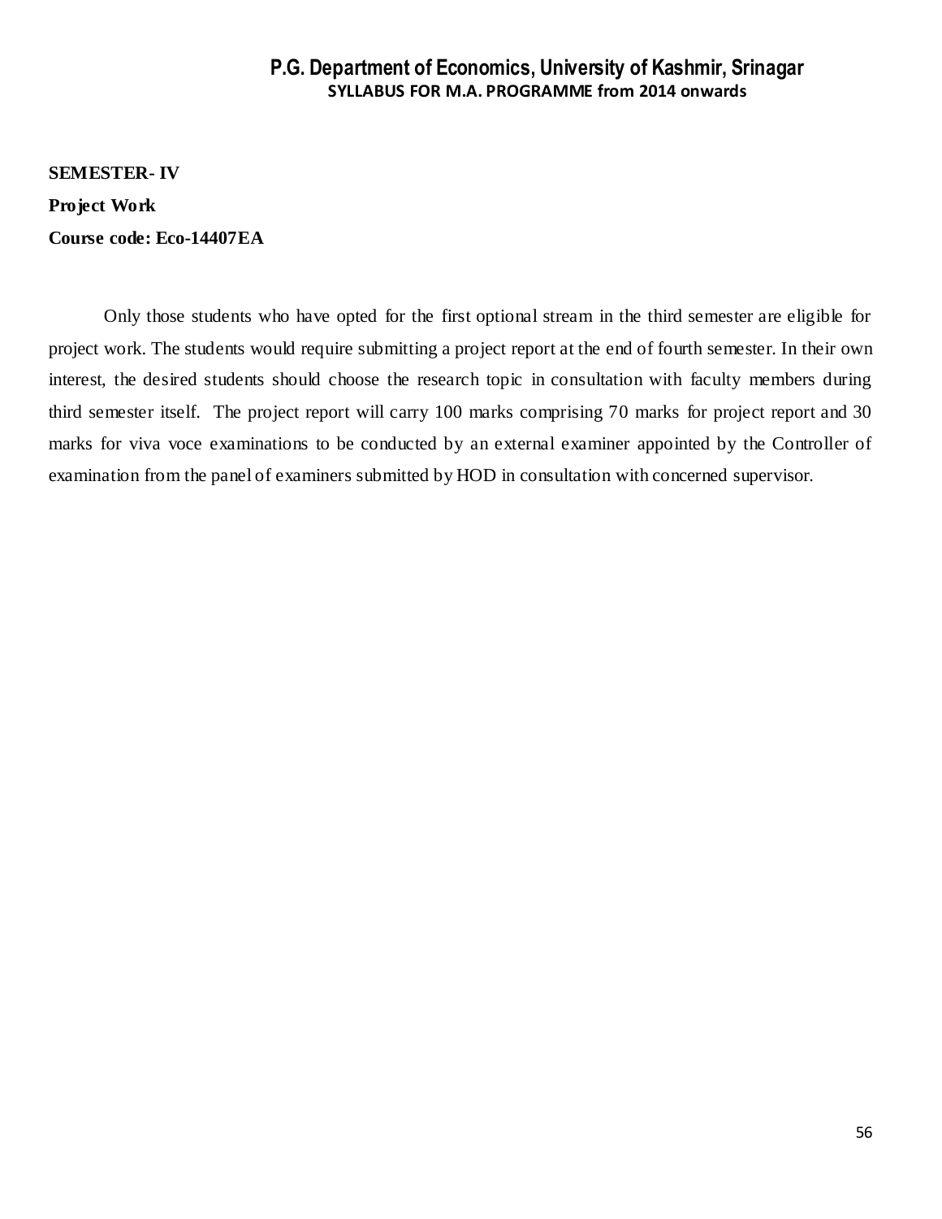**SEMESTER- IV**

**Project Work**

**Course code: Eco-14407EA**

Only those students who have opted for the first optional stream in the third semester are eligible for project work. The students would require submitting a project report at the end of fourth semester. In their own interest, the desired students should choose the research topic in consultation with faculty members during third semester itself. The project report will carry 100 marks comprising 70 marks for project report and 30 marks for viva voce examinations to be conducted by an external examiner appointed by the Controller of examination from the panel of examiners submitted by HOD in consultation with concerned supervisor.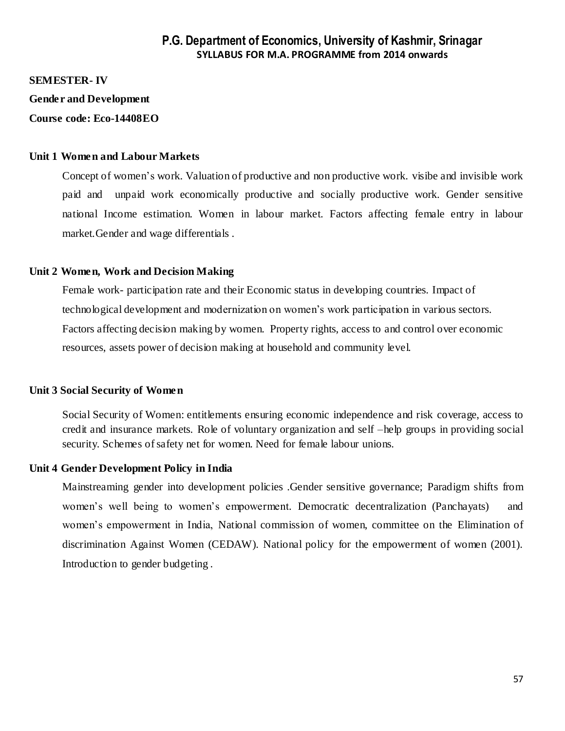**SEMESTER- IV**

**Gender and Development**

**Course code: Eco-14408EO**

**Unit 1 Women and Labour Markets**

Concept of women's work. Valuation of productive and non productive work. visibe and invisible work paid and unpaid work economically productive and socially productive work. Gender sensitive national Income estimation. Women in labour market. Factors affecting female entry in labour market.Gender and wage differentials .

**Unit 2 Women, Work and Decision Making**

Female work- participation rate and their Economic status in developing countries. Impact of technological development and modernization on women's work participation in various sectors. Factors affecting decision making by women. Property rights, access to and control over economic resources, assets power of decision making at household and community level.

**Unit 3 Social Security of Women**

Social Security of Women: entitlements ensuring economic independence and risk coverage, access to credit and insurance markets. Role of voluntary organization and self –help groups in providing social security. Schemes of safety net for women. Need for female labour unions.

**Unit 4 Gender Development Policy in India**

Mainstreaming gender into development policies .Gender sensitive governance; Paradigm shifts from women's well being to women's empowerment. Democratic decentralization (Panchayats) and women's empowerment in India, National commission of women, committee on the Elimination of discrimination Against Women (CEDAW). National policy for the empowerment of women (2001). Introduction to gender budgeting .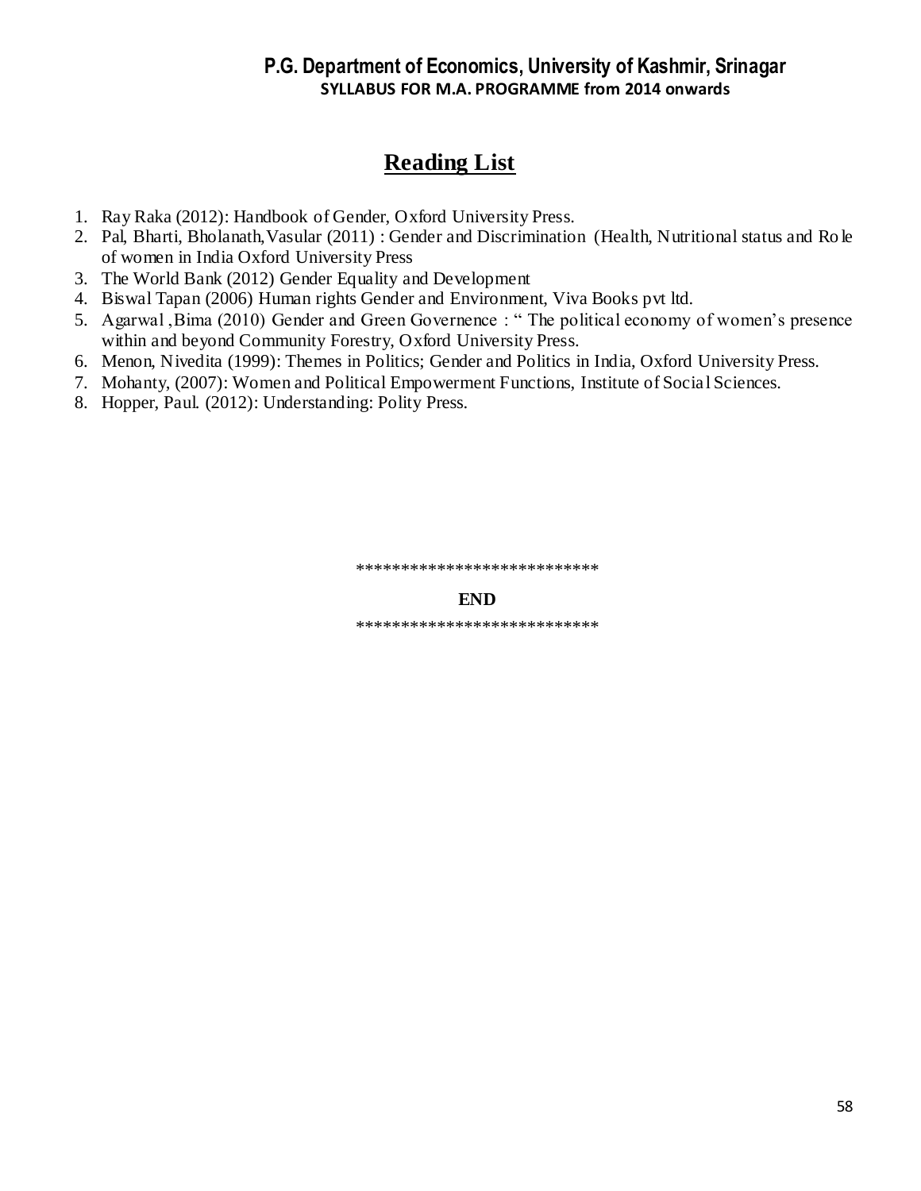# Reading List

1. Ray Raka (2012): Handbook of Gender, Oxford University Press.
2. Pal, Bharti, Bholanath,Vasular (2011) : Gender and Discrimination (Health, Nutritional status and Role of women in India Oxford University Press
3. The World Bank (2012) Gender Equality and Development
4. Biswal Tapan (2006) Human rights Gender and Environment, Viva Books pvt ltd.
5. Agarwal ,Bima (2010) Gender and Green Governence : " The political economy of women's presence within and beyond Community Forestry, Oxford University Press.
6. Menon, Nivedita (1999): Themes in Politics; Gender and Politics in India, Oxford University Press.
7. Mohanty, (2007): Women and Political Empowerment Functions, Institute of Social Sciences.
8. Hopper, Paul. (2012): Understanding: Polity Press.

***************************

**END**

***************************